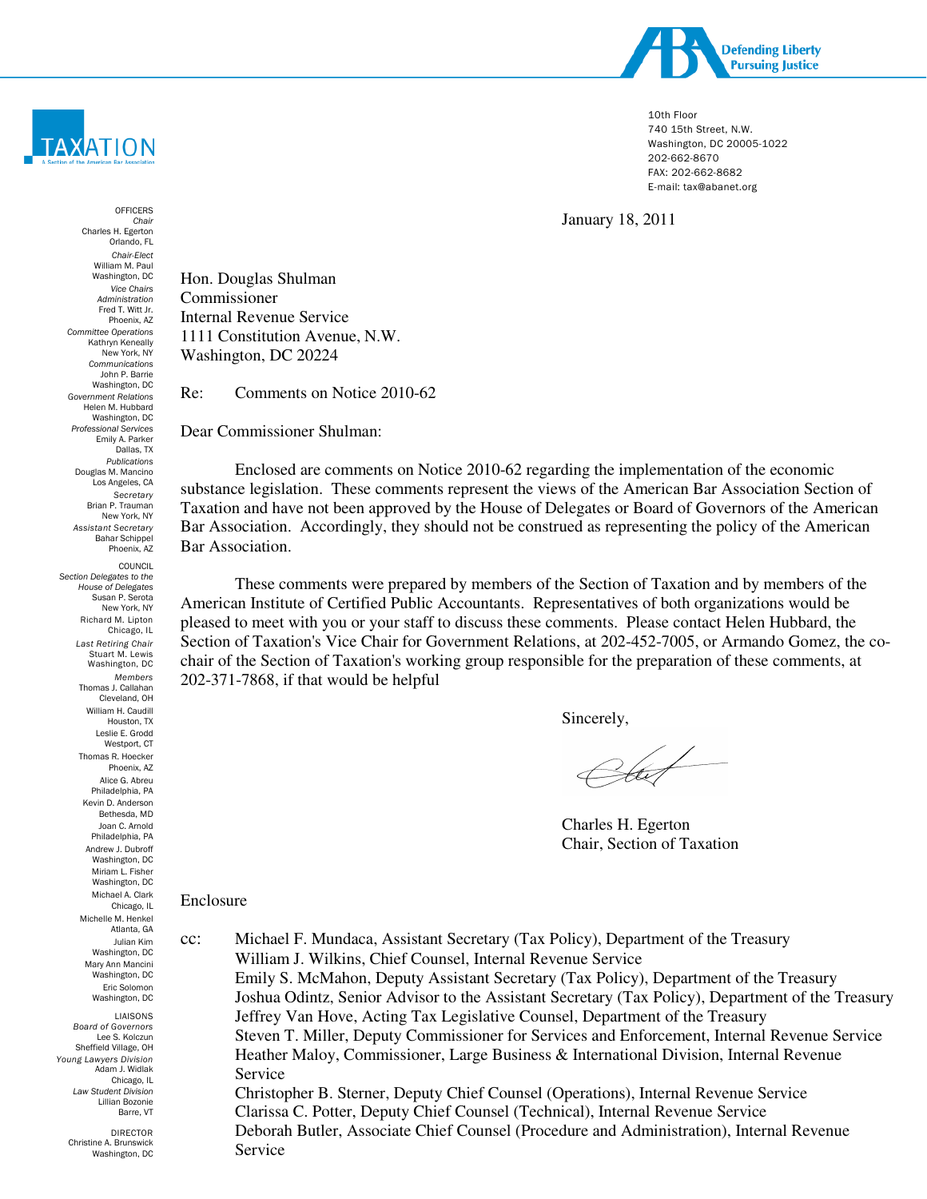Defending Liberty
Pursuing Justice

TAXATION
A Section of the American Bar Association

10th Floor
740 15th Street, N.W.
Washington, DC 20005-1022
202-662-8670
FAX: 202-662-8682
E-mail: tax@abanet.org

OFFICERS
*Chair*
Charles H. Egerton
Orlando, FL
*Chair-Elect*
William M. Paul
Washington, DC
*Vice Chairs*
*Administration*
Fred T. Witt Jr.
Phoenix, AZ
*Committee Operations*
Kathryn Keneally
New York, NY
*Communications*
John P. Barrie
Washington, DC
*Government Relations*
Helen M. Hubbard
Washington, DC
*Professional Services*
Emily A. Parker
Dallas, TX
*Publications*
Douglas M. Mancino
Los Angeles, CA
*Secretary*
Brian P. Trauman
New York, NY
*Assistant Secretary*
Bahar Schippel
Phoenix, AZ

COUNCIL
*Section Delegates to the House of Delegates*
Susan P. Serota
New York, NY
Richard M. Lipton
Chicago, IL
*Last Retiring Chair*
Stuart M. Lewis
Washington, DC
*Members*
Thomas J. Callahan
Cleveland, OH
William H. Caudill
Houston, TX
Leslie E. Grodd
Westport, CT
Thomas R. Hoecker
Phoenix, AZ
Alice G. Abreu
Philadelphia, PA
Kevin D. Anderson
Bethesda, MD
Joan C. Arnold
Philadelphia, PA
Andrew J. Dubroff
Washington, DC
Miriam L. Fisher
Washington, DC
Michael A. Clark
Chicago, IL
Michelle M. Henkel
Atlanta, GA
Julian Kim
Washington, DC
Mary Ann Mancini
Washington, DC
Eric Solomon
Washington, DC

LIAISONS
*Board of Governors*
Lee S. Kolczun
Sheffield Village, OH
*Young Lawyers Division*
Adam J. Widlak
Chicago, IL
*Law Student Division*
Lillian Bozonie
Barre, VT

DIRECTOR
Christine A. Brunswick
Washington, DC

January 18, 2011

Hon. Douglas Shulman
Commissioner
Internal Revenue Service
1111 Constitution Avenue, N.W.
Washington, DC 20224

Re: Comments on Notice 2010-62

Dear Commissioner Shulman:

Enclosed are comments on Notice 2010-62 regarding the implementation of the economic substance legislation. These comments represent the views of the American Bar Association Section of Taxation and have not been approved by the House of Delegates or Board of Governors of the American Bar Association. Accordingly, they should not be construed as representing the policy of the American Bar Association.

These comments were prepared by members of the Section of Taxation and by members of the American Institute of Certified Public Accountants. Representatives of both organizations would be pleased to meet with you or your staff to discuss these comments. Please contact Helen Hubbard, the Section of Taxation's Vice Chair for Government Relations, at 202-452-7005, or Armando Gomez, the co-chair of the Section of Taxation's working group responsible for the preparation of these comments, at 202-371-7868, if that would be helpful

Sincerely,

Charles H. Egerton
Chair, Section of Taxation

Enclosure

cc: Michael F. Mundaca, Assistant Secretary (Tax Policy), Department of the Treasury
William J. Wilkins, Chief Counsel, Internal Revenue Service
Emily S. McMahon, Deputy Assistant Secretary (Tax Policy), Department of the Treasury
Joshua Odintz, Senior Advisor to the Assistant Secretary (Tax Policy), Department of the Treasury
Jeffrey Van Hove, Acting Tax Legislative Counsel, Department of the Treasury
Steven T. Miller, Deputy Commissioner for Services and Enforcement, Internal Revenue Service
Heather Maloy, Commissioner, Large Business & International Division, Internal Revenue Service
Christopher B. Sterner, Deputy Chief Counsel (Operations), Internal Revenue Service
Clarissa C. Potter, Deputy Chief Counsel (Technical), Internal Revenue Service
Deborah Butler, Associate Chief Counsel (Procedure and Administration), Internal Revenue Service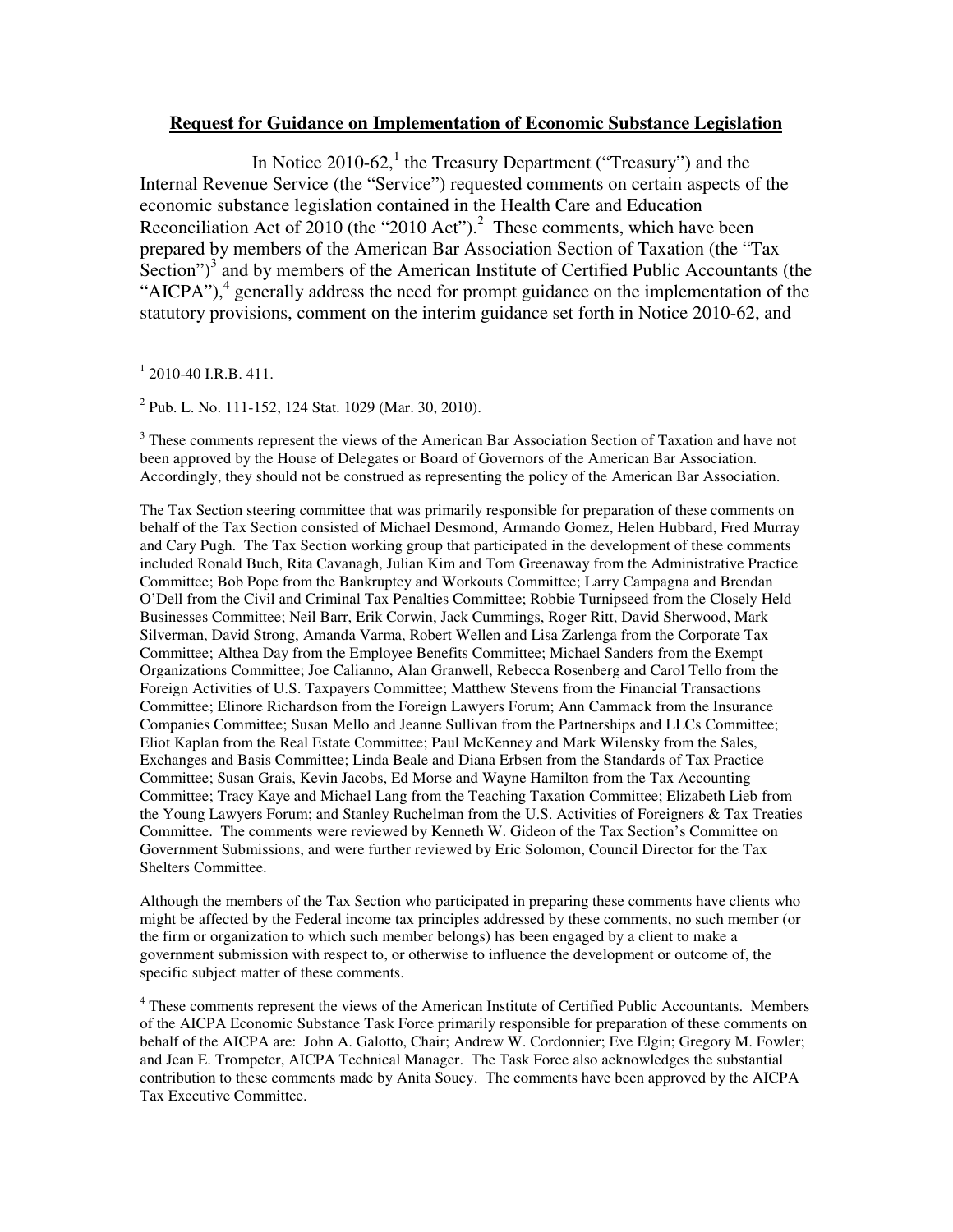**Request for Guidance on Implementation of Economic Substance Legislation**

In Notice 2010-62,[1] the Treasury Department ("Treasury") and the Internal Revenue Service (the "Service") requested comments on certain aspects of the economic substance legislation contained in the Health Care and Education Reconciliation Act of 2010 (the "2010 Act").[2] These comments, which have been prepared by members of the American Bar Association Section of Taxation (the "Tax Section")[3] and by members of the American Institute of Certified Public Accountants (the "AICPA"),[4] generally address the need for prompt guidance on the implementation of the statutory provisions, comment on the interim guidance set forth in Notice 2010-62, and

---

[1] 2010-40 I.R.B. 411.

[2] Pub. L. No. 111-152, 124 Stat. 1029 (Mar. 30, 2010).

[3] These comments represent the views of the American Bar Association Section of Taxation and have not been approved by the House of Delegates or Board of Governors of the American Bar Association. Accordingly, they should not be construed as representing the policy of the American Bar Association.

The Tax Section steering committee that was primarily responsible for preparation of these comments on behalf of the Tax Section consisted of Michael Desmond, Armando Gomez, Helen Hubbard, Fred Murray and Cary Pugh. The Tax Section working group that participated in the development of these comments included Ronald Buch, Rita Cavanagh, Julian Kim and Tom Greenaway from the Administrative Practice Committee; Bob Pope from the Bankruptcy and Workouts Committee; Larry Campagna and Brendan O'Dell from the Civil and Criminal Tax Penalties Committee; Robbie Turnipseed from the Closely Held Businesses Committee; Neil Barr, Erik Corwin, Jack Cummings, Roger Ritt, David Sherwood, Mark Silverman, David Strong, Amanda Varma, Robert Wellen and Lisa Zarlenga from the Corporate Tax Committee; Althea Day from the Employee Benefits Committee; Michael Sanders from the Exempt Organizations Committee; Joe Calianno, Alan Granwell, Rebecca Rosenberg and Carol Tello from the Foreign Activities of U.S. Taxpayers Committee; Matthew Stevens from the Financial Transactions Committee; Elinore Richardson from the Foreign Lawyers Forum; Ann Cammack from the Insurance Companies Committee; Susan Mello and Jeanne Sullivan from the Partnerships and LLCs Committee; Eliot Kaplan from the Real Estate Committee; Paul McKenney and Mark Wilensky from the Sales, Exchanges and Basis Committee; Linda Beale and Diana Erbsen from the Standards of Tax Practice Committee; Susan Grais, Kevin Jacobs, Ed Morse and Wayne Hamilton from the Tax Accounting Committee; Tracy Kaye and Michael Lang from the Teaching Taxation Committee; Elizabeth Lieb from the Young Lawyers Forum; and Stanley Ruchelman from the U.S. Activities of Foreigners & Tax Treaties Committee. The comments were reviewed by Kenneth W. Gideon of the Tax Section's Committee on Government Submissions, and were further reviewed by Eric Solomon, Council Director for the Tax Shelters Committee.

Although the members of the Tax Section who participated in preparing these comments have clients who might be affected by the Federal income tax principles addressed by these comments, no such member (or the firm or organization to which such member belongs) has been engaged by a client to make a government submission with respect to, or otherwise to influence the development or outcome of, the specific subject matter of these comments.

[4] These comments represent the views of the American Institute of Certified Public Accountants. Members of the AICPA Economic Substance Task Force primarily responsible for preparation of these comments on behalf of the AICPA are: John A. Galotto, Chair; Andrew W. Cordonnier; Eve Elgin; Gregory M. Fowler; and Jean E. Trompeter, AICPA Technical Manager. The Task Force also acknowledges the substantial contribution to these comments made by Anita Soucy. The comments have been approved by the AICPA Tax Executive Committee.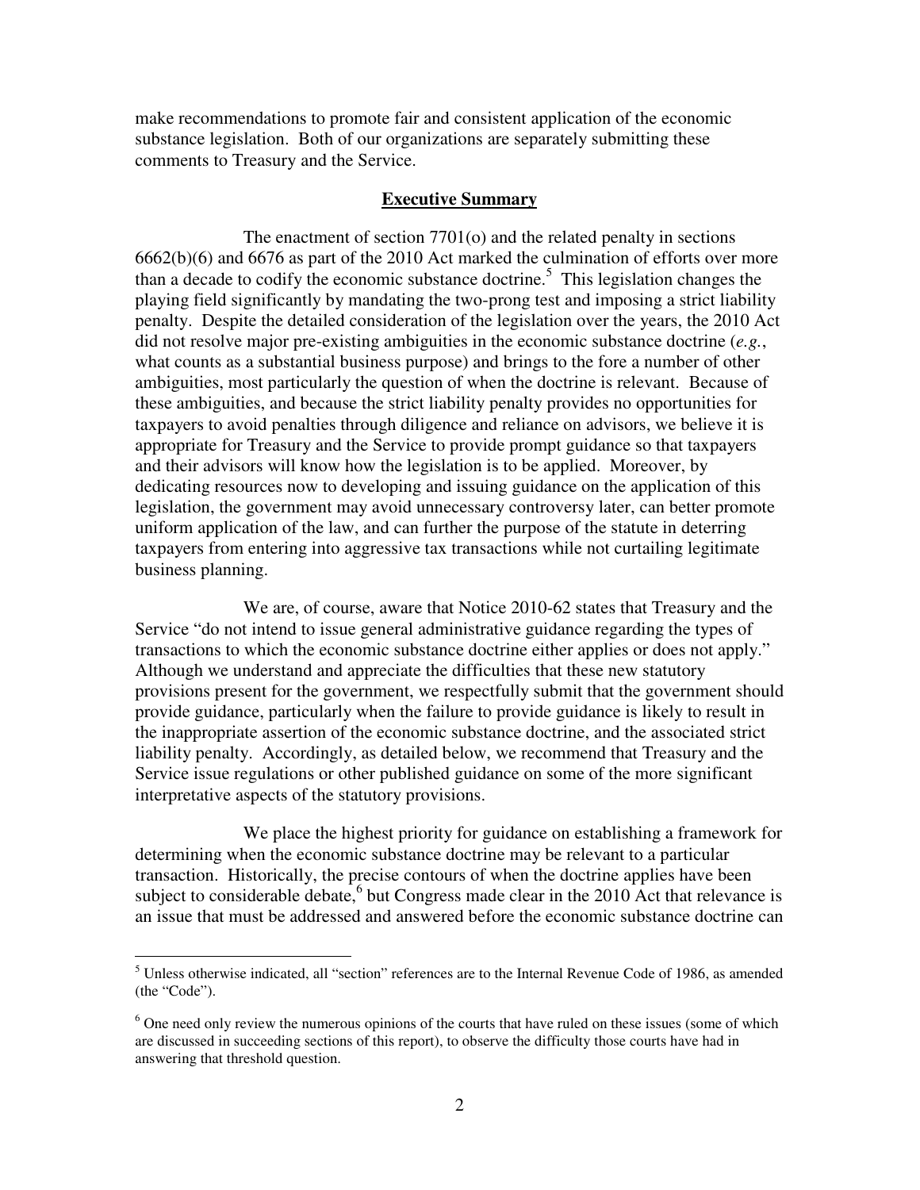make recommendations to promote fair and consistent application of the economic substance legislation. Both of our organizations are separately submitting these comments to Treasury and the Service.

## Executive Summary

The enactment of section 7701(o) and the related penalty in sections 6662(b)(6) and 6676 as part of the 2010 Act marked the culmination of efforts over more than a decade to codify the economic substance doctrine.[5] This legislation changes the playing field significantly by mandating the two-prong test and imposing a strict liability penalty. Despite the detailed consideration of the legislation over the years, the 2010 Act did not resolve major pre-existing ambiguities in the economic substance doctrine (*e.g.*, what counts as a substantial business purpose) and brings to the fore a number of other ambiguities, most particularly the question of when the doctrine is relevant. Because of these ambiguities, and because the strict liability penalty provides no opportunities for taxpayers to avoid penalties through diligence and reliance on advisors, we believe it is appropriate for Treasury and the Service to provide prompt guidance so that taxpayers and their advisors will know how the legislation is to be applied. Moreover, by dedicating resources now to developing and issuing guidance on the application of this legislation, the government may avoid unnecessary controversy later, can better promote uniform application of the law, and can further the purpose of the statute in deterring taxpayers from entering into aggressive tax transactions while not curtailing legitimate business planning.

We are, of course, aware that Notice 2010-62 states that Treasury and the Service "do not intend to issue general administrative guidance regarding the types of transactions to which the economic substance doctrine either applies or does not apply." Although we understand and appreciate the difficulties that these new statutory provisions present for the government, we respectfully submit that the government should provide guidance, particularly when the failure to provide guidance is likely to result in the inappropriate assertion of the economic substance doctrine, and the associated strict liability penalty. Accordingly, as detailed below, we recommend that Treasury and the Service issue regulations or other published guidance on some of the more significant interpretative aspects of the statutory provisions.

We place the highest priority for guidance on establishing a framework for determining when the economic substance doctrine may be relevant to a particular transaction. Historically, the precise contours of when the doctrine applies have been subject to considerable debate,[6] but Congress made clear in the 2010 Act that relevance is an issue that must be addressed and answered before the economic substance doctrine can

---

[5] Unless otherwise indicated, all "section" references are to the Internal Revenue Code of 1986, as amended (the "Code").

[6] One need only review the numerous opinions of the courts that have ruled on these issues (some of which are discussed in succeeding sections of this report), to observe the difficulty those courts have had in answering that threshold question.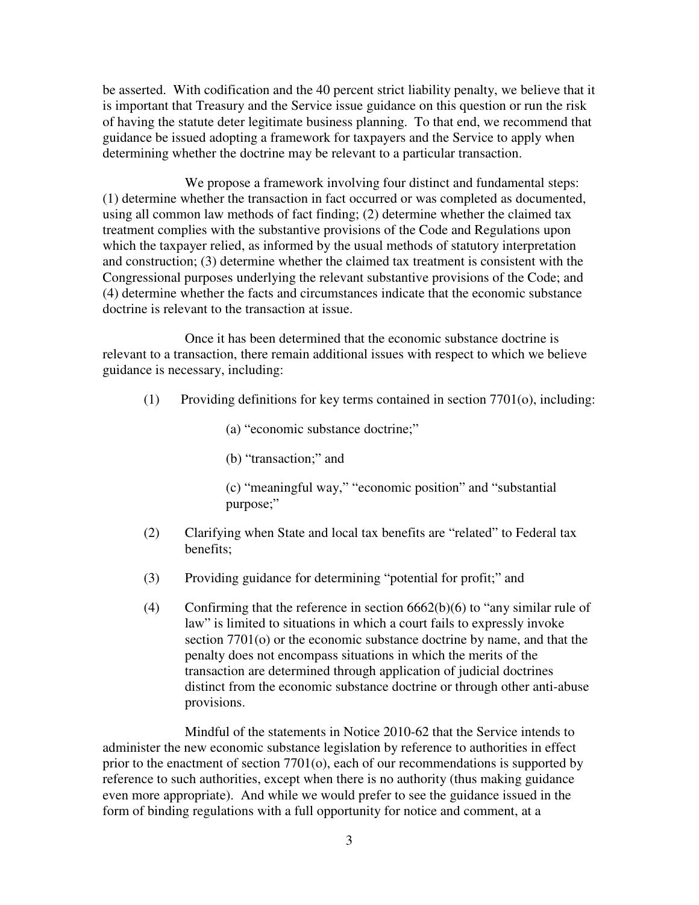be asserted. With codification and the 40 percent strict liability penalty, we believe that it is important that Treasury and the Service issue guidance on this question or run the risk of having the statute deter legitimate business planning. To that end, we recommend that guidance be issued adopting a framework for taxpayers and the Service to apply when determining whether the doctrine may be relevant to a particular transaction.

We propose a framework involving four distinct and fundamental steps: (1) determine whether the transaction in fact occurred or was completed as documented, using all common law methods of fact finding; (2) determine whether the claimed tax treatment complies with the substantive provisions of the Code and Regulations upon which the taxpayer relied, as informed by the usual methods of statutory interpretation and construction; (3) determine whether the claimed tax treatment is consistent with the Congressional purposes underlying the relevant substantive provisions of the Code; and (4) determine whether the facts and circumstances indicate that the economic substance doctrine is relevant to the transaction at issue.

Once it has been determined that the economic substance doctrine is relevant to a transaction, there remain additional issues with respect to which we believe guidance is necessary, including:

(1) Providing definitions for key terms contained in section 7701(o), including:

  (a) "economic substance doctrine;"

  (b) "transaction;" and

  (c) "meaningful way," "economic position" and "substantial purpose;"

(2) Clarifying when State and local tax benefits are "related" to Federal tax benefits;

(3) Providing guidance for determining "potential for profit;" and

(4) Confirming that the reference in section 6662(b)(6) to "any similar rule of law" is limited to situations in which a court fails to expressly invoke section 7701(o) or the economic substance doctrine by name, and that the penalty does not encompass situations in which the merits of the transaction are determined through application of judicial doctrines distinct from the economic substance doctrine or through other anti-abuse provisions.

Mindful of the statements in Notice 2010-62 that the Service intends to administer the new economic substance legislation by reference to authorities in effect prior to the enactment of section 7701(o), each of our recommendations is supported by reference to such authorities, except when there is no authority (thus making guidance even more appropriate). And while we would prefer to see the guidance issued in the form of binding regulations with a full opportunity for notice and comment, at a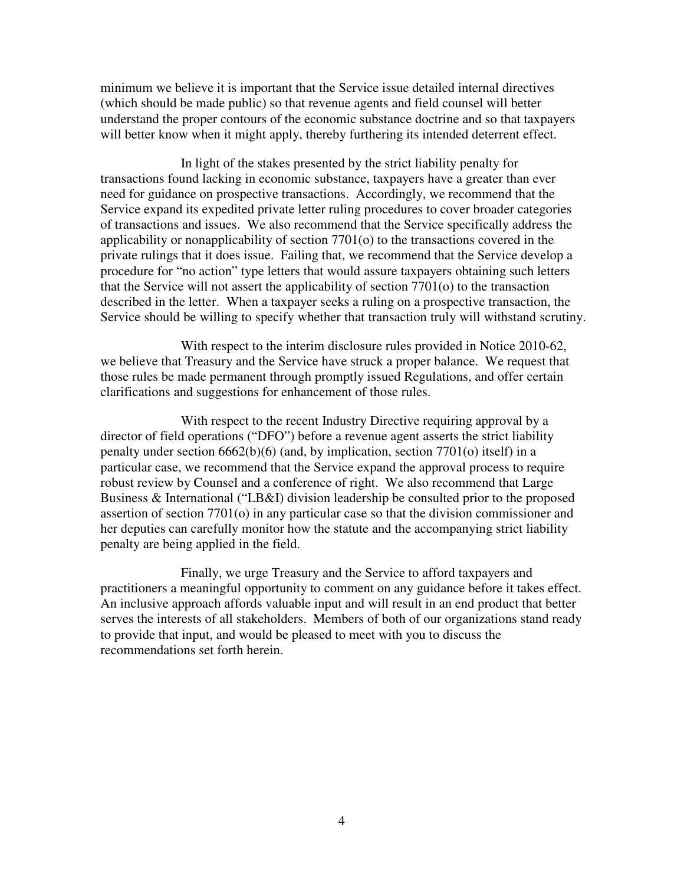minimum we believe it is important that the Service issue detailed internal directives (which should be made public) so that revenue agents and field counsel will better understand the proper contours of the economic substance doctrine and so that taxpayers will better know when it might apply, thereby furthering its intended deterrent effect.

In light of the stakes presented by the strict liability penalty for transactions found lacking in economic substance, taxpayers have a greater than ever need for guidance on prospective transactions. Accordingly, we recommend that the Service expand its expedited private letter ruling procedures to cover broader categories of transactions and issues. We also recommend that the Service specifically address the applicability or nonapplicability of section 7701(o) to the transactions covered in the private rulings that it does issue. Failing that, we recommend that the Service develop a procedure for "no action" type letters that would assure taxpayers obtaining such letters that the Service will not assert the applicability of section 7701(o) to the transaction described in the letter. When a taxpayer seeks a ruling on a prospective transaction, the Service should be willing to specify whether that transaction truly will withstand scrutiny.

With respect to the interim disclosure rules provided in Notice 2010-62, we believe that Treasury and the Service have struck a proper balance. We request that those rules be made permanent through promptly issued Regulations, and offer certain clarifications and suggestions for enhancement of those rules.

With respect to the recent Industry Directive requiring approval by a director of field operations ("DFO") before a revenue agent asserts the strict liability penalty under section 6662(b)(6) (and, by implication, section 7701(o) itself) in a particular case, we recommend that the Service expand the approval process to require robust review by Counsel and a conference of right. We also recommend that Large Business & International ("LB&I) division leadership be consulted prior to the proposed assertion of section 7701(o) in any particular case so that the division commissioner and her deputies can carefully monitor how the statute and the accompanying strict liability penalty are being applied in the field.

Finally, we urge Treasury and the Service to afford taxpayers and practitioners a meaningful opportunity to comment on any guidance before it takes effect. An inclusive approach affords valuable input and will result in an end product that better serves the interests of all stakeholders. Members of both of our organizations stand ready to provide that input, and would be pleased to meet with you to discuss the recommendations set forth herein.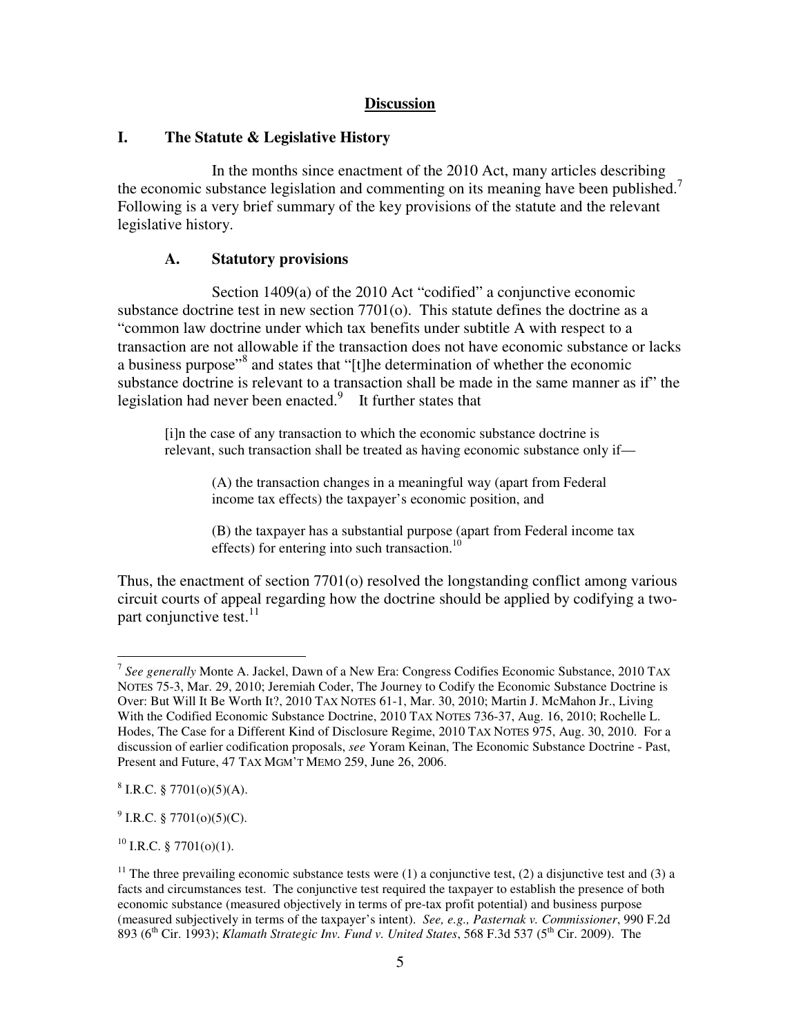## Discussion

## I. The Statute & Legislative History

In the months since enactment of the 2010 Act, many articles describing the economic substance legislation and commenting on its meaning have been published.[7] Following is a very brief summary of the key provisions of the statute and the relevant legislative history.

### A. Statutory provisions

Section 1409(a) of the 2010 Act "codified" a conjunctive economic substance doctrine test in new section 7701(o). This statute defines the doctrine as a "common law doctrine under which tax benefits under subtitle A with respect to a transaction are not allowable if the transaction does not have economic substance or lacks a business purpose"[8] and states that "[t]he determination of whether the economic substance doctrine is relevant to a transaction shall be made in the same manner as if" the legislation had never been enacted.[9] It further states that

> [i]n the case of any transaction to which the economic substance doctrine is relevant, such transaction shall be treated as having economic substance only if—
>
> (A) the transaction changes in a meaningful way (apart from Federal income tax effects) the taxpayer's economic position, and
>
> (B) the taxpayer has a substantial purpose (apart from Federal income tax effects) for entering into such transaction.[10]

Thus, the enactment of section 7701(o) resolved the longstanding conflict among various circuit courts of appeal regarding how the doctrine should be applied by codifying a two-part conjunctive test.[11]

---

[7] *See generally* Monte A. Jackel, Dawn of a New Era: Congress Codifies Economic Substance, 2010 TAX NOTES 75-3, Mar. 29, 2010; Jeremiah Coder, The Journey to Codify the Economic Substance Doctrine is Over: But Will It Be Worth It?, 2010 TAX NOTES 61-1, Mar. 30, 2010; Martin J. McMahon Jr., Living With the Codified Economic Substance Doctrine, 2010 TAX NOTES 736-37, Aug. 16, 2010; Rochelle L. Hodes, The Case for a Different Kind of Disclosure Regime, 2010 TAX NOTES 975, Aug. 30, 2010. For a discussion of earlier codification proposals, *see* Yoram Keinan, The Economic Substance Doctrine - Past, Present and Future, 47 TAX MGM'T MEMO 259, June 26, 2006.

[8] I.R.C. § 7701(o)(5)(A).

[9] I.R.C. § 7701(o)(5)(C).

[10] I.R.C. § 7701(o)(1).

[11] The three prevailing economic substance tests were (1) a conjunctive test, (2) a disjunctive test and (3) a facts and circumstances test. The conjunctive test required the taxpayer to establish the presence of both economic substance (measured objectively in terms of pre-tax profit potential) and business purpose (measured subjectively in terms of the taxpayer's intent). *See, e.g., Pasternak v. Commissioner*, 990 F.2d 893 (6th Cir. 1993); *Klamath Strategic Inv. Fund v. United States*, 568 F.3d 537 (5th Cir. 2009). The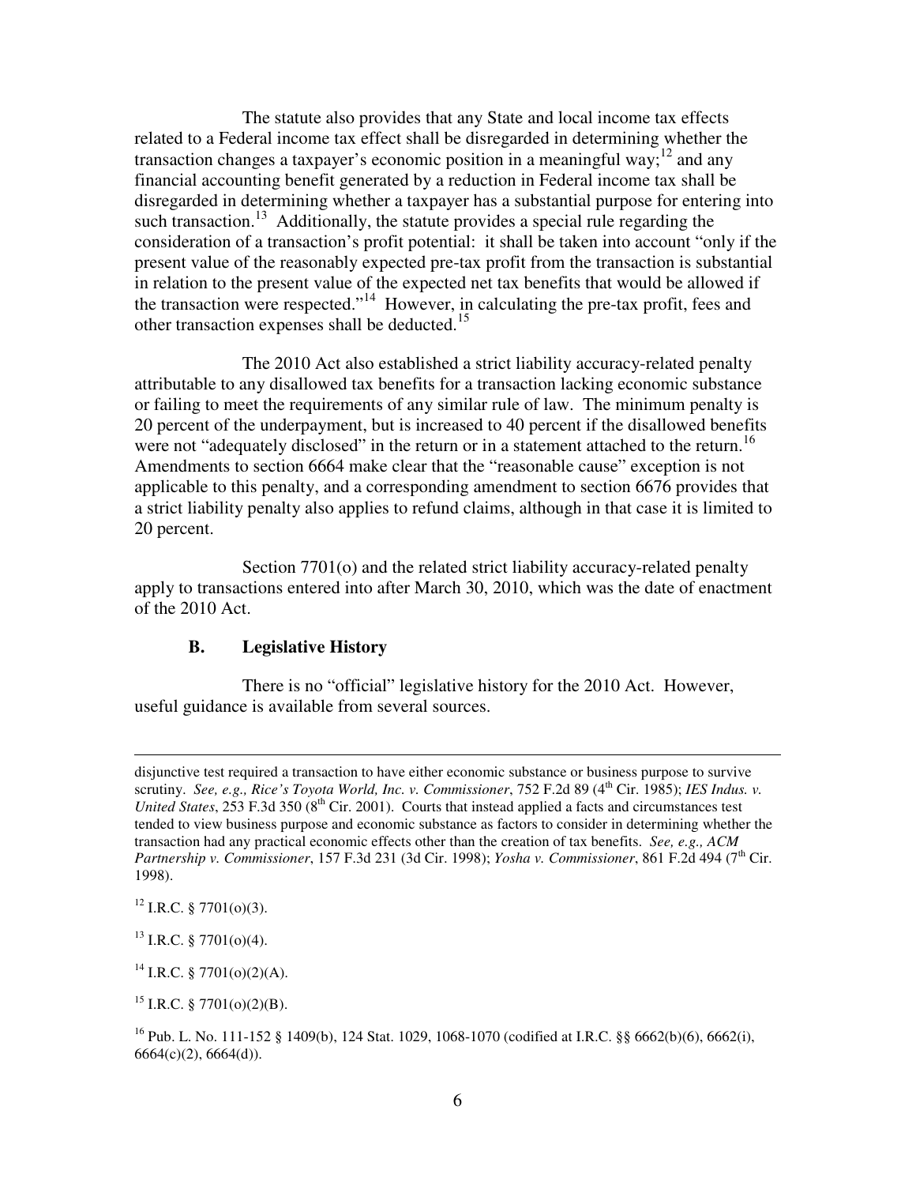The statute also provides that any State and local income tax effects related to a Federal income tax effect shall be disregarded in determining whether the transaction changes a taxpayer's economic position in a meaningful way;[12] and any financial accounting benefit generated by a reduction in Federal income tax shall be disregarded in determining whether a taxpayer has a substantial purpose for entering into such transaction.[13] Additionally, the statute provides a special rule regarding the consideration of a transaction's profit potential: it shall be taken into account "only if the present value of the reasonably expected pre-tax profit from the transaction is substantial in relation to the present value of the expected net tax benefits that would be allowed if the transaction were respected."[14] However, in calculating the pre-tax profit, fees and other transaction expenses shall be deducted.[15]

The 2010 Act also established a strict liability accuracy-related penalty attributable to any disallowed tax benefits for a transaction lacking economic substance or failing to meet the requirements of any similar rule of law. The minimum penalty is 20 percent of the underpayment, but is increased to 40 percent if the disallowed benefits were not "adequately disclosed" in the return or in a statement attached to the return.[16] Amendments to section 6664 make clear that the "reasonable cause" exception is not applicable to this penalty, and a corresponding amendment to section 6676 provides that a strict liability penalty also applies to refund claims, although in that case it is limited to 20 percent.

Section 7701(o) and the related strict liability accuracy-related penalty apply to transactions entered into after March 30, 2010, which was the date of enactment of the 2010 Act.

### B. Legislative History

There is no "official" legislative history for the 2010 Act. However, useful guidance is available from several sources.

---

disjunctive test required a transaction to have either economic substance or business purpose to survive scrutiny. *See, e.g., Rice's Toyota World, Inc. v. Commissioner*, 752 F.2d 89 (4th Cir. 1985); *IES Indus. v. United States*, 253 F.3d 350 (8th Cir. 2001). Courts that instead applied a facts and circumstances test tended to view business purpose and economic substance as factors to consider in determining whether the transaction had any practical economic effects other than the creation of tax benefits. *See, e.g., ACM Partnership v. Commissioner*, 157 F.3d 231 (3d Cir. 1998); *Yosha v. Commissioner*, 861 F.2d 494 (7th Cir. 1998).

[12] I.R.C. § 7701(o)(3).

[13] I.R.C. § 7701(o)(4).

[14] I.R.C. § 7701(o)(2)(A).

[15] I.R.C. § 7701(o)(2)(B).

[16] Pub. L. No. 111-152 § 1409(b), 124 Stat. 1029, 1068-1070 (codified at I.R.C. §§ 6662(b)(6), 6662(i), 6664(c)(2), 6664(d)).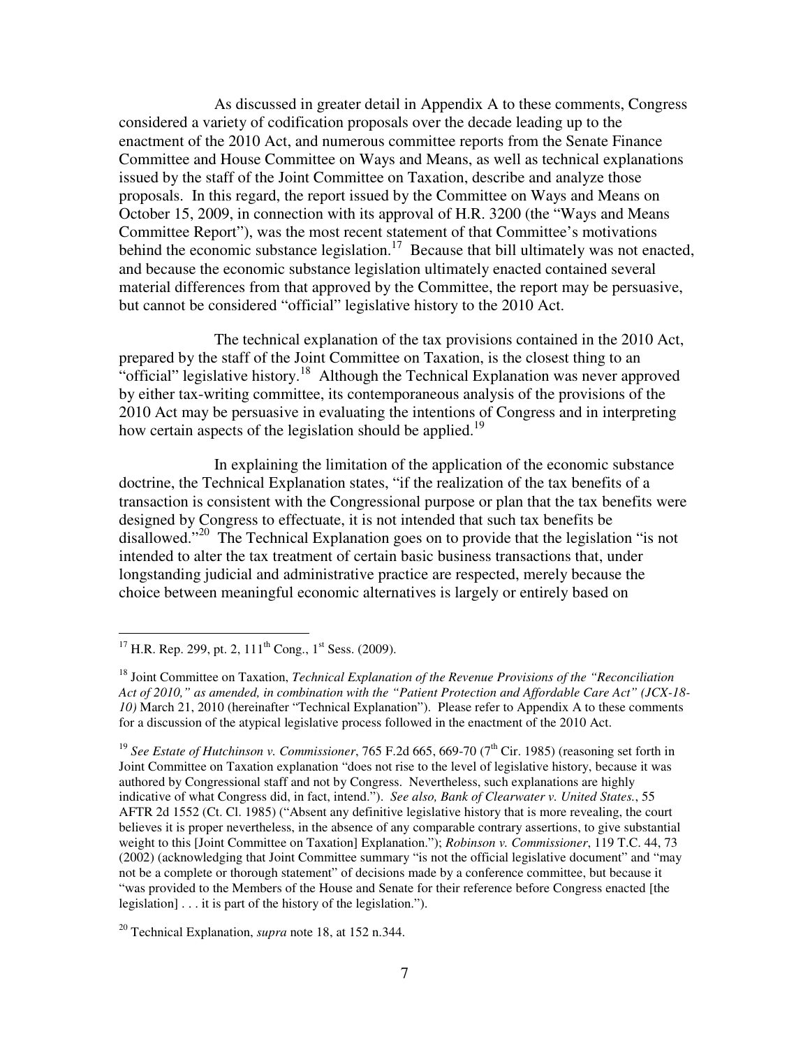As discussed in greater detail in Appendix A to these comments, Congress considered a variety of codification proposals over the decade leading up to the enactment of the 2010 Act, and numerous committee reports from the Senate Finance Committee and House Committee on Ways and Means, as well as technical explanations issued by the staff of the Joint Committee on Taxation, describe and analyze those proposals. In this regard, the report issued by the Committee on Ways and Means on October 15, 2009, in connection with its approval of H.R. 3200 (the "Ways and Means Committee Report"), was the most recent statement of that Committee's motivations behind the economic substance legislation.[17] Because that bill ultimately was not enacted, and because the economic substance legislation ultimately enacted contained several material differences from that approved by the Committee, the report may be persuasive, but cannot be considered "official" legislative history to the 2010 Act.

The technical explanation of the tax provisions contained in the 2010 Act, prepared by the staff of the Joint Committee on Taxation, is the closest thing to an "official" legislative history.[18] Although the Technical Explanation was never approved by either tax-writing committee, its contemporaneous analysis of the provisions of the 2010 Act may be persuasive in evaluating the intentions of Congress and in interpreting how certain aspects of the legislation should be applied.[19]

In explaining the limitation of the application of the economic substance doctrine, the Technical Explanation states, "if the realization of the tax benefits of a transaction is consistent with the Congressional purpose or plan that the tax benefits were designed by Congress to effectuate, it is not intended that such tax benefits be disallowed."[20] The Technical Explanation goes on to provide that the legislation "is not intended to alter the tax treatment of certain basic business transactions that, under longstanding judicial and administrative practice are respected, merely because the choice between meaningful economic alternatives is largely or entirely based on

---

[17] H.R. Rep. 299, pt. 2, 111th Cong., 1st Sess. (2009).

[18] Joint Committee on Taxation, *Technical Explanation of the Revenue Provisions of the "Reconciliation Act of 2010," as amended, in combination with the "Patient Protection and Affordable Care Act" (JCX-18-10)* March 21, 2010 (hereinafter "Technical Explanation"). Please refer to Appendix A to these comments for a discussion of the atypical legislative process followed in the enactment of the 2010 Act.

[19] *See Estate of Hutchinson v. Commissioner*, 765 F.2d 665, 669-70 (7th Cir. 1985) (reasoning set forth in Joint Committee on Taxation explanation "does not rise to the level of legislative history, because it was authored by Congressional staff and not by Congress. Nevertheless, such explanations are highly indicative of what Congress did, in fact, intend."). *See also*, *Bank of Clearwater v. United States.*, 55 AFTR 2d 1552 (Ct. Cl. 1985) ("Absent any definitive legislative history that is more revealing, the court believes it is proper nevertheless, in the absence of any comparable contrary assertions, to give substantial weight to this [Joint Committee on Taxation] Explanation."); *Robinson v. Commissioner*, 119 T.C. 44, 73 (2002) (acknowledging that Joint Committee summary "is not the official legislative document" and "may not be a complete or thorough statement" of decisions made by a conference committee, but because it "was provided to the Members of the House and Senate for their reference before Congress enacted [the legislation] . . . it is part of the history of the legislation.").

[20] Technical Explanation, *supra* note 18, at 152 n.344.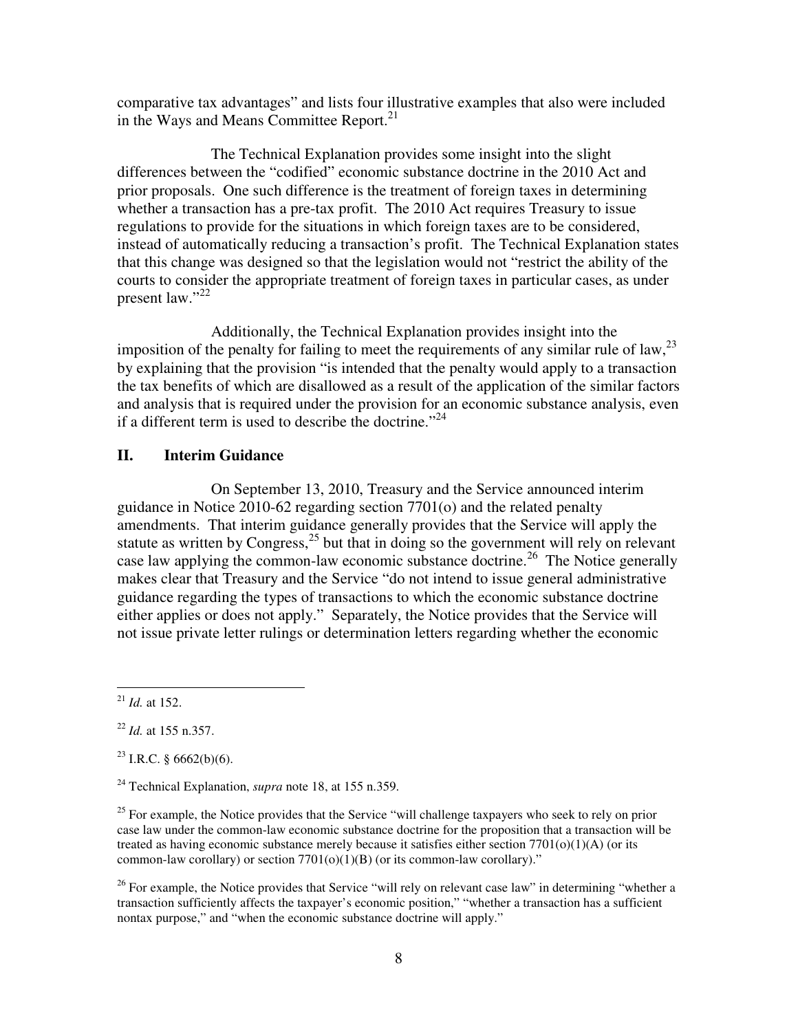comparative tax advantages" and lists four illustrative examples that also were included in the Ways and Means Committee Report.[21]

The Technical Explanation provides some insight into the slight differences between the "codified" economic substance doctrine in the 2010 Act and prior proposals. One such difference is the treatment of foreign taxes in determining whether a transaction has a pre-tax profit. The 2010 Act requires Treasury to issue regulations to provide for the situations in which foreign taxes are to be considered, instead of automatically reducing a transaction's profit. The Technical Explanation states that this change was designed so that the legislation would not "restrict the ability of the courts to consider the appropriate treatment of foreign taxes in particular cases, as under present law."[22]

Additionally, the Technical Explanation provides insight into the imposition of the penalty for failing to meet the requirements of any similar rule of law,[23] by explaining that the provision "is intended that the penalty would apply to a transaction the tax benefits of which are disallowed as a result of the application of the similar factors and analysis that is required under the provision for an economic substance analysis, even if a different term is used to describe the doctrine."[24]

## II. Interim Guidance

On September 13, 2010, Treasury and the Service announced interim guidance in Notice 2010-62 regarding section 7701(o) and the related penalty amendments. That interim guidance generally provides that the Service will apply the statute as written by Congress,[25] but that in doing so the government will rely on relevant case law applying the common-law economic substance doctrine.[26] The Notice generally makes clear that Treasury and the Service "do not intend to issue general administrative guidance regarding the types of transactions to which the economic substance doctrine either applies or does not apply." Separately, the Notice provides that the Service will not issue private letter rulings or determination letters regarding whether the economic

---

[21] *Id.* at 152.

[22] *Id.* at 155 n.357.

[23] I.R.C. § 6662(b)(6).

[24] Technical Explanation, *supra* note 18, at 155 n.359.

[25] For example, the Notice provides that the Service "will challenge taxpayers who seek to rely on prior case law under the common-law economic substance doctrine for the proposition that a transaction will be treated as having economic substance merely because it satisfies either section 7701(o)(1)(A) (or its common-law corollary) or section 7701(o)(1)(B) (or its common-law corollary)."

[26] For example, the Notice provides that Service "will rely on relevant case law" in determining "whether a transaction sufficiently affects the taxpayer's economic position," "whether a transaction has a sufficient nontax purpose," and "when the economic substance doctrine will apply."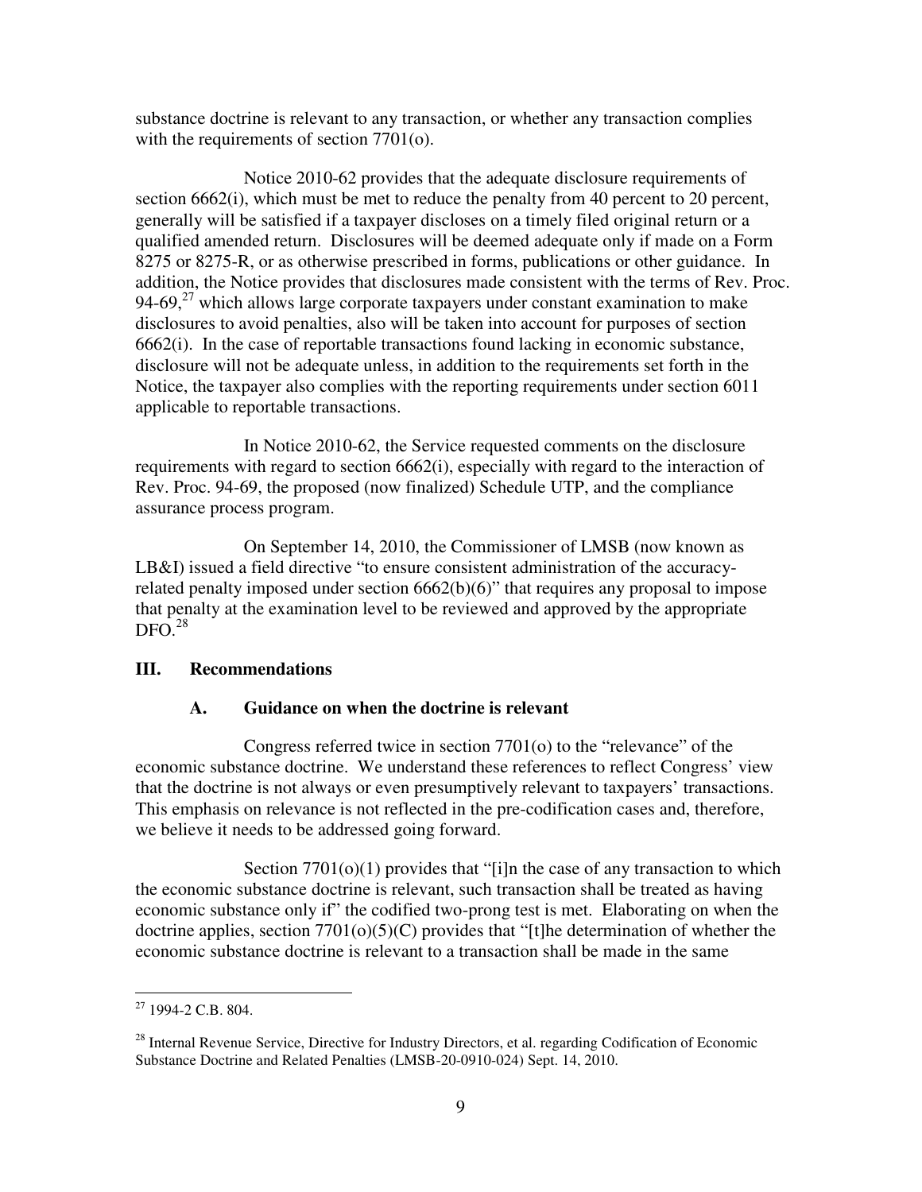substance doctrine is relevant to any transaction, or whether any transaction complies with the requirements of section 7701(o).

Notice 2010-62 provides that the adequate disclosure requirements of section 6662(i), which must be met to reduce the penalty from 40 percent to 20 percent, generally will be satisfied if a taxpayer discloses on a timely filed original return or a qualified amended return. Disclosures will be deemed adequate only if made on a Form 8275 or 8275-R, or as otherwise prescribed in forms, publications or other guidance. In addition, the Notice provides that disclosures made consistent with the terms of Rev. Proc. 94-69,[27] which allows large corporate taxpayers under constant examination to make disclosures to avoid penalties, also will be taken into account for purposes of section 6662(i). In the case of reportable transactions found lacking in economic substance, disclosure will not be adequate unless, in addition to the requirements set forth in the Notice, the taxpayer also complies with the reporting requirements under section 6011 applicable to reportable transactions.

In Notice 2010-62, the Service requested comments on the disclosure requirements with regard to section 6662(i), especially with regard to the interaction of Rev. Proc. 94-69, the proposed (now finalized) Schedule UTP, and the compliance assurance process program.

On September 14, 2010, the Commissioner of LMSB (now known as LB&I) issued a field directive "to ensure consistent administration of the accuracy-related penalty imposed under section 6662(b)(6)" that requires any proposal to impose that penalty at the examination level to be reviewed and approved by the appropriate DFO.[28]

## III. Recommendations

### A. Guidance on when the doctrine is relevant

Congress referred twice in section 7701(o) to the "relevance" of the economic substance doctrine. We understand these references to reflect Congress' view that the doctrine is not always or even presumptively relevant to taxpayers' transactions. This emphasis on relevance is not reflected in the pre-codification cases and, therefore, we believe it needs to be addressed going forward.

Section 7701(o)(1) provides that "[i]n the case of any transaction to which the economic substance doctrine is relevant, such transaction shall be treated as having economic substance only if" the codified two-prong test is met. Elaborating on when the doctrine applies, section 7701(o)(5)(C) provides that "[t]he determination of whether the economic substance doctrine is relevant to a transaction shall be made in the same

---

[27] 1994-2 C.B. 804.

[28] Internal Revenue Service, Directive for Industry Directors, et al. regarding Codification of Economic Substance Doctrine and Related Penalties (LMSB-20-0910-024) Sept. 14, 2010.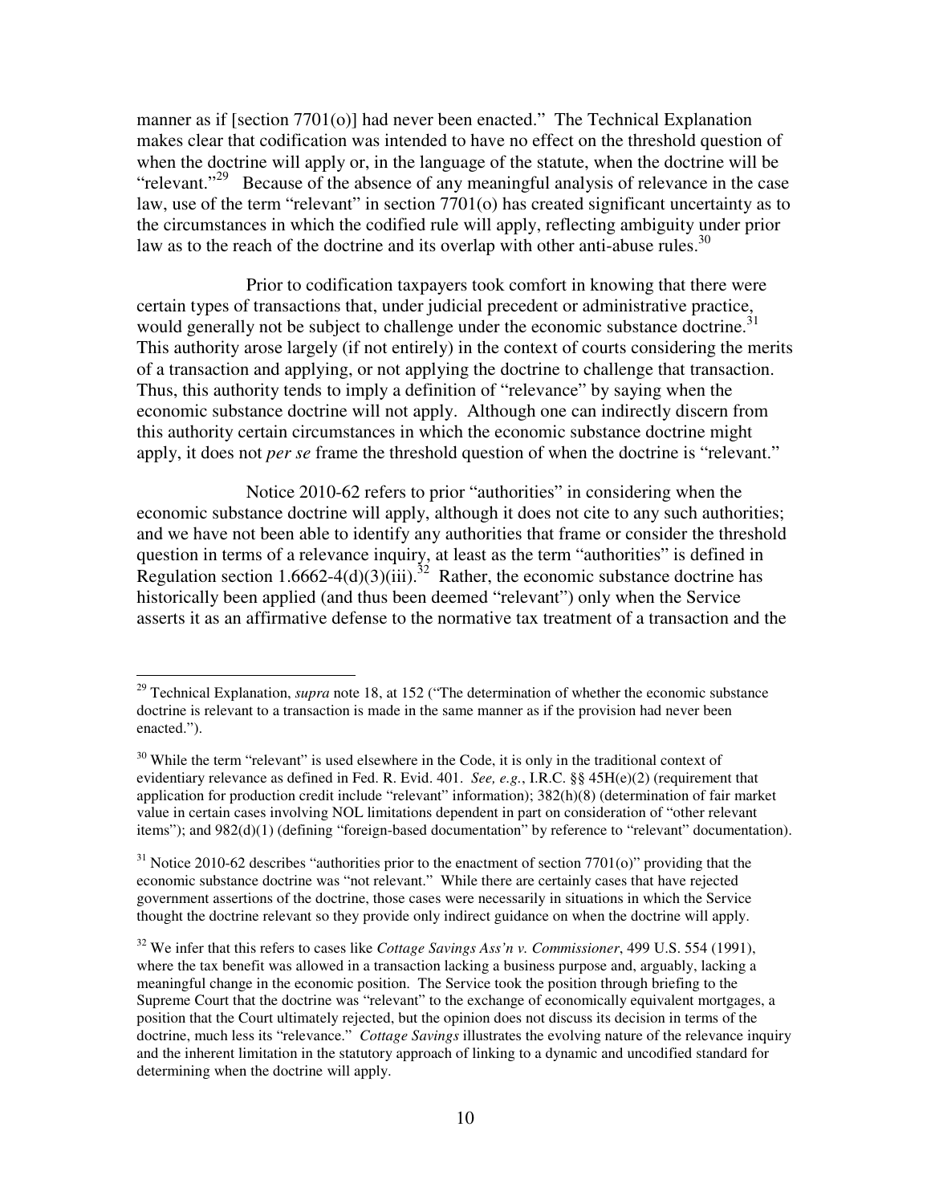manner as if [section 7701(o)] had never been enacted." The Technical Explanation makes clear that codification was intended to have no effect on the threshold question of when the doctrine will apply or, in the language of the statute, when the doctrine will be "relevant."[29] Because of the absence of any meaningful analysis of relevance in the case law, use of the term "relevant" in section 7701(o) has created significant uncertainty as to the circumstances in which the codified rule will apply, reflecting ambiguity under prior law as to the reach of the doctrine and its overlap with other anti-abuse rules.[30]

Prior to codification taxpayers took comfort in knowing that there were certain types of transactions that, under judicial precedent or administrative practice, would generally not be subject to challenge under the economic substance doctrine.[31] This authority arose largely (if not entirely) in the context of courts considering the merits of a transaction and applying, or not applying the doctrine to challenge that transaction. Thus, this authority tends to imply a definition of "relevance" by saying when the economic substance doctrine will not apply. Although one can indirectly discern from this authority certain circumstances in which the economic substance doctrine might apply, it does not *per se* frame the threshold question of when the doctrine is "relevant."

Notice 2010-62 refers to prior "authorities" in considering when the economic substance doctrine will apply, although it does not cite to any such authorities; and we have not been able to identify any authorities that frame or consider the threshold question in terms of a relevance inquiry, at least as the term "authorities" is defined in Regulation section 1.6662-4(d)(3)(iii).[32] Rather, the economic substance doctrine has historically been applied (and thus been deemed "relevant") only when the Service asserts it as an affirmative defense to the normative tax treatment of a transaction and the

---

[29] Technical Explanation, *supra* note 18, at 152 ("The determination of whether the economic substance doctrine is relevant to a transaction is made in the same manner as if the provision had never been enacted.").

[30] While the term "relevant" is used elsewhere in the Code, it is only in the traditional context of evidentiary relevance as defined in Fed. R. Evid. 401. *See, e.g.*, I.R.C. §§ 45H(e)(2) (requirement that application for production credit include "relevant" information); 382(h)(8) (determination of fair market value in certain cases involving NOL limitations dependent in part on consideration of "other relevant items"); and 982(d)(1) (defining "foreign-based documentation" by reference to "relevant" documentation).

[31] Notice 2010-62 describes "authorities prior to the enactment of section 7701(o)" providing that the economic substance doctrine was "not relevant." While there are certainly cases that have rejected government assertions of the doctrine, those cases were necessarily in situations in which the Service thought the doctrine relevant so they provide only indirect guidance on when the doctrine will apply.

[32] We infer that this refers to cases like *Cottage Savings Ass'n v. Commissioner*, 499 U.S. 554 (1991), where the tax benefit was allowed in a transaction lacking a business purpose and, arguably, lacking a meaningful change in the economic position. The Service took the position through briefing to the Supreme Court that the doctrine was "relevant" to the exchange of economically equivalent mortgages, a position that the Court ultimately rejected, but the opinion does not discuss its decision in terms of the doctrine, much less its "relevance." *Cottage Savings* illustrates the evolving nature of the relevance inquiry and the inherent limitation in the statutory approach of linking to a dynamic and uncodified standard for determining when the doctrine will apply.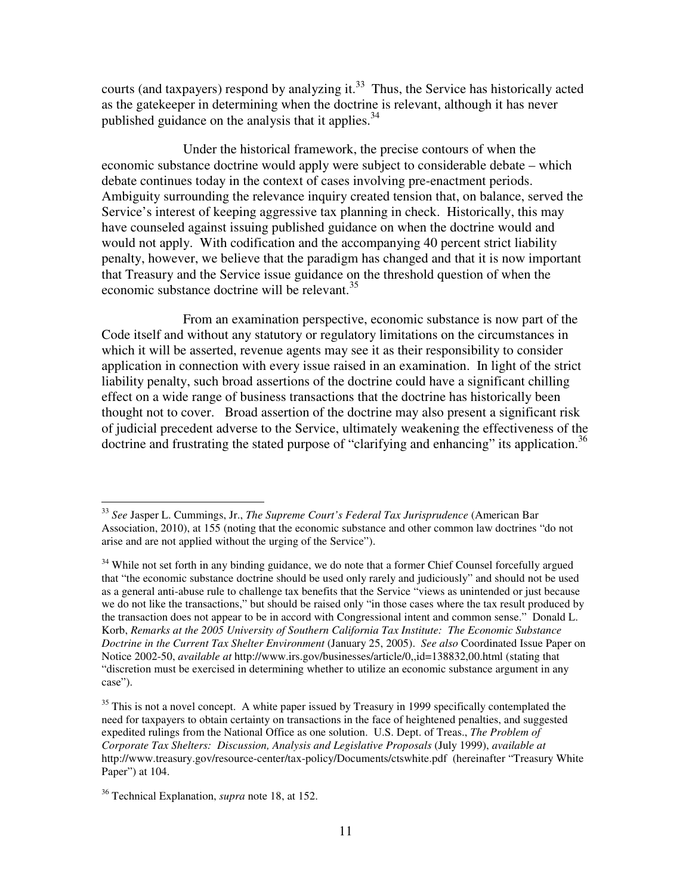courts (and taxpayers) respond by analyzing it.[33] Thus, the Service has historically acted as the gatekeeper in determining when the doctrine is relevant, although it has never published guidance on the analysis that it applies.[34]

Under the historical framework, the precise contours of when the economic substance doctrine would apply were subject to considerable debate – which debate continues today in the context of cases involving pre-enactment periods. Ambiguity surrounding the relevance inquiry created tension that, on balance, served the Service's interest of keeping aggressive tax planning in check. Historically, this may have counseled against issuing published guidance on when the doctrine would and would not apply. With codification and the accompanying 40 percent strict liability penalty, however, we believe that the paradigm has changed and that it is now important that Treasury and the Service issue guidance on the threshold question of when the economic substance doctrine will be relevant.[35]

From an examination perspective, economic substance is now part of the Code itself and without any statutory or regulatory limitations on the circumstances in which it will be asserted, revenue agents may see it as their responsibility to consider application in connection with every issue raised in an examination. In light of the strict liability penalty, such broad assertions of the doctrine could have a significant chilling effect on a wide range of business transactions that the doctrine has historically been thought not to cover. Broad assertion of the doctrine may also present a significant risk of judicial precedent adverse to the Service, ultimately weakening the effectiveness of the doctrine and frustrating the stated purpose of "clarifying and enhancing" its application.[36]

---

[33] *See* Jasper L. Cummings, Jr., *The Supreme Court's Federal Tax Jurisprudence* (American Bar Association, 2010), at 155 (noting that the economic substance and other common law doctrines "do not arise and are not applied without the urging of the Service").

[34] While not set forth in any binding guidance, we do note that a former Chief Counsel forcefully argued that "the economic substance doctrine should be used only rarely and judiciously" and should not be used as a general anti-abuse rule to challenge tax benefits that the Service "views as unintended or just because we do not like the transactions," but should be raised only "in those cases where the tax result produced by the transaction does not appear to be in accord with Congressional intent and common sense." Donald L. Korb, *Remarks at the 2005 University of Southern California Tax Institute: The Economic Substance Doctrine in the Current Tax Shelter Environment* (January 25, 2005). *See also* Coordinated Issue Paper on Notice 2002-50, *available at* http://www.irs.gov/businesses/article/0,,id=138832,00.html (stating that "discretion must be exercised in determining whether to utilize an economic substance argument in any case").

[35] This is not a novel concept. A white paper issued by Treasury in 1999 specifically contemplated the need for taxpayers to obtain certainty on transactions in the face of heightened penalties, and suggested expedited rulings from the National Office as one solution. U.S. Dept. of Treas., *The Problem of Corporate Tax Shelters: Discussion, Analysis and Legislative Proposals* (July 1999), *available at* http://www.treasury.gov/resource-center/tax-policy/Documents/ctswhite.pdf (hereinafter "Treasury White Paper") at 104.

[36] Technical Explanation, *supra* note 18, at 152.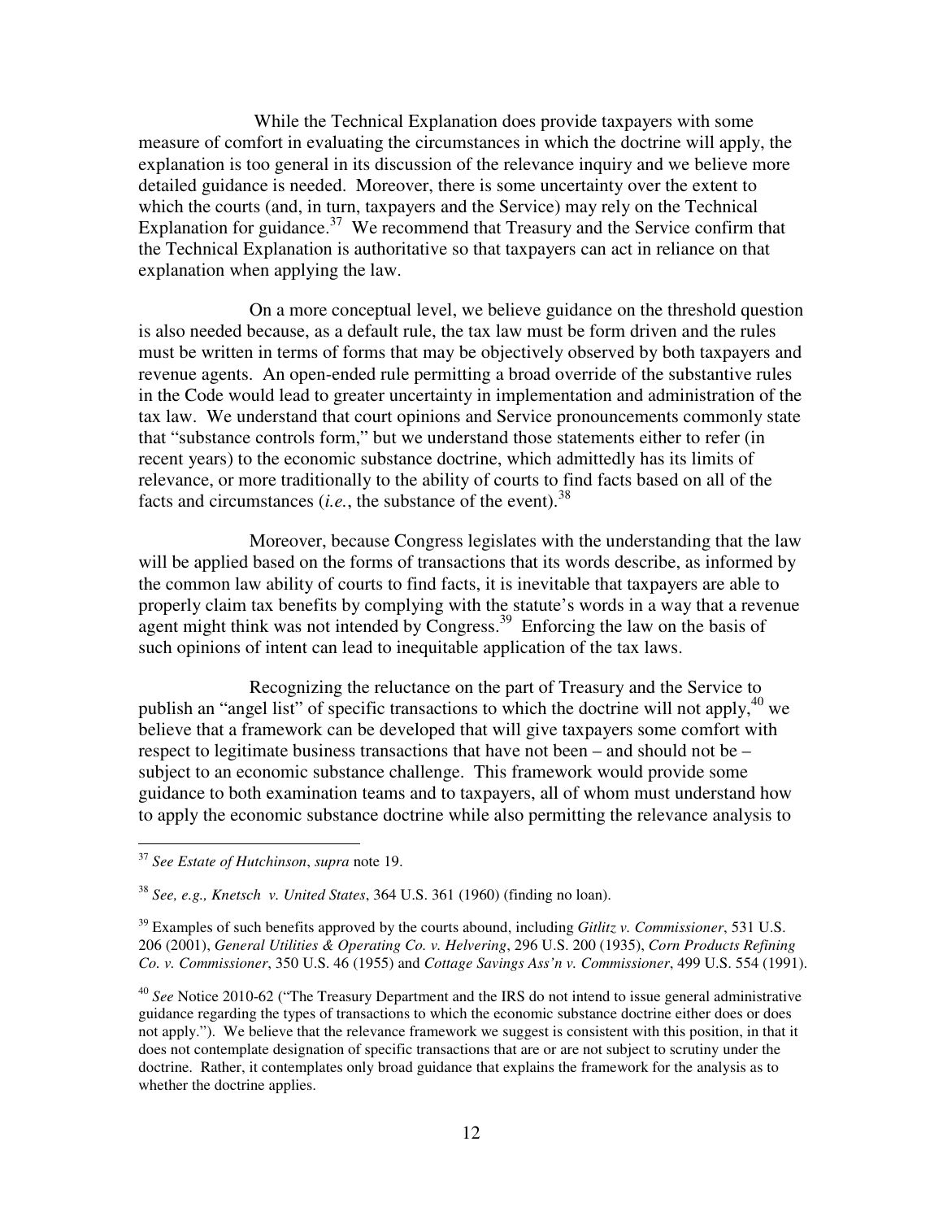While the Technical Explanation does provide taxpayers with some measure of comfort in evaluating the circumstances in which the doctrine will apply, the explanation is too general in its discussion of the relevance inquiry and we believe more detailed guidance is needed. Moreover, there is some uncertainty over the extent to which the courts (and, in turn, taxpayers and the Service) may rely on the Technical Explanation for guidance.[37] We recommend that Treasury and the Service confirm that the Technical Explanation is authoritative so that taxpayers can act in reliance on that explanation when applying the law.

On a more conceptual level, we believe guidance on the threshold question is also needed because, as a default rule, the tax law must be form driven and the rules must be written in terms of forms that may be objectively observed by both taxpayers and revenue agents. An open-ended rule permitting a broad override of the substantive rules in the Code would lead to greater uncertainty in implementation and administration of the tax law. We understand that court opinions and Service pronouncements commonly state that "substance controls form," but we understand those statements either to refer (in recent years) to the economic substance doctrine, which admittedly has its limits of relevance, or more traditionally to the ability of courts to find facts based on all of the facts and circumstances (*i.e.*, the substance of the event).[38]

Moreover, because Congress legislates with the understanding that the law will be applied based on the forms of transactions that its words describe, as informed by the common law ability of courts to find facts, it is inevitable that taxpayers are able to properly claim tax benefits by complying with the statute's words in a way that a revenue agent might think was not intended by Congress.[39] Enforcing the law on the basis of such opinions of intent can lead to inequitable application of the tax laws.

Recognizing the reluctance on the part of Treasury and the Service to publish an "angel list" of specific transactions to which the doctrine will not apply,[40] we believe that a framework can be developed that will give taxpayers some comfort with respect to legitimate business transactions that have not been – and should not be – subject to an economic substance challenge. This framework would provide some guidance to both examination teams and to taxpayers, all of whom must understand how to apply the economic substance doctrine while also permitting the relevance analysis to

---

[37] *See Estate of Hutchinson*, *supra* note 19.

[38] *See, e.g., Knetsch v. United States*, 364 U.S. 361 (1960) (finding no loan).

[39] Examples of such benefits approved by the courts abound, including *Gitlitz v. Commissioner*, 531 U.S. 206 (2001), *General Utilities & Operating Co. v. Helvering*, 296 U.S. 200 (1935), *Corn Products Refining Co. v. Commissioner*, 350 U.S. 46 (1955) and *Cottage Savings Ass'n v. Commissioner*, 499 U.S. 554 (1991).

[40] *See* Notice 2010-62 ("The Treasury Department and the IRS do not intend to issue general administrative guidance regarding the types of transactions to which the economic substance doctrine either does or does not apply."). We believe that the relevance framework we suggest is consistent with this position, in that it does not contemplate designation of specific transactions that are or are not subject to scrutiny under the doctrine. Rather, it contemplates only broad guidance that explains the framework for the analysis as to whether the doctrine applies.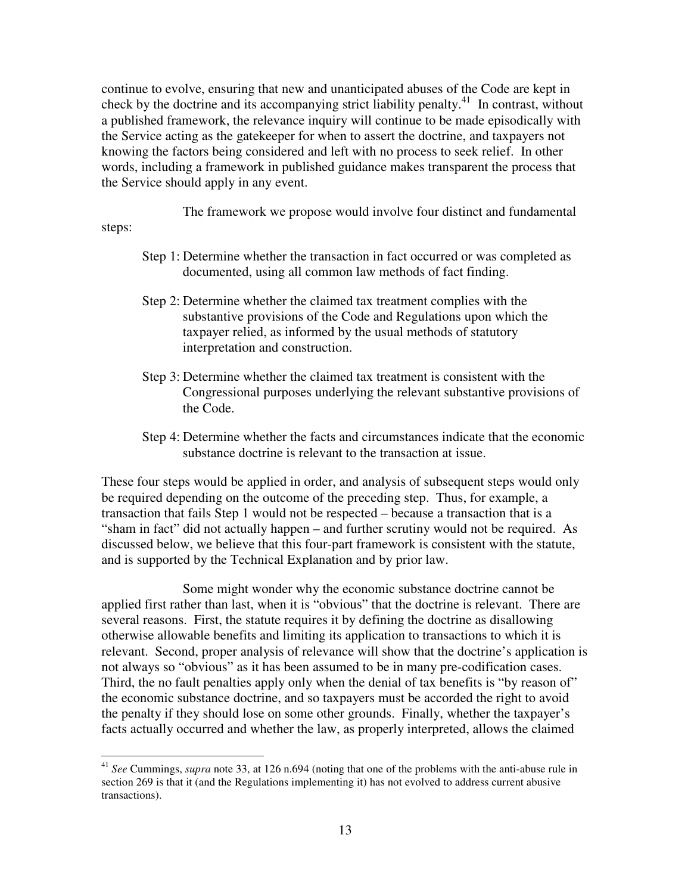continue to evolve, ensuring that new and unanticipated abuses of the Code are kept in check by the doctrine and its accompanying strict liability penalty.[41] In contrast, without a published framework, the relevance inquiry will continue to be made episodically with the Service acting as the gatekeeper for when to assert the doctrine, and taxpayers not knowing the factors being considered and left with no process to seek relief. In other words, including a framework in published guidance makes transparent the process that the Service should apply in any event.

The framework we propose would involve four distinct and fundamental steps:

- Step 1: Determine whether the transaction in fact occurred or was completed as documented, using all common law methods of fact finding.
- Step 2: Determine whether the claimed tax treatment complies with the substantive provisions of the Code and Regulations upon which the taxpayer relied, as informed by the usual methods of statutory interpretation and construction.
- Step 3: Determine whether the claimed tax treatment is consistent with the Congressional purposes underlying the relevant substantive provisions of the Code.
- Step 4: Determine whether the facts and circumstances indicate that the economic substance doctrine is relevant to the transaction at issue.

These four steps would be applied in order, and analysis of subsequent steps would only be required depending on the outcome of the preceding step. Thus, for example, a transaction that fails Step 1 would not be respected – because a transaction that is a "sham in fact" did not actually happen – and further scrutiny would not be required. As discussed below, we believe that this four-part framework is consistent with the statute, and is supported by the Technical Explanation and by prior law.

Some might wonder why the economic substance doctrine cannot be applied first rather than last, when it is "obvious" that the doctrine is relevant. There are several reasons. First, the statute requires it by defining the doctrine as disallowing otherwise allowable benefits and limiting its application to transactions to which it is relevant. Second, proper analysis of relevance will show that the doctrine's application is not always so "obvious" as it has been assumed to be in many pre-codification cases. Third, the no fault penalties apply only when the denial of tax benefits is "by reason of" the economic substance doctrine, and so taxpayers must be accorded the right to avoid the penalty if they should lose on some other grounds. Finally, whether the taxpayer's facts actually occurred and whether the law, as properly interpreted, allows the claimed

---

[41] *See* Cummings, *supra* note 33, at 126 n.694 (noting that one of the problems with the anti-abuse rule in section 269 is that it (and the Regulations implementing it) has not evolved to address current abusive transactions).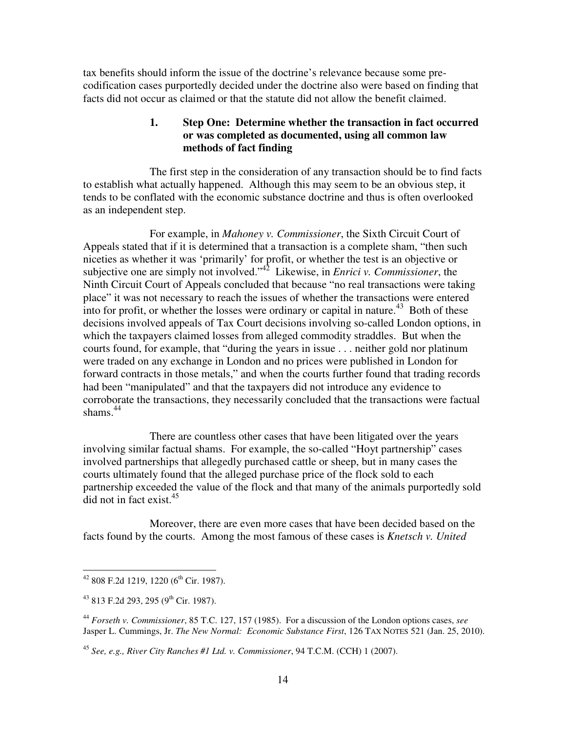tax benefits should inform the issue of the doctrine's relevance because some pre-codification cases purportedly decided under the doctrine also were based on finding that facts did not occur as claimed or that the statute did not allow the benefit claimed.

### 1. Step One: Determine whether the transaction in fact occurred or was completed as documented, using all common law methods of fact finding

The first step in the consideration of any transaction should be to find facts to establish what actually happened. Although this may seem to be an obvious step, it tends to be conflated with the economic substance doctrine and thus is often overlooked as an independent step.

For example, in *Mahoney v. Commissioner*, the Sixth Circuit Court of Appeals stated that if it is determined that a transaction is a complete sham, "then such niceties as whether it was 'primarily' for profit, or whether the test is an objective or subjective one are simply not involved."[42] Likewise, in *Enrici v. Commissioner*, the Ninth Circuit Court of Appeals concluded that because "no real transactions were taking place" it was not necessary to reach the issues of whether the transactions were entered into for profit, or whether the losses were ordinary or capital in nature.[43] Both of these decisions involved appeals of Tax Court decisions involving so-called London options, in which the taxpayers claimed losses from alleged commodity straddles. But when the courts found, for example, that "during the years in issue . . . neither gold nor platinum were traded on any exchange in London and no prices were published in London for forward contracts in those metals," and when the courts further found that trading records had been "manipulated" and that the taxpayers did not introduce any evidence to corroborate the transactions, they necessarily concluded that the transactions were factual shams.[44]

There are countless other cases that have been litigated over the years involving similar factual shams. For example, the so-called "Hoyt partnership" cases involved partnerships that allegedly purchased cattle or sheep, but in many cases the courts ultimately found that the alleged purchase price of the flock sold to each partnership exceeded the value of the flock and that many of the animals purportedly sold did not in fact exist.[45]

Moreover, there are even more cases that have been decided based on the facts found by the courts. Among the most famous of these cases is *Knetsch v. United*

---

[42] 808 F.2d 1219, 1220 (6th Cir. 1987).

[43] 813 F.2d 293, 295 (9th Cir. 1987).

[44] *Forseth v. Commissioner*, 85 T.C. 127, 157 (1985). For a discussion of the London options cases, *see* Jasper L. Cummings, Jr. *The New Normal: Economic Substance First*, 126 TAX NOTES 521 (Jan. 25, 2010).

[45] *See, e.g., River City Ranches #1 Ltd. v. Commissioner*, 94 T.C.M. (CCH) 1 (2007).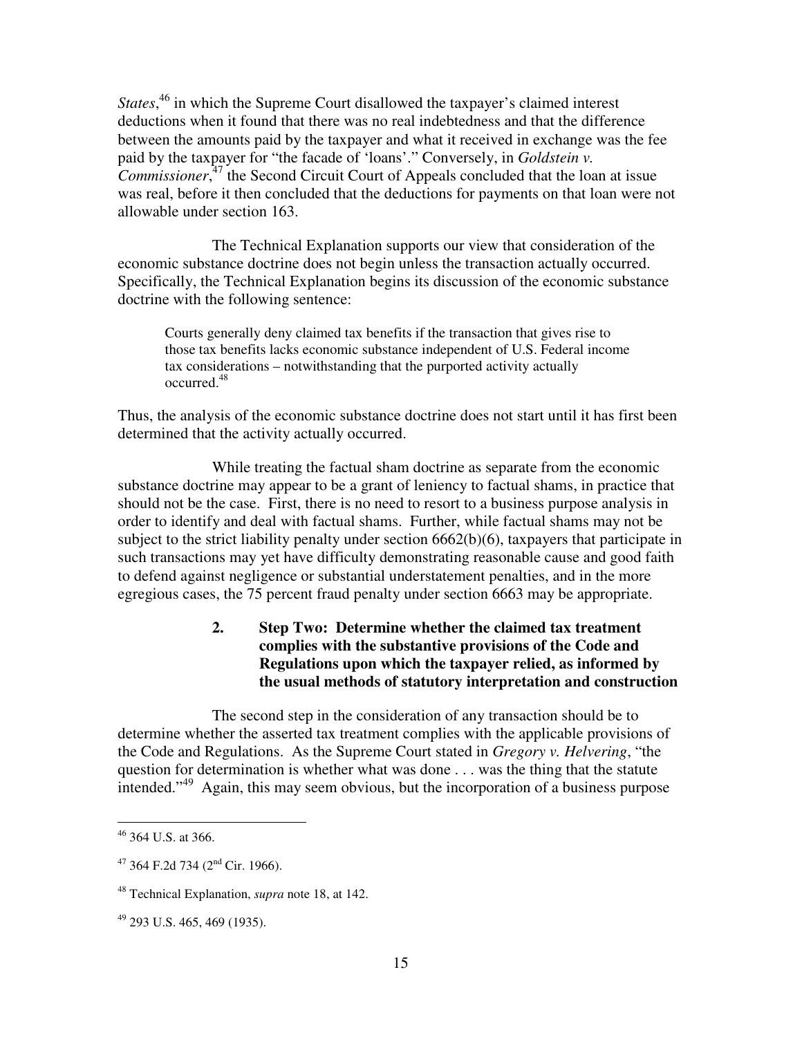*States*,[46] in which the Supreme Court disallowed the taxpayer's claimed interest deductions when it found that there was no real indebtedness and that the difference between the amounts paid by the taxpayer and what it received in exchange was the fee paid by the taxpayer for "the facade of 'loans'." Conversely, in *Goldstein v. Commissioner*,[47] the Second Circuit Court of Appeals concluded that the loan at issue was real, before it then concluded that the deductions for payments on that loan were not allowable under section 163.

The Technical Explanation supports our view that consideration of the economic substance doctrine does not begin unless the transaction actually occurred. Specifically, the Technical Explanation begins its discussion of the economic substance doctrine with the following sentence:

> Courts generally deny claimed tax benefits if the transaction that gives rise to those tax benefits lacks economic substance independent of U.S. Federal income tax considerations – notwithstanding that the purported activity actually occurred.[48]

Thus, the analysis of the economic substance doctrine does not start until it has first been determined that the activity actually occurred.

While treating the factual sham doctrine as separate from the economic substance doctrine may appear to be a grant of leniency to factual shams, in practice that should not be the case. First, there is no need to resort to a business purpose analysis in order to identify and deal with factual shams. Further, while factual shams may not be subject to the strict liability penalty under section 6662(b)(6), taxpayers that participate in such transactions may yet have difficulty demonstrating reasonable cause and good faith to defend against negligence or substantial understatement penalties, and in the more egregious cases, the 75 percent fraud penalty under section 6663 may be appropriate.

### 2. Step Two: Determine whether the claimed tax treatment complies with the substantive provisions of the Code and Regulations upon which the taxpayer relied, as informed by the usual methods of statutory interpretation and construction

The second step in the consideration of any transaction should be to determine whether the asserted tax treatment complies with the applicable provisions of the Code and Regulations. As the Supreme Court stated in *Gregory v. Helvering*, "the question for determination is whether what was done . . . was the thing that the statute intended."[49] Again, this may seem obvious, but the incorporation of a business purpose

---

[46] 364 U.S. at 366.

[47] 364 F.2d 734 (2nd Cir. 1966).

[48] Technical Explanation, *supra* note 18, at 142.

[49] 293 U.S. 465, 469 (1935).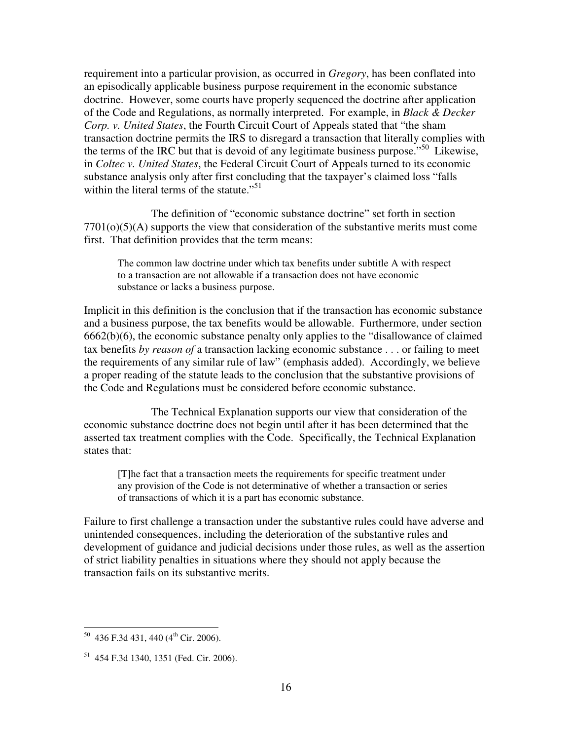requirement into a particular provision, as occurred in *Gregory*, has been conflated into an episodically applicable business purpose requirement in the economic substance doctrine. However, some courts have properly sequenced the doctrine after application of the Code and Regulations, as normally interpreted. For example, in *Black & Decker Corp. v. United States*, the Fourth Circuit Court of Appeals stated that "the sham transaction doctrine permits the IRS to disregard a transaction that literally complies with the terms of the IRC but that is devoid of any legitimate business purpose."[50] Likewise, in *Coltec v. United States*, the Federal Circuit Court of Appeals turned to its economic substance analysis only after first concluding that the taxpayer's claimed loss "falls within the literal terms of the statute."[51]

The definition of "economic substance doctrine" set forth in section 7701(o)(5)(A) supports the view that consideration of the substantive merits must come first. That definition provides that the term means:

> The common law doctrine under which tax benefits under subtitle A with respect to a transaction are not allowable if a transaction does not have economic substance or lacks a business purpose.

Implicit in this definition is the conclusion that if the transaction has economic substance and a business purpose, the tax benefits would be allowable. Furthermore, under section 6662(b)(6), the economic substance penalty only applies to the "disallowance of claimed tax benefits *by reason of* a transaction lacking economic substance . . . or failing to meet the requirements of any similar rule of law" (emphasis added). Accordingly, we believe a proper reading of the statute leads to the conclusion that the substantive provisions of the Code and Regulations must be considered before economic substance.

The Technical Explanation supports our view that consideration of the economic substance doctrine does not begin until after it has been determined that the asserted tax treatment complies with the Code. Specifically, the Technical Explanation states that:

> [T]he fact that a transaction meets the requirements for specific treatment under any provision of the Code is not determinative of whether a transaction or series of transactions of which it is a part has economic substance.

Failure to first challenge a transaction under the substantive rules could have adverse and unintended consequences, including the deterioration of the substantive rules and development of guidance and judicial decisions under those rules, as well as the assertion of strict liability penalties in situations where they should not apply because the transaction fails on its substantive merits.

---

[50] 436 F.3d 431, 440 (4th Cir. 2006).

[51] 454 F.3d 1340, 1351 (Fed. Cir. 2006).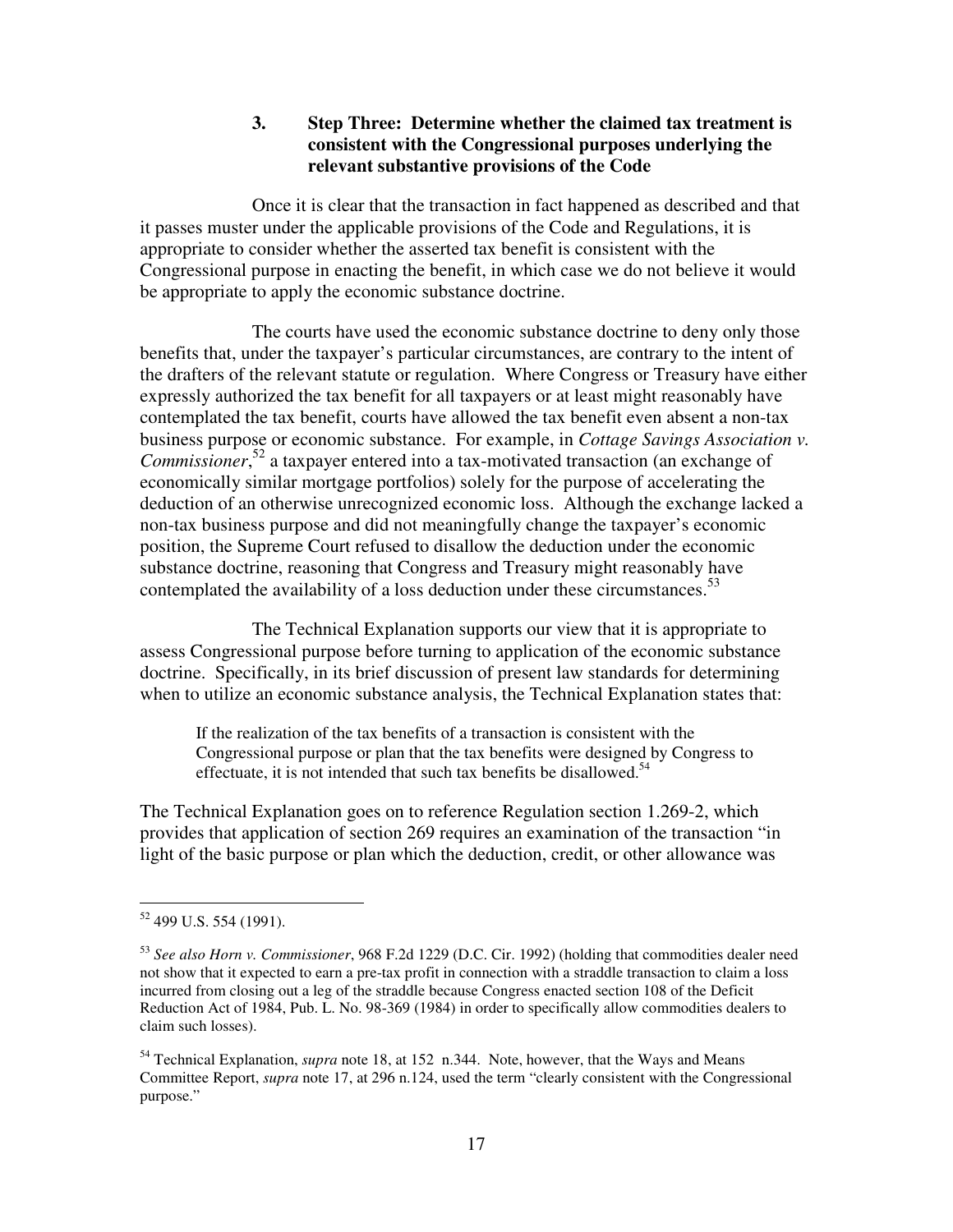### 3. Step Three: Determine whether the claimed tax treatment is consistent with the Congressional purposes underlying the relevant substantive provisions of the Code

Once it is clear that the transaction in fact happened as described and that it passes muster under the applicable provisions of the Code and Regulations, it is appropriate to consider whether the asserted tax benefit is consistent with the Congressional purpose in enacting the benefit, in which case we do not believe it would be appropriate to apply the economic substance doctrine.

The courts have used the economic substance doctrine to deny only those benefits that, under the taxpayer's particular circumstances, are contrary to the intent of the drafters of the relevant statute or regulation. Where Congress or Treasury have either expressly authorized the tax benefit for all taxpayers or at least might reasonably have contemplated the tax benefit, courts have allowed the tax benefit even absent a non-tax business purpose or economic substance. For example, in *Cottage Savings Association v. Commissioner*,[52] a taxpayer entered into a tax-motivated transaction (an exchange of economically similar mortgage portfolios) solely for the purpose of accelerating the deduction of an otherwise unrecognized economic loss. Although the exchange lacked a non-tax business purpose and did not meaningfully change the taxpayer's economic position, the Supreme Court refused to disallow the deduction under the economic substance doctrine, reasoning that Congress and Treasury might reasonably have contemplated the availability of a loss deduction under these circumstances.[53]

The Technical Explanation supports our view that it is appropriate to assess Congressional purpose before turning to application of the economic substance doctrine. Specifically, in its brief discussion of present law standards for determining when to utilize an economic substance analysis, the Technical Explanation states that:

> If the realization of the tax benefits of a transaction is consistent with the Congressional purpose or plan that the tax benefits were designed by Congress to effectuate, it is not intended that such tax benefits be disallowed.[54]

The Technical Explanation goes on to reference Regulation section 1.269-2, which provides that application of section 269 requires an examination of the transaction "in light of the basic purpose or plan which the deduction, credit, or other allowance was

---

[52] 499 U.S. 554 (1991).

[53] *See also Horn v. Commissioner*, 968 F.2d 1229 (D.C. Cir. 1992) (holding that commodities dealer need not show that it expected to earn a pre-tax profit in connection with a straddle transaction to claim a loss incurred from closing out a leg of the straddle because Congress enacted section 108 of the Deficit Reduction Act of 1984, Pub. L. No. 98-369 (1984) in order to specifically allow commodities dealers to claim such losses).

[54] Technical Explanation, *supra* note 18, at 152 n.344. Note, however, that the Ways and Means Committee Report, *supra* note 17, at 296 n.124, used the term "clearly consistent with the Congressional purpose."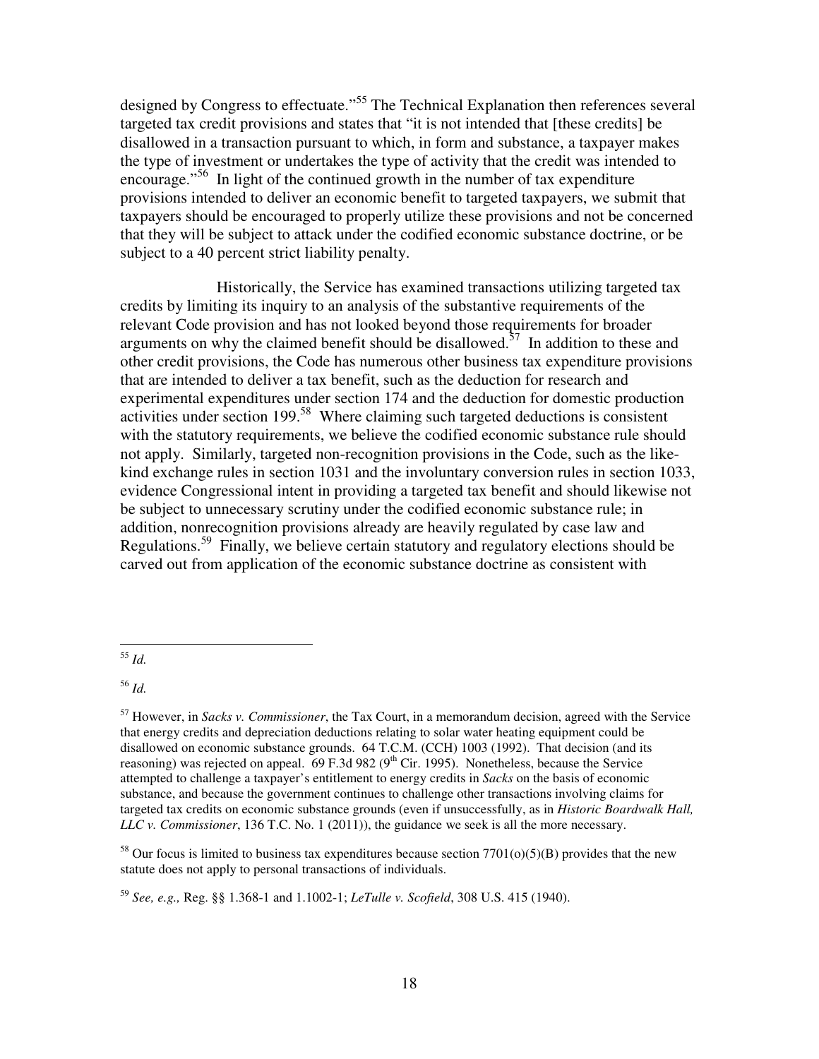designed by Congress to effectuate."[55] The Technical Explanation then references several targeted tax credit provisions and states that "it is not intended that [these credits] be disallowed in a transaction pursuant to which, in form and substance, a taxpayer makes the type of investment or undertakes the type of activity that the credit was intended to encourage."[56] In light of the continued growth in the number of tax expenditure provisions intended to deliver an economic benefit to targeted taxpayers, we submit that taxpayers should be encouraged to properly utilize these provisions and not be concerned that they will be subject to attack under the codified economic substance doctrine, or be subject to a 40 percent strict liability penalty.

Historically, the Service has examined transactions utilizing targeted tax credits by limiting its inquiry to an analysis of the substantive requirements of the relevant Code provision and has not looked beyond those requirements for broader arguments on why the claimed benefit should be disallowed.[57] In addition to these and other credit provisions, the Code has numerous other business tax expenditure provisions that are intended to deliver a tax benefit, such as the deduction for research and experimental expenditures under section 174 and the deduction for domestic production activities under section 199.[58] Where claiming such targeted deductions is consistent with the statutory requirements, we believe the codified economic substance rule should not apply. Similarly, targeted non-recognition provisions in the Code, such as the like-kind exchange rules in section 1031 and the involuntary conversion rules in section 1033, evidence Congressional intent in providing a targeted tax benefit and should likewise not be subject to unnecessary scrutiny under the codified economic substance rule; in addition, nonrecognition provisions already are heavily regulated by case law and Regulations.[59] Finally, we believe certain statutory and regulatory elections should be carved out from application of the economic substance doctrine as consistent with

---

[55] *Id.*

[56] *Id.*

[57] However, in *Sacks v. Commissioner*, the Tax Court, in a memorandum decision, agreed with the Service that energy credits and depreciation deductions relating to solar water heating equipment could be disallowed on economic substance grounds. 64 T.C.M. (CCH) 1003 (1992). That decision (and its reasoning) was rejected on appeal. 69 F.3d 982 (9th Cir. 1995). Nonetheless, because the Service attempted to challenge a taxpayer's entitlement to energy credits in *Sacks* on the basis of economic substance, and because the government continues to challenge other transactions involving claims for targeted tax credits on economic substance grounds (even if unsuccessfully, as in *Historic Boardwalk Hall, LLC v. Commissioner*, 136 T.C. No. 1 (2011)), the guidance we seek is all the more necessary.

[58] Our focus is limited to business tax expenditures because section 7701(o)(5)(B) provides that the new statute does not apply to personal transactions of individuals.

[59] *See, e.g.,* Reg. §§ 1.368-1 and 1.1002-1; *LeTulle v. Scofield*, 308 U.S. 415 (1940).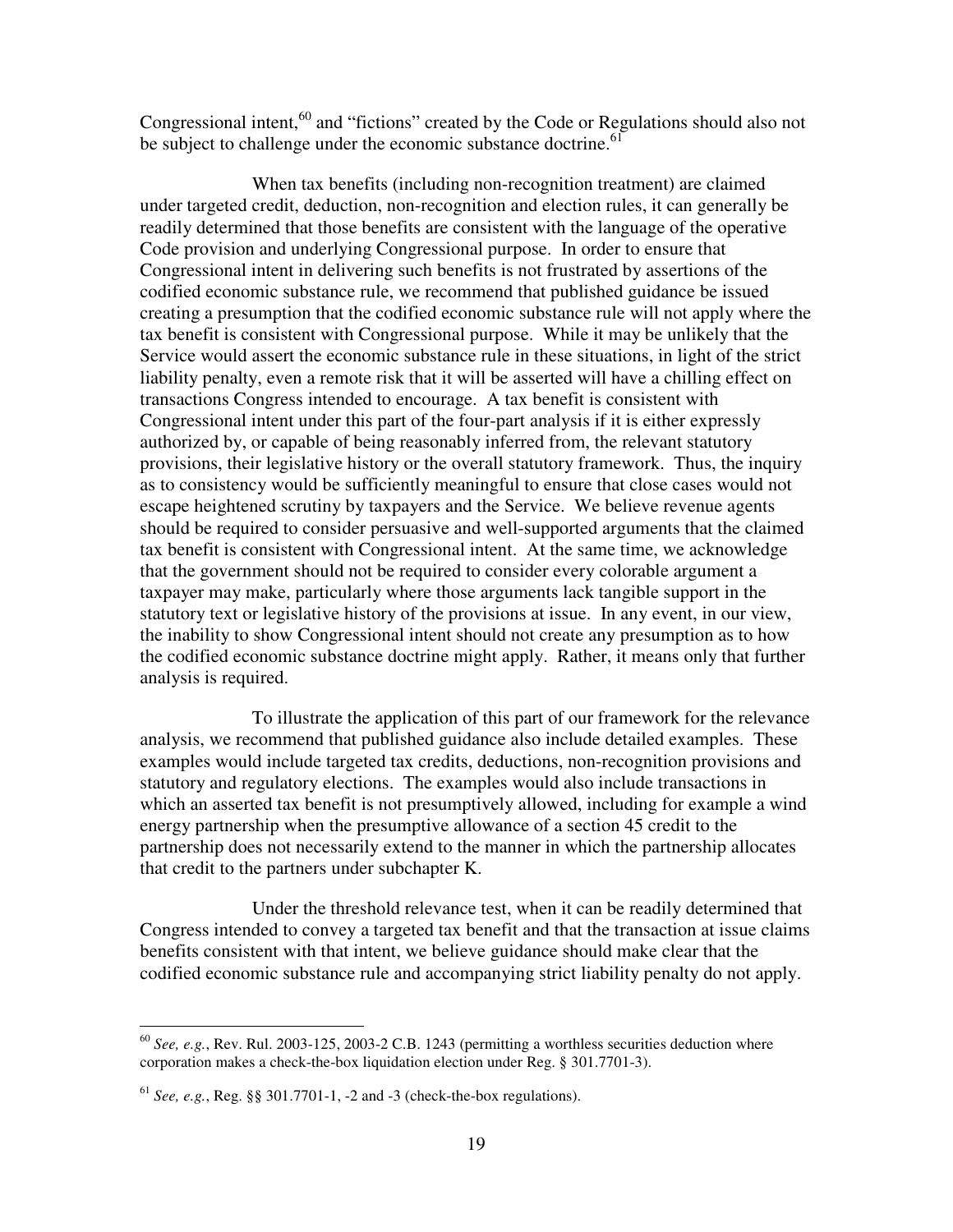Congressional intent,[60] and "fictions" created by the Code or Regulations should also not be subject to challenge under the economic substance doctrine.[61]

When tax benefits (including non-recognition treatment) are claimed under targeted credit, deduction, non-recognition and election rules, it can generally be readily determined that those benefits are consistent with the language of the operative Code provision and underlying Congressional purpose. In order to ensure that Congressional intent in delivering such benefits is not frustrated by assertions of the codified economic substance rule, we recommend that published guidance be issued creating a presumption that the codified economic substance rule will not apply where the tax benefit is consistent with Congressional purpose. While it may be unlikely that the Service would assert the economic substance rule in these situations, in light of the strict liability penalty, even a remote risk that it will be asserted will have a chilling effect on transactions Congress intended to encourage. A tax benefit is consistent with Congressional intent under this part of the four-part analysis if it is either expressly authorized by, or capable of being reasonably inferred from, the relevant statutory provisions, their legislative history or the overall statutory framework. Thus, the inquiry as to consistency would be sufficiently meaningful to ensure that close cases would not escape heightened scrutiny by taxpayers and the Service. We believe revenue agents should be required to consider persuasive and well-supported arguments that the claimed tax benefit is consistent with Congressional intent. At the same time, we acknowledge that the government should not be required to consider every colorable argument a taxpayer may make, particularly where those arguments lack tangible support in the statutory text or legislative history of the provisions at issue. In any event, in our view, the inability to show Congressional intent should not create any presumption as to how the codified economic substance doctrine might apply. Rather, it means only that further analysis is required.

To illustrate the application of this part of our framework for the relevance analysis, we recommend that published guidance also include detailed examples. These examples would include targeted tax credits, deductions, non-recognition provisions and statutory and regulatory elections. The examples would also include transactions in which an asserted tax benefit is not presumptively allowed, including for example a wind energy partnership when the presumptive allowance of a section 45 credit to the partnership does not necessarily extend to the manner in which the partnership allocates that credit to the partners under subchapter K.

Under the threshold relevance test, when it can be readily determined that Congress intended to convey a targeted tax benefit and that the transaction at issue claims benefits consistent with that intent, we believe guidance should make clear that the codified economic substance rule and accompanying strict liability penalty do not apply.

---

[60] *See, e.g.*, Rev. Rul. 2003-125, 2003-2 C.B. 1243 (permitting a worthless securities deduction where corporation makes a check-the-box liquidation election under Reg. § 301.7701-3).

[61] *See, e.g.*, Reg. §§ 301.7701-1, -2 and -3 (check-the-box regulations).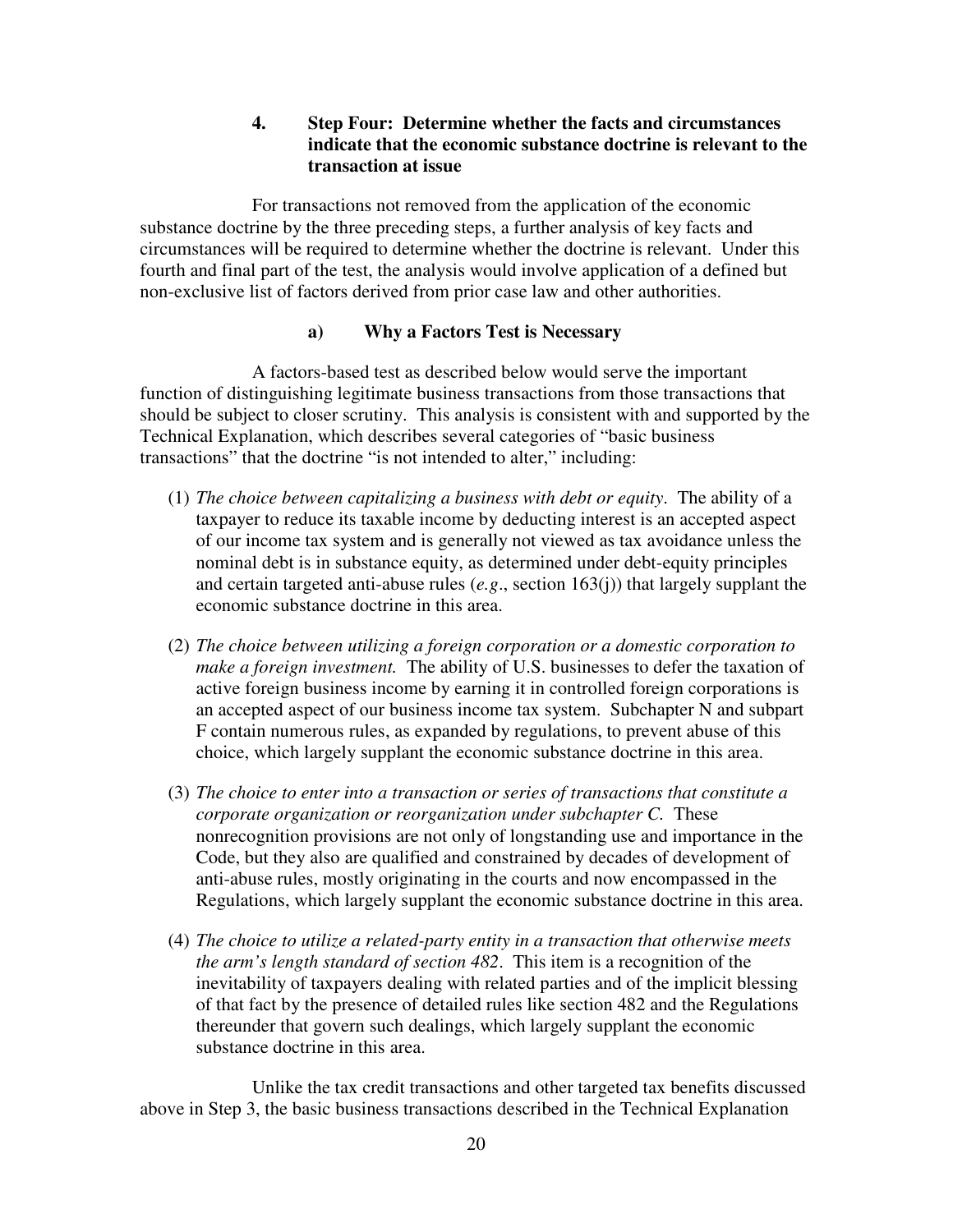### 4. Step Four: Determine whether the facts and circumstances indicate that the economic substance doctrine is relevant to the transaction at issue

For transactions not removed from the application of the economic substance doctrine by the three preceding steps, a further analysis of key facts and circumstances will be required to determine whether the doctrine is relevant. Under this fourth and final part of the test, the analysis would involve application of a defined but non-exclusive list of factors derived from prior case law and other authorities.

#### a) Why a Factors Test is Necessary

A factors-based test as described below would serve the important function of distinguishing legitimate business transactions from those transactions that should be subject to closer scrutiny. This analysis is consistent with and supported by the Technical Explanation, which describes several categories of "basic business transactions" that the doctrine "is not intended to alter," including:

(1) *The choice between capitalizing a business with debt or equity*. The ability of a taxpayer to reduce its taxable income by deducting interest is an accepted aspect of our income tax system and is generally not viewed as tax avoidance unless the nominal debt is in substance equity, as determined under debt-equity principles and certain targeted anti-abuse rules (*e.g*., section 163(j)) that largely supplant the economic substance doctrine in this area.

(2) *The choice between utilizing a foreign corporation or a domestic corporation to make a foreign investment.* The ability of U.S. businesses to defer the taxation of active foreign business income by earning it in controlled foreign corporations is an accepted aspect of our business income tax system. Subchapter N and subpart F contain numerous rules, as expanded by regulations, to prevent abuse of this choice, which largely supplant the economic substance doctrine in this area.

(3) *The choice to enter into a transaction or series of transactions that constitute a corporate organization or reorganization under subchapter C.* These nonrecognition provisions are not only of longstanding use and importance in the Code, but they also are qualified and constrained by decades of development of anti-abuse rules, mostly originating in the courts and now encompassed in the Regulations, which largely supplant the economic substance doctrine in this area.

(4) *The choice to utilize a related-party entity in a transaction that otherwise meets the arm's length standard of section 482*. This item is a recognition of the inevitability of taxpayers dealing with related parties and of the implicit blessing of that fact by the presence of detailed rules like section 482 and the Regulations thereunder that govern such dealings, which largely supplant the economic substance doctrine in this area.

Unlike the tax credit transactions and other targeted tax benefits discussed above in Step 3, the basic business transactions described in the Technical Explanation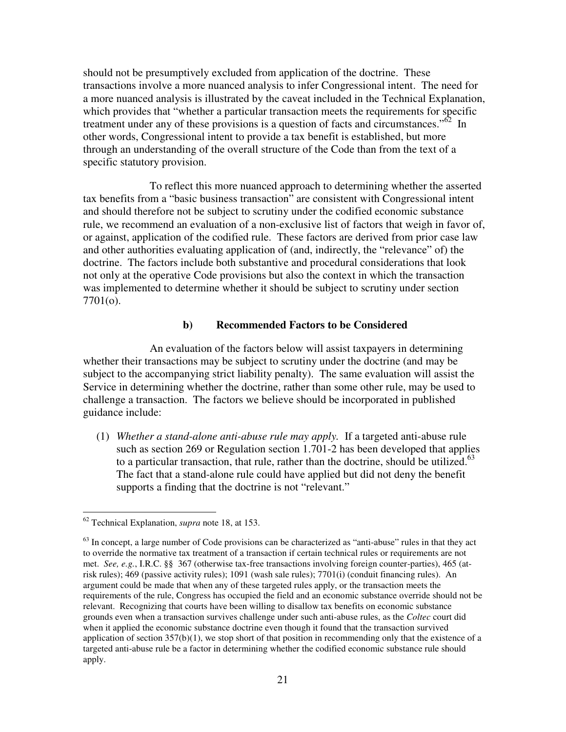should not be presumptively excluded from application of the doctrine. These transactions involve a more nuanced analysis to infer Congressional intent. The need for a more nuanced analysis is illustrated by the caveat included in the Technical Explanation, which provides that "whether a particular transaction meets the requirements for specific treatment under any of these provisions is a question of facts and circumstances."[62] In other words, Congressional intent to provide a tax benefit is established, but more through an understanding of the overall structure of the Code than from the text of a specific statutory provision.

To reflect this more nuanced approach to determining whether the asserted tax benefits from a "basic business transaction" are consistent with Congressional intent and should therefore not be subject to scrutiny under the codified economic substance rule, we recommend an evaluation of a non-exclusive list of factors that weigh in favor of, or against, application of the codified rule. These factors are derived from prior case law and other authorities evaluating application of (and, indirectly, the "relevance" of) the doctrine. The factors include both substantive and procedural considerations that look not only at the operative Code provisions but also the context in which the transaction was implemented to determine whether it should be subject to scrutiny under section 7701(o).

### b) Recommended Factors to be Considered

An evaluation of the factors below will assist taxpayers in determining whether their transactions may be subject to scrutiny under the doctrine (and may be subject to the accompanying strict liability penalty). The same evaluation will assist the Service in determining whether the doctrine, rather than some other rule, may be used to challenge a transaction. The factors we believe should be incorporated in published guidance include:

(1) *Whether a stand-alone anti-abuse rule may apply.* If a targeted anti-abuse rule such as section 269 or Regulation section 1.701-2 has been developed that applies to a particular transaction, that rule, rather than the doctrine, should be utilized.[63] The fact that a stand-alone rule could have applied but did not deny the benefit supports a finding that the doctrine is not "relevant."

---

[62] Technical Explanation, *supra* note 18, at 153.

[63] In concept, a large number of Code provisions can be characterized as "anti-abuse" rules in that they act to override the normative tax treatment of a transaction if certain technical rules or requirements are not met. *See, e.g.*, I.R.C. §§ 367 (otherwise tax-free transactions involving foreign counter-parties), 465 (at-risk rules); 469 (passive activity rules); 1091 (wash sale rules); 7701(i) (conduit financing rules). An argument could be made that when any of these targeted rules apply, or the transaction meets the requirements of the rule, Congress has occupied the field and an economic substance override should not be relevant. Recognizing that courts have been willing to disallow tax benefits on economic substance grounds even when a transaction survives challenge under such anti-abuse rules, as the *Coltec* court did when it applied the economic substance doctrine even though it found that the transaction survived application of section 357(b)(1), we stop short of that position in recommending only that the existence of a targeted anti-abuse rule be a factor in determining whether the codified economic substance rule should apply.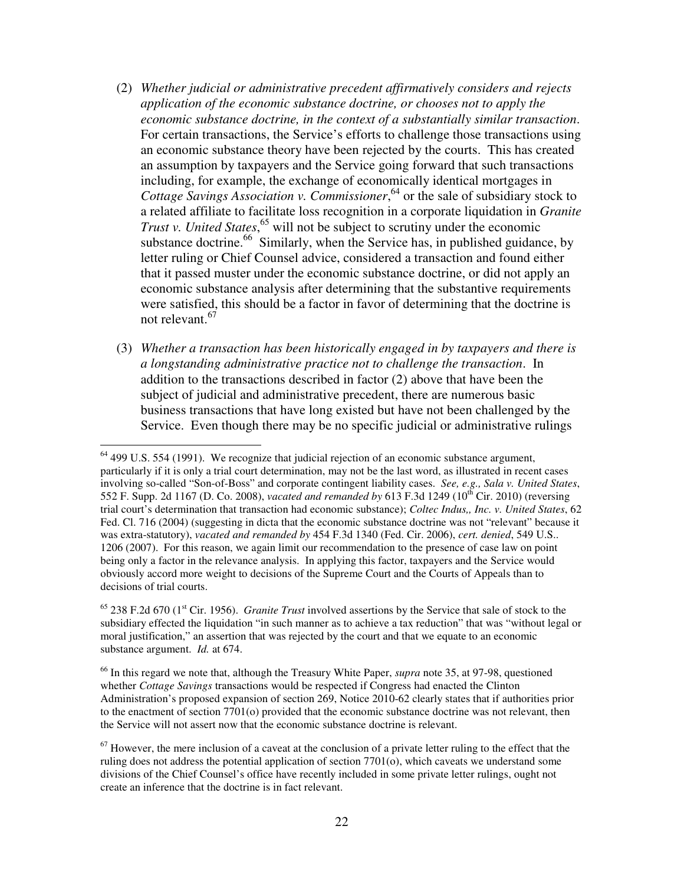(2) *Whether judicial or administrative precedent affirmatively considers and rejects application of the economic substance doctrine, or chooses not to apply the economic substance doctrine, in the context of a substantially similar transaction*. For certain transactions, the Service's efforts to challenge those transactions using an economic substance theory have been rejected by the courts. This has created an assumption by taxpayers and the Service going forward that such transactions including, for example, the exchange of economically identical mortgages in *Cottage Savings Association v. Commissioner*,[64] or the sale of subsidiary stock to a related affiliate to facilitate loss recognition in a corporate liquidation in *Granite Trust v. United States*,[65] will not be subject to scrutiny under the economic substance doctrine.[66] Similarly, when the Service has, in published guidance, by letter ruling or Chief Counsel advice, considered a transaction and found either that it passed muster under the economic substance doctrine, or did not apply an economic substance analysis after determining that the substantive requirements were satisfied, this should be a factor in favor of determining that the doctrine is not relevant.[67]

(3) *Whether a transaction has been historically engaged in by taxpayers and there is a longstanding administrative practice not to challenge the transaction*. In addition to the transactions described in factor (2) above that have been the subject of judicial and administrative precedent, there are numerous basic business transactions that have long existed but have not been challenged by the Service. Even though there may be no specific judicial or administrative rulings

---

[64] 499 U.S. 554 (1991). We recognize that judicial rejection of an economic substance argument, particularly if it is only a trial court determination, may not be the last word, as illustrated in recent cases involving so-called "Son-of-Boss" and corporate contingent liability cases. *See, e.g., Sala v. United States*, 552 F. Supp. 2d 1167 (D. Co. 2008), *vacated and remanded by* 613 F.3d 1249 (10th Cir. 2010) (reversing trial court's determination that transaction had economic substance); *Coltec Indus,, Inc. v. United States*, 62 Fed. Cl. 716 (2004) (suggesting in dicta that the economic substance doctrine was not "relevant" because it was extra-statutory), *vacated and remanded by* 454 F.3d 1340 (Fed. Cir. 2006), *cert. denied*, 549 U.S.. 1206 (2007). For this reason, we again limit our recommendation to the presence of case law on point being only a factor in the relevance analysis. In applying this factor, taxpayers and the Service would obviously accord more weight to decisions of the Supreme Court and the Courts of Appeals than to decisions of trial courts.

[65] 238 F.2d 670 (1st Cir. 1956). *Granite Trust* involved assertions by the Service that sale of stock to the subsidiary effected the liquidation "in such manner as to achieve a tax reduction" that was "without legal or moral justification," an assertion that was rejected by the court and that we equate to an economic substance argument. *Id.* at 674.

[66] In this regard we note that, although the Treasury White Paper, *supra* note 35, at 97-98, questioned whether *Cottage Savings* transactions would be respected if Congress had enacted the Clinton Administration's proposed expansion of section 269, Notice 2010-62 clearly states that if authorities prior to the enactment of section 7701(o) provided that the economic substance doctrine was not relevant, then the Service will not assert now that the economic substance doctrine is relevant.

[67] However, the mere inclusion of a caveat at the conclusion of a private letter ruling to the effect that the ruling does not address the potential application of section 7701(o), which caveats we understand some divisions of the Chief Counsel's office have recently included in some private letter rulings, ought not create an inference that the doctrine is in fact relevant.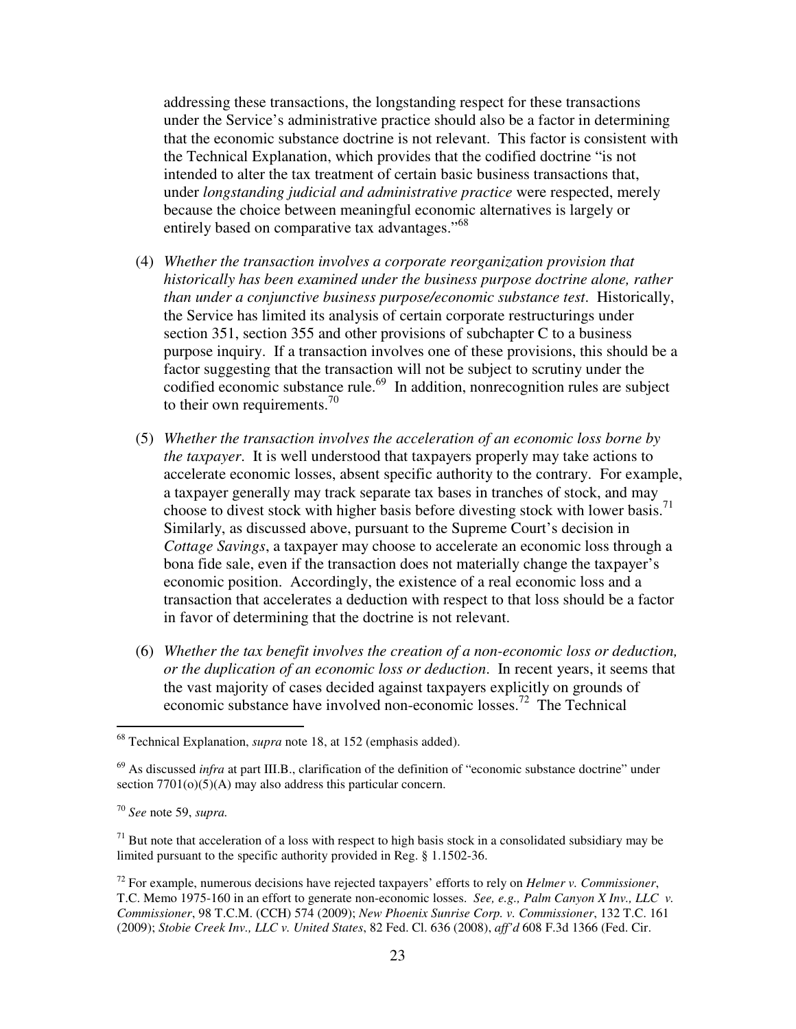addressing these transactions, the longstanding respect for these transactions under the Service's administrative practice should also be a factor in determining that the economic substance doctrine is not relevant. This factor is consistent with the Technical Explanation, which provides that the codified doctrine "is not intended to alter the tax treatment of certain basic business transactions that, under *longstanding judicial and administrative practice* were respected, merely because the choice between meaningful economic alternatives is largely or entirely based on comparative tax advantages."[68]

(4) *Whether the transaction involves a corporate reorganization provision that historically has been examined under the business purpose doctrine alone, rather than under a conjunctive business purpose/economic substance test*. Historically, the Service has limited its analysis of certain corporate restructurings under section 351, section 355 and other provisions of subchapter C to a business purpose inquiry. If a transaction involves one of these provisions, this should be a factor suggesting that the transaction will not be subject to scrutiny under the codified economic substance rule.[69] In addition, nonrecognition rules are subject to their own requirements.[70]

(5) *Whether the transaction involves the acceleration of an economic loss borne by the taxpayer*. It is well understood that taxpayers properly may take actions to accelerate economic losses, absent specific authority to the contrary. For example, a taxpayer generally may track separate tax bases in tranches of stock, and may choose to divest stock with higher basis before divesting stock with lower basis.[71] Similarly, as discussed above, pursuant to the Supreme Court's decision in *Cottage Savings*, a taxpayer may choose to accelerate an economic loss through a bona fide sale, even if the transaction does not materially change the taxpayer's economic position. Accordingly, the existence of a real economic loss and a transaction that accelerates a deduction with respect to that loss should be a factor in favor of determining that the doctrine is not relevant.

(6) *Whether the tax benefit involves the creation of a non-economic loss or deduction, or the duplication of an economic loss or deduction*. In recent years, it seems that the vast majority of cases decided against taxpayers explicitly on grounds of economic substance have involved non-economic losses.[72] The Technical

---

[68] Technical Explanation, *supra* note 18, at 152 (emphasis added).

[69] As discussed *infra* at part III.B., clarification of the definition of "economic substance doctrine" under section 7701(o)(5)(A) may also address this particular concern.

[70] *See* note 59, *supra.*

[71] But note that acceleration of a loss with respect to high basis stock in a consolidated subsidiary may be limited pursuant to the specific authority provided in Reg. § 1.1502-36.

[72] For example, numerous decisions have rejected taxpayers' efforts to rely on *Helmer v. Commissioner*, T.C. Memo 1975-160 in an effort to generate non-economic losses. *See, e.g., Palm Canyon X Inv., LLC v. Commissioner*, 98 T.C.M. (CCH) 574 (2009); *New Phoenix Sunrise Corp. v. Commissioner*, 132 T.C. 161 (2009); *Stobie Creek Inv., LLC v. United States*, 82 Fed. Cl. 636 (2008), *aff'd* 608 F.3d 1366 (Fed. Cir.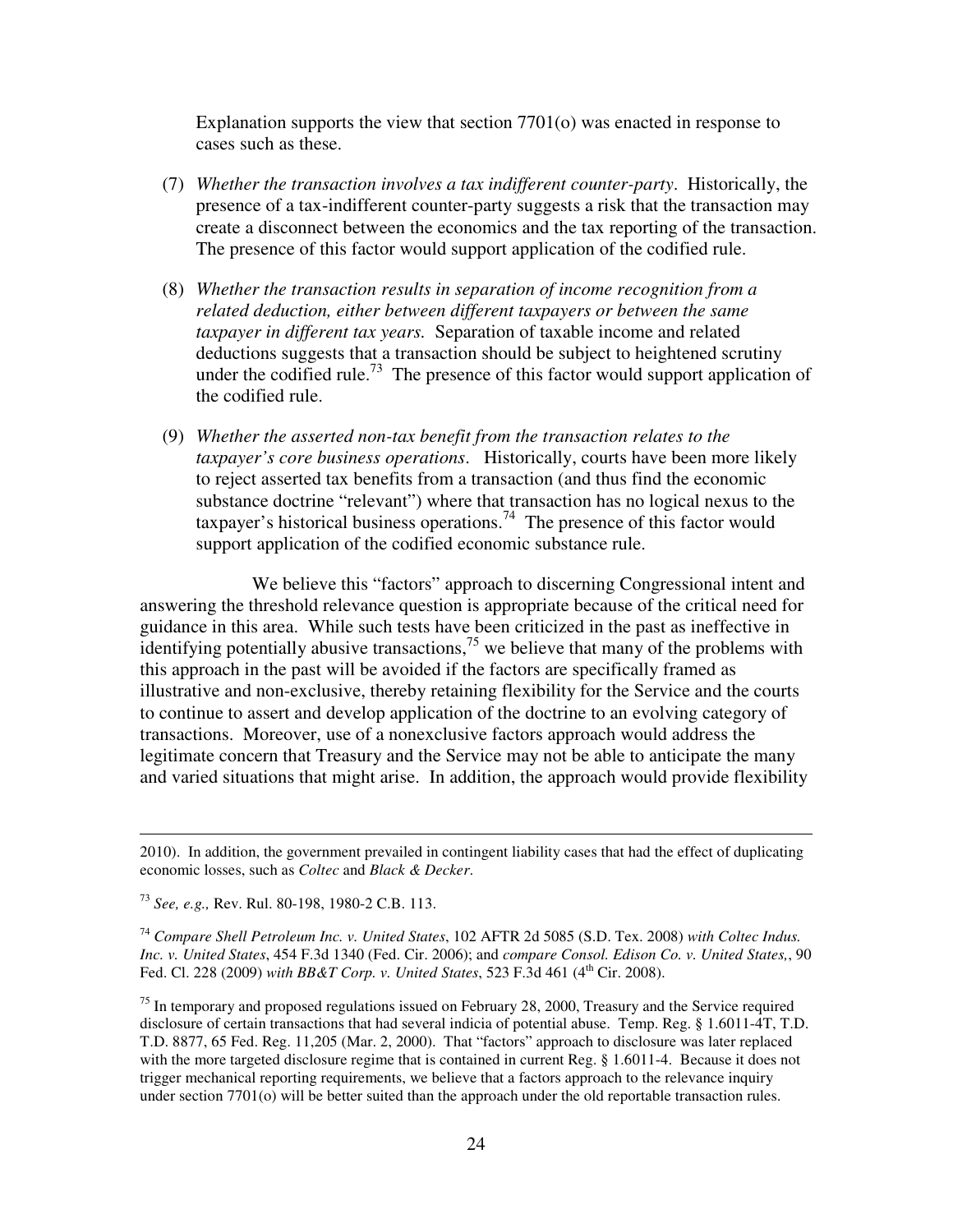Explanation supports the view that section 7701(o) was enacted in response to cases such as these.

(7) *Whether the transaction involves a tax indifferent counter-party*. Historically, the presence of a tax-indifferent counter-party suggests a risk that the transaction may create a disconnect between the economics and the tax reporting of the transaction. The presence of this factor would support application of the codified rule.

(8) *Whether the transaction results in separation of income recognition from a related deduction, either between different taxpayers or between the same taxpayer in different tax years.* Separation of taxable income and related deductions suggests that a transaction should be subject to heightened scrutiny under the codified rule.[73] The presence of this factor would support application of the codified rule.

(9) *Whether the asserted non-tax benefit from the transaction relates to the taxpayer's core business operations*. Historically, courts have been more likely to reject asserted tax benefits from a transaction (and thus find the economic substance doctrine "relevant") where that transaction has no logical nexus to the taxpayer's historical business operations.[74] The presence of this factor would support application of the codified economic substance rule.

We believe this "factors" approach to discerning Congressional intent and answering the threshold relevance question is appropriate because of the critical need for guidance in this area. While such tests have been criticized in the past as ineffective in identifying potentially abusive transactions,[75] we believe that many of the problems with this approach in the past will be avoided if the factors are specifically framed as illustrative and non-exclusive, thereby retaining flexibility for the Service and the courts to continue to assert and develop application of the doctrine to an evolving category of transactions. Moreover, use of a nonexclusive factors approach would address the legitimate concern that Treasury and the Service may not be able to anticipate the many and varied situations that might arise. In addition, the approach would provide flexibility

---

2010). In addition, the government prevailed in contingent liability cases that had the effect of duplicating economic losses, such as *Coltec* and *Black & Decker*.

[73] *See, e.g.,* Rev. Rul. 80-198, 1980-2 C.B. 113.

[74] *Compare Shell Petroleum Inc. v. United States*, 102 AFTR 2d 5085 (S.D. Tex. 2008) *with Coltec Indus. Inc. v. United States*, 454 F.3d 1340 (Fed. Cir. 2006); and *compare Consol. Edison Co. v. United States,*, 90 Fed. Cl. 228 (2009) *with BB&T Corp. v. United States*, 523 F.3d 461 (4th Cir. 2008).

[75] In temporary and proposed regulations issued on February 28, 2000, Treasury and the Service required disclosure of certain transactions that had several indicia of potential abuse. Temp. Reg. § 1.6011-4T, T.D. T.D. 8877, 65 Fed. Reg. 11,205 (Mar. 2, 2000). That "factors" approach to disclosure was later replaced with the more targeted disclosure regime that is contained in current Reg. § 1.6011-4. Because it does not trigger mechanical reporting requirements, we believe that a factors approach to the relevance inquiry under section 7701(o) will be better suited than the approach under the old reportable transaction rules.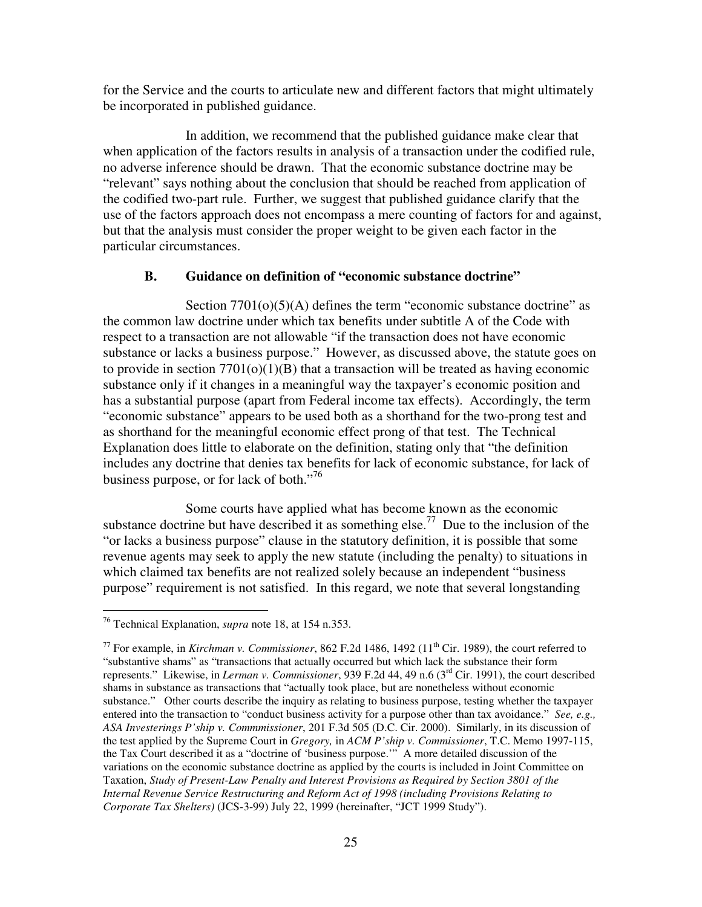for the Service and the courts to articulate new and different factors that might ultimately be incorporated in published guidance.

In addition, we recommend that the published guidance make clear that when application of the factors results in analysis of a transaction under the codified rule, no adverse inference should be drawn. That the economic substance doctrine may be "relevant" says nothing about the conclusion that should be reached from application of the codified two-part rule. Further, we suggest that published guidance clarify that the use of the factors approach does not encompass a mere counting of factors for and against, but that the analysis must consider the proper weight to be given each factor in the particular circumstances.

### B. Guidance on definition of "economic substance doctrine"

Section 7701(o)(5)(A) defines the term "economic substance doctrine" as the common law doctrine under which tax benefits under subtitle A of the Code with respect to a transaction are not allowable "if the transaction does not have economic substance or lacks a business purpose." However, as discussed above, the statute goes on to provide in section 7701(o)(1)(B) that a transaction will be treated as having economic substance only if it changes in a meaningful way the taxpayer's economic position and has a substantial purpose (apart from Federal income tax effects). Accordingly, the term "economic substance" appears to be used both as a shorthand for the two-prong test and as shorthand for the meaningful economic effect prong of that test. The Technical Explanation does little to elaborate on the definition, stating only that "the definition includes any doctrine that denies tax benefits for lack of economic substance, for lack of business purpose, or for lack of both."[76]

Some courts have applied what has become known as the economic substance doctrine but have described it as something else.[77] Due to the inclusion of the "or lacks a business purpose" clause in the statutory definition, it is possible that some revenue agents may seek to apply the new statute (including the penalty) to situations in which claimed tax benefits are not realized solely because an independent "business purpose" requirement is not satisfied. In this regard, we note that several longstanding

---

[76] Technical Explanation, *supra* note 18, at 154 n.353.

[77] For example, in *Kirchman v. Commissioner*, 862 F.2d 1486, 1492 (11th Cir. 1989), the court referred to "substantive shams" as "transactions that actually occurred but which lack the substance their form represents." Likewise, in *Lerman v. Commissioner*, 939 F.2d 44, 49 n.6 (3rd Cir. 1991), the court described shams in substance as transactions that "actually took place, but are nonetheless without economic substance." Other courts describe the inquiry as relating to business purpose, testing whether the taxpayer entered into the transaction to "conduct business activity for a purpose other than tax avoidance." *See, e.g., ASA Investerings P'ship v. Commmissioner*, 201 F.3d 505 (D.C. Cir. 2000). Similarly, in its discussion of the test applied by the Supreme Court in *Gregory,* in *ACM P'ship v. Commissioner*, T.C. Memo 1997-115, the Tax Court described it as a "doctrine of 'business purpose.'" A more detailed discussion of the variations on the economic substance doctrine as applied by the courts is included in Joint Committee on Taxation, *Study of Present-Law Penalty and Interest Provisions as Required by Section 3801 of the Internal Revenue Service Restructuring and Reform Act of 1998 (including Provisions Relating to Corporate Tax Shelters)* (JCS-3-99) July 22, 1999 (hereinafter, "JCT 1999 Study").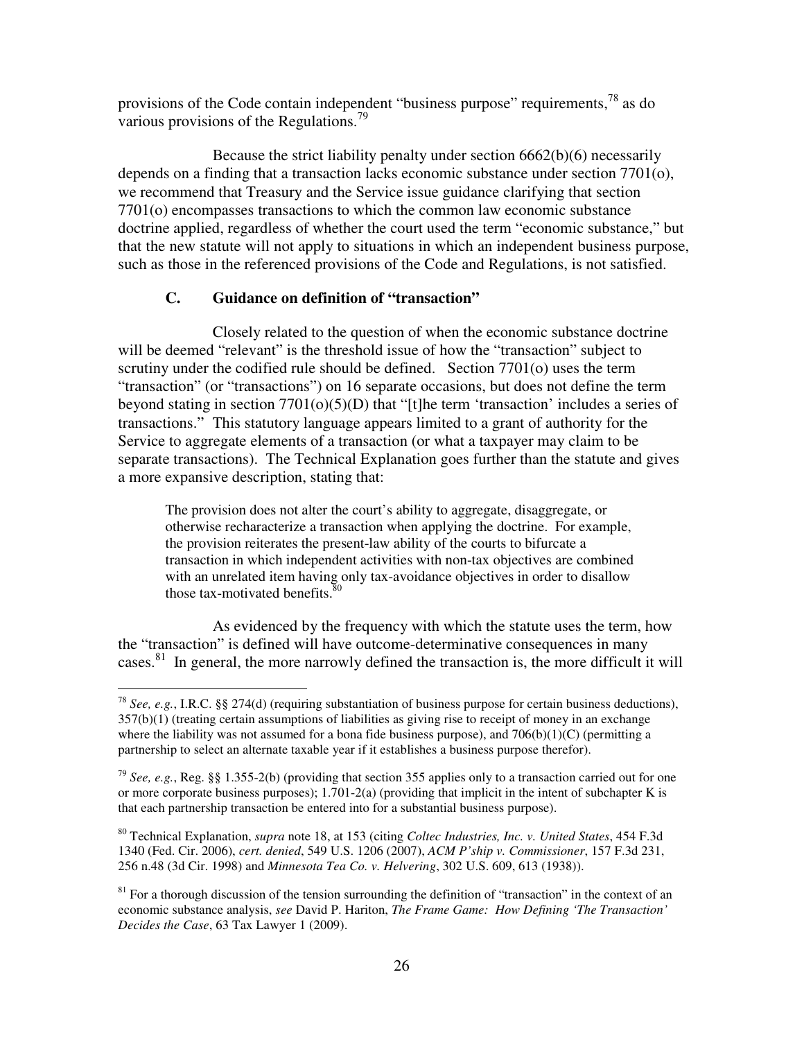provisions of the Code contain independent "business purpose" requirements,[78] as do various provisions of the Regulations.[79]

Because the strict liability penalty under section 6662(b)(6) necessarily depends on a finding that a transaction lacks economic substance under section 7701(o), we recommend that Treasury and the Service issue guidance clarifying that section 7701(o) encompasses transactions to which the common law economic substance doctrine applied, regardless of whether the court used the term "economic substance," but that the new statute will not apply to situations in which an independent business purpose, such as those in the referenced provisions of the Code and Regulations, is not satisfied.

### C. Guidance on definition of "transaction"

Closely related to the question of when the economic substance doctrine will be deemed "relevant" is the threshold issue of how the "transaction" subject to scrutiny under the codified rule should be defined. Section 7701(o) uses the term "transaction" (or "transactions") on 16 separate occasions, but does not define the term beyond stating in section 7701(o)(5)(D) that "[t]he term 'transaction' includes a series of transactions." This statutory language appears limited to a grant of authority for the Service to aggregate elements of a transaction (or what a taxpayer may claim to be separate transactions). The Technical Explanation goes further than the statute and gives a more expansive description, stating that:

> The provision does not alter the court's ability to aggregate, disaggregate, or otherwise recharacterize a transaction when applying the doctrine. For example, the provision reiterates the present-law ability of the courts to bifurcate a transaction in which independent activities with non-tax objectives are combined with an unrelated item having only tax-avoidance objectives in order to disallow those tax-motivated benefits.[80]

As evidenced by the frequency with which the statute uses the term, how the "transaction" is defined will have outcome-determinative consequences in many cases.[81] In general, the more narrowly defined the transaction is, the more difficult it will

---

[78] *See, e.g.*, I.R.C. §§ 274(d) (requiring substantiation of business purpose for certain business deductions), 357(b)(1) (treating certain assumptions of liabilities as giving rise to receipt of money in an exchange where the liability was not assumed for a bona fide business purpose), and 706(b)(1)(C) (permitting a partnership to select an alternate taxable year if it establishes a business purpose therefor).

[79] *See, e.g.*, Reg. §§ 1.355-2(b) (providing that section 355 applies only to a transaction carried out for one or more corporate business purposes); 1.701-2(a) (providing that implicit in the intent of subchapter K is that each partnership transaction be entered into for a substantial business purpose).

[80] Technical Explanation, *supra* note 18, at 153 (citing *Coltec Industries, Inc. v. United States*, 454 F.3d 1340 (Fed. Cir. 2006), *cert. denied*, 549 U.S. 1206 (2007), *ACM P'ship v. Commissioner*, 157 F.3d 231, 256 n.48 (3d Cir. 1998) and *Minnesota Tea Co. v. Helvering*, 302 U.S. 609, 613 (1938)).

[81] For a thorough discussion of the tension surrounding the definition of "transaction" in the context of an economic substance analysis, *see* David P. Hariton, *The Frame Game: How Defining 'The Transaction' Decides the Case*, 63 Tax Lawyer 1 (2009).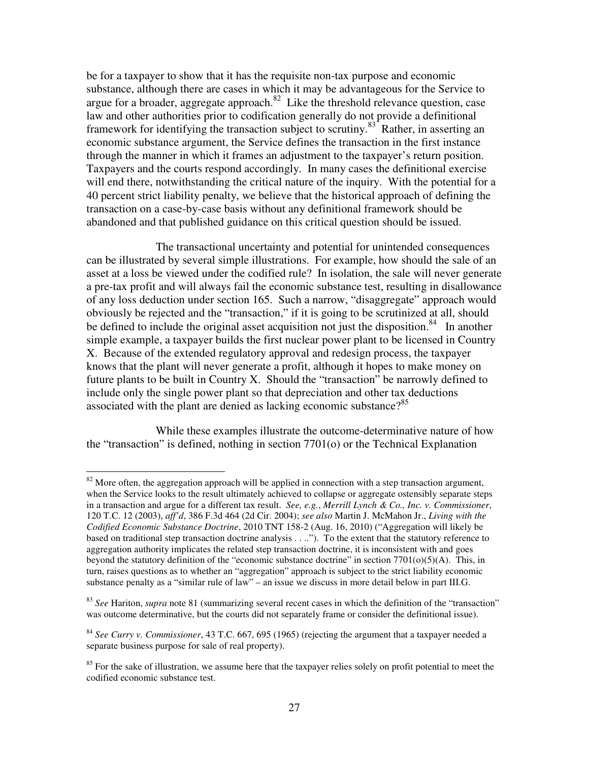be for a taxpayer to show that it has the requisite non-tax purpose and economic substance, although there are cases in which it may be advantageous for the Service to argue for a broader, aggregate approach.[82] Like the threshold relevance question, case law and other authorities prior to codification generally do not provide a definitional framework for identifying the transaction subject to scrutiny.[83] Rather, in asserting an economic substance argument, the Service defines the transaction in the first instance through the manner in which it frames an adjustment to the taxpayer's return position. Taxpayers and the courts respond accordingly. In many cases the definitional exercise will end there, notwithstanding the critical nature of the inquiry. With the potential for a 40 percent strict liability penalty, we believe that the historical approach of defining the transaction on a case-by-case basis without any definitional framework should be abandoned and that published guidance on this critical question should be issued.

The transactional uncertainty and potential for unintended consequences can be illustrated by several simple illustrations. For example, how should the sale of an asset at a loss be viewed under the codified rule? In isolation, the sale will never generate a pre-tax profit and will always fail the economic substance test, resulting in disallowance of any loss deduction under section 165. Such a narrow, "disaggregate" approach would obviously be rejected and the "transaction," if it is going to be scrutinized at all, should be defined to include the original asset acquisition not just the disposition.[84] In another simple example, a taxpayer builds the first nuclear power plant to be licensed in Country X. Because of the extended regulatory approval and redesign process, the taxpayer knows that the plant will never generate a profit, although it hopes to make money on future plants to be built in Country X. Should the "transaction" be narrowly defined to include only the single power plant so that depreciation and other tax deductions associated with the plant are denied as lacking economic substance?[85]

While these examples illustrate the outcome-determinative nature of how the "transaction" is defined, nothing in section 7701(o) or the Technical Explanation

---

[82] More often, the aggregation approach will be applied in connection with a step transaction argument, when the Service looks to the result ultimately achieved to collapse or aggregate ostensibly separate steps in a transaction and argue for a different tax result. *See, e.g.*, *Merrill Lynch & Co., Inc. v. Commissioner*, 120 T.C. 12 (2003), *aff'd*, 386 F.3d 464 (2d Cir. 2004); *see also* Martin J. McMahon Jr., *Living with the Codified Economic Substance Doctrine*, 2010 TNT 158-2 (Aug. 16, 2010) ("Aggregation will likely be based on traditional step transaction doctrine analysis . . .."). To the extent that the statutory reference to aggregation authority implicates the related step transaction doctrine, it is inconsistent with and goes beyond the statutory definition of the "economic substance doctrine" in section 7701(o)(5)(A). This, in turn, raises questions as to whether an "aggregation" approach is subject to the strict liability economic substance penalty as a "similar rule of law" – an issue we discuss in more detail below in part III.G.

[83] *See* Hariton, *supra* note 81 (summarizing several recent cases in which the definition of the "transaction" was outcome determinative, but the courts did not separately frame or consider the definitional issue).

[84] *See Curry v. Commissioner*, 43 T.C. 667, 695 (1965) (rejecting the argument that a taxpayer needed a separate business purpose for sale of real property).

[85] For the sake of illustration, we assume here that the taxpayer relies solely on profit potential to meet the codified economic substance test.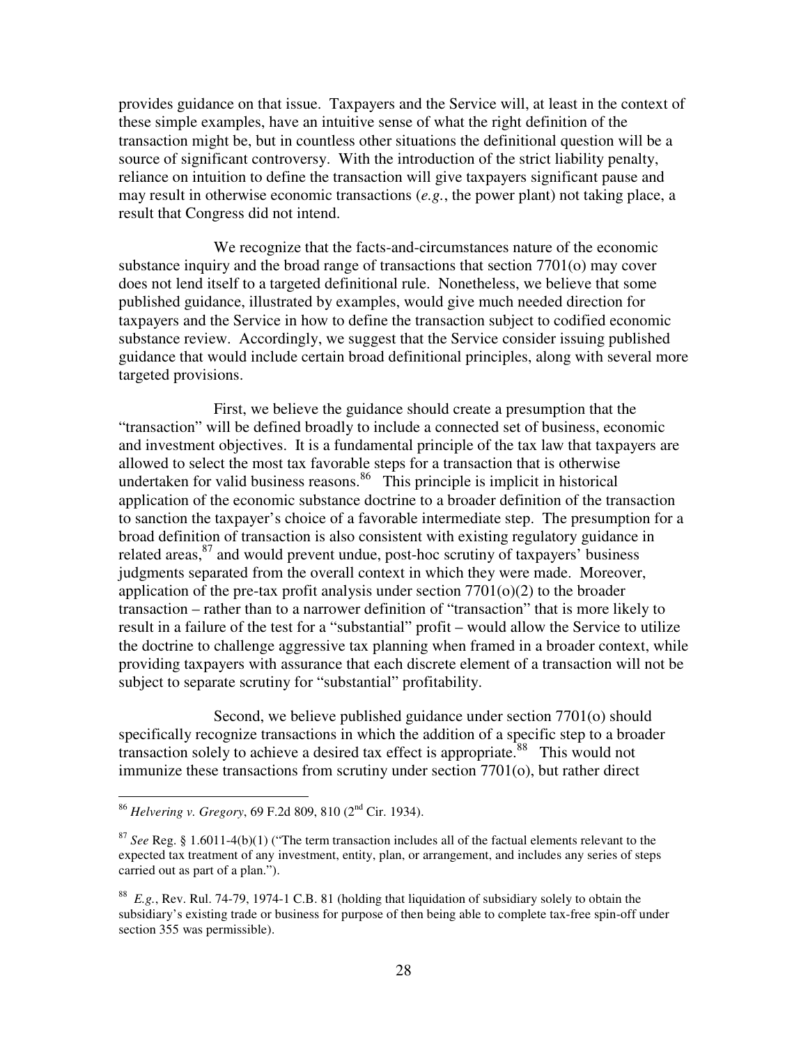provides guidance on that issue. Taxpayers and the Service will, at least in the context of these simple examples, have an intuitive sense of what the right definition of the transaction might be, but in countless other situations the definitional question will be a source of significant controversy. With the introduction of the strict liability penalty, reliance on intuition to define the transaction will give taxpayers significant pause and may result in otherwise economic transactions (*e.g.*, the power plant) not taking place, a result that Congress did not intend.

We recognize that the facts-and-circumstances nature of the economic substance inquiry and the broad range of transactions that section 7701(o) may cover does not lend itself to a targeted definitional rule. Nonetheless, we believe that some published guidance, illustrated by examples, would give much needed direction for taxpayers and the Service in how to define the transaction subject to codified economic substance review. Accordingly, we suggest that the Service consider issuing published guidance that would include certain broad definitional principles, along with several more targeted provisions.

First, we believe the guidance should create a presumption that the "transaction" will be defined broadly to include a connected set of business, economic and investment objectives. It is a fundamental principle of the tax law that taxpayers are allowed to select the most tax favorable steps for a transaction that is otherwise undertaken for valid business reasons.[86] This principle is implicit in historical application of the economic substance doctrine to a broader definition of the transaction to sanction the taxpayer's choice of a favorable intermediate step. The presumption for a broad definition of transaction is also consistent with existing regulatory guidance in related areas,[87] and would prevent undue, post-hoc scrutiny of taxpayers' business judgments separated from the overall context in which they were made. Moreover, application of the pre-tax profit analysis under section 7701(o)(2) to the broader transaction – rather than to a narrower definition of "transaction" that is more likely to result in a failure of the test for a "substantial" profit – would allow the Service to utilize the doctrine to challenge aggressive tax planning when framed in a broader context, while providing taxpayers with assurance that each discrete element of a transaction will not be subject to separate scrutiny for "substantial" profitability.

Second, we believe published guidance under section 7701(o) should specifically recognize transactions in which the addition of a specific step to a broader transaction solely to achieve a desired tax effect is appropriate.[88] This would not immunize these transactions from scrutiny under section 7701(o), but rather direct

---

[86] *Helvering v. Gregory*, 69 F.2d 809, 810 (2nd Cir. 1934).

[87] *See* Reg. § 1.6011-4(b)(1) ("The term transaction includes all of the factual elements relevant to the expected tax treatment of any investment, entity, plan, or arrangement, and includes any series of steps carried out as part of a plan.").

[88] *E.g.*, Rev. Rul. 74-79, 1974-1 C.B. 81 (holding that liquidation of subsidiary solely to obtain the subsidiary's existing trade or business for purpose of then being able to complete tax-free spin-off under section 355 was permissible).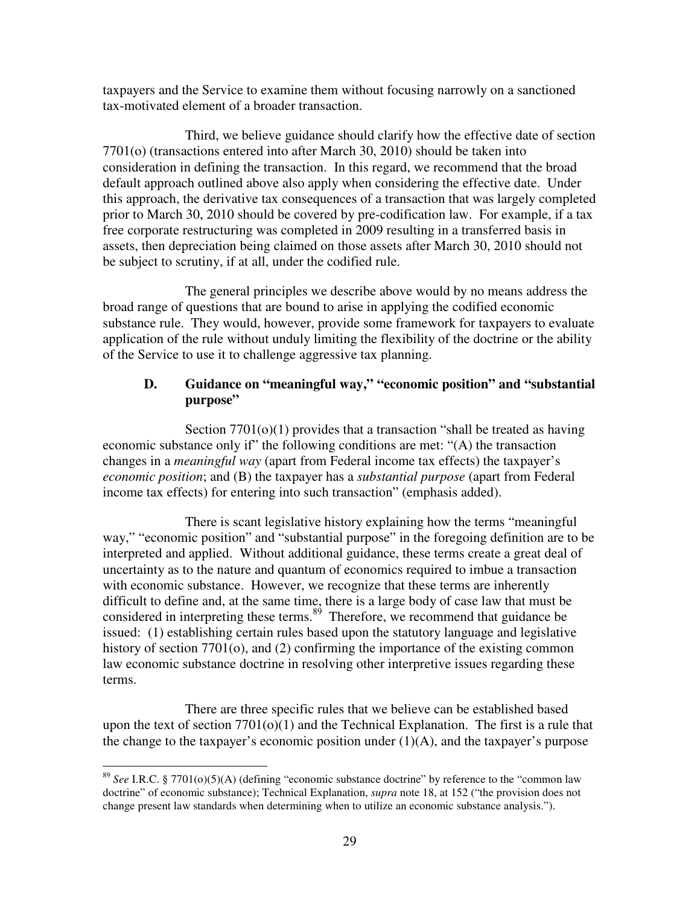taxpayers and the Service to examine them without focusing narrowly on a sanctioned tax-motivated element of a broader transaction.

Third, we believe guidance should clarify how the effective date of section 7701(o) (transactions entered into after March 30, 2010) should be taken into consideration in defining the transaction. In this regard, we recommend that the broad default approach outlined above also apply when considering the effective date. Under this approach, the derivative tax consequences of a transaction that was largely completed prior to March 30, 2010 should be covered by pre-codification law. For example, if a tax free corporate restructuring was completed in 2009 resulting in a transferred basis in assets, then depreciation being claimed on those assets after March 30, 2010 should not be subject to scrutiny, if at all, under the codified rule.

The general principles we describe above would by no means address the broad range of questions that are bound to arise in applying the codified economic substance rule. They would, however, provide some framework for taxpayers to evaluate application of the rule without unduly limiting the flexibility of the doctrine or the ability of the Service to use it to challenge aggressive tax planning.

### D. Guidance on "meaningful way," "economic position" and "substantial purpose"

Section 7701(o)(1) provides that a transaction "shall be treated as having economic substance only if" the following conditions are met: "(A) the transaction changes in a *meaningful way* (apart from Federal income tax effects) the taxpayer's *economic position*; and (B) the taxpayer has a *substantial purpose* (apart from Federal income tax effects) for entering into such transaction" (emphasis added).

There is scant legislative history explaining how the terms "meaningful way," "economic position" and "substantial purpose" in the foregoing definition are to be interpreted and applied. Without additional guidance, these terms create a great deal of uncertainty as to the nature and quantum of economics required to imbue a transaction with economic substance. However, we recognize that these terms are inherently difficult to define and, at the same time, there is a large body of case law that must be considered in interpreting these terms.[89] Therefore, we recommend that guidance be issued: (1) establishing certain rules based upon the statutory language and legislative history of section 7701(o), and (2) confirming the importance of the existing common law economic substance doctrine in resolving other interpretive issues regarding these terms.

There are three specific rules that we believe can be established based upon the text of section 7701(o)(1) and the Technical Explanation. The first is a rule that the change to the taxpayer's economic position under (1)(A), and the taxpayer's purpose

---

[89] *See* I.R.C. § 7701(o)(5)(A) (defining "economic substance doctrine" by reference to the "common law doctrine" of economic substance); Technical Explanation, *supra* note 18, at 152 ("the provision does not change present law standards when determining when to utilize an economic substance analysis.").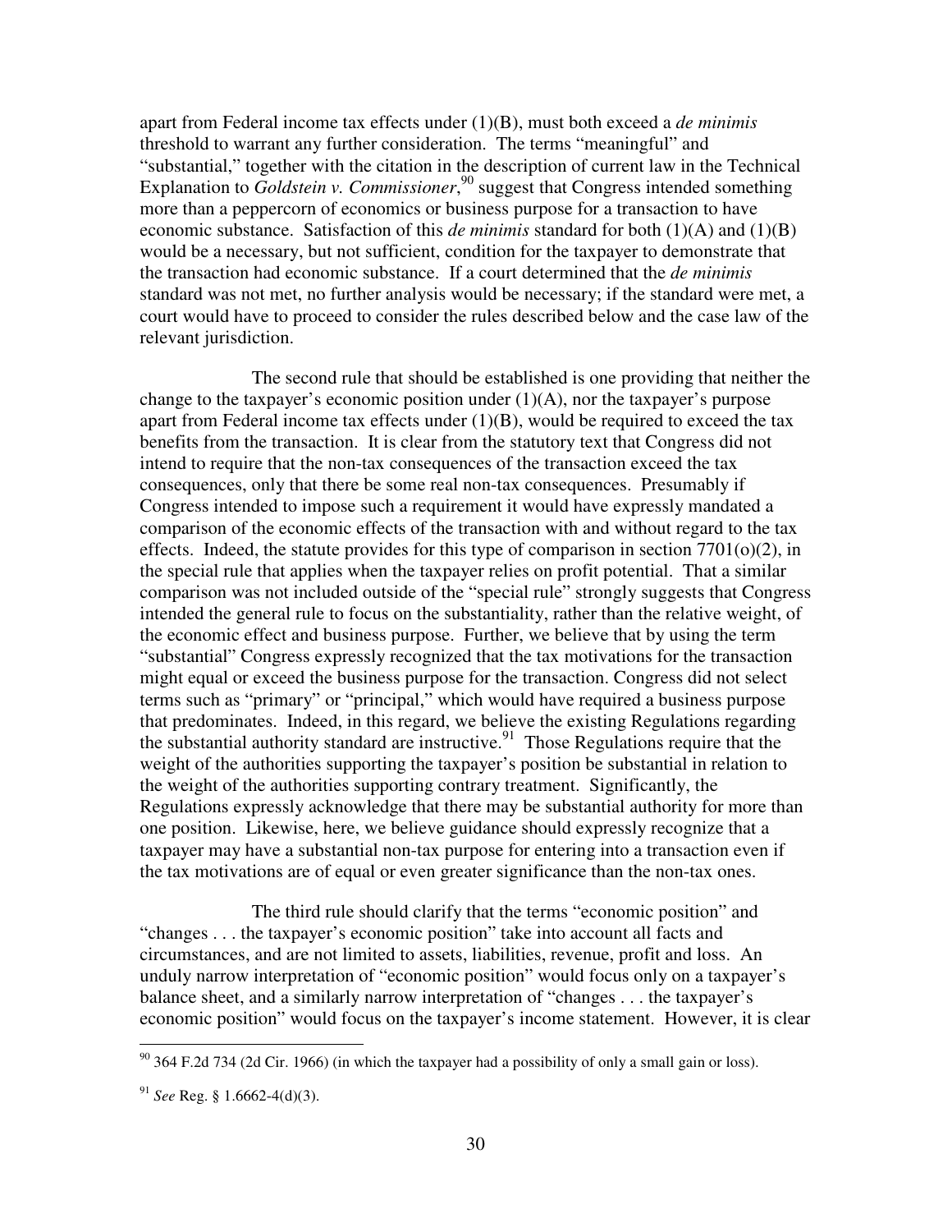apart from Federal income tax effects under (1)(B), must both exceed a *de minimis* threshold to warrant any further consideration. The terms "meaningful" and "substantial," together with the citation in the description of current law in the Technical Explanation to *Goldstein v. Commissioner*,[90] suggest that Congress intended something more than a peppercorn of economics or business purpose for a transaction to have economic substance. Satisfaction of this *de minimis* standard for both (1)(A) and (1)(B) would be a necessary, but not sufficient, condition for the taxpayer to demonstrate that the transaction had economic substance. If a court determined that the *de minimis* standard was not met, no further analysis would be necessary; if the standard were met, a court would have to proceed to consider the rules described below and the case law of the relevant jurisdiction.

The second rule that should be established is one providing that neither the change to the taxpayer's economic position under (1)(A), nor the taxpayer's purpose apart from Federal income tax effects under (1)(B), would be required to exceed the tax benefits from the transaction. It is clear from the statutory text that Congress did not intend to require that the non-tax consequences of the transaction exceed the tax consequences, only that there be some real non-tax consequences. Presumably if Congress intended to impose such a requirement it would have expressly mandated a comparison of the economic effects of the transaction with and without regard to the tax effects. Indeed, the statute provides for this type of comparison in section 7701(o)(2), in the special rule that applies when the taxpayer relies on profit potential. That a similar comparison was not included outside of the "special rule" strongly suggests that Congress intended the general rule to focus on the substantiality, rather than the relative weight, of the economic effect and business purpose. Further, we believe that by using the term "substantial" Congress expressly recognized that the tax motivations for the transaction might equal or exceed the business purpose for the transaction. Congress did not select terms such as "primary" or "principal," which would have required a business purpose that predominates. Indeed, in this regard, we believe the existing Regulations regarding the substantial authority standard are instructive.[91] Those Regulations require that the weight of the authorities supporting the taxpayer's position be substantial in relation to the weight of the authorities supporting contrary treatment. Significantly, the Regulations expressly acknowledge that there may be substantial authority for more than one position. Likewise, here, we believe guidance should expressly recognize that a taxpayer may have a substantial non-tax purpose for entering into a transaction even if the tax motivations are of equal or even greater significance than the non-tax ones.

The third rule should clarify that the terms "economic position" and "changes . . . the taxpayer's economic position" take into account all facts and circumstances, and are not limited to assets, liabilities, revenue, profit and loss. An unduly narrow interpretation of "economic position" would focus only on a taxpayer's balance sheet, and a similarly narrow interpretation of "changes . . . the taxpayer's economic position" would focus on the taxpayer's income statement. However, it is clear

---

[90] 364 F.2d 734 (2d Cir. 1966) (in which the taxpayer had a possibility of only a small gain or loss).

[91] *See* Reg. § 1.6662-4(d)(3).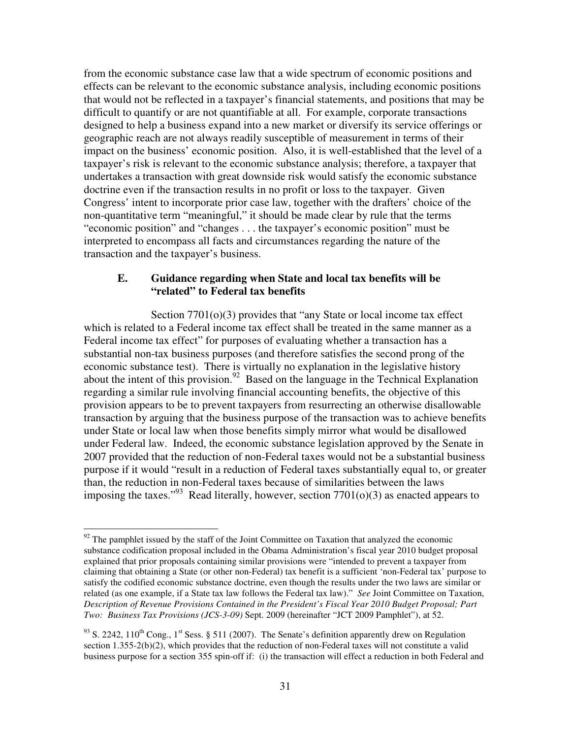from the economic substance case law that a wide spectrum of economic positions and effects can be relevant to the economic substance analysis, including economic positions that would not be reflected in a taxpayer's financial statements, and positions that may be difficult to quantify or are not quantifiable at all. For example, corporate transactions designed to help a business expand into a new market or diversify its service offerings or geographic reach are not always readily susceptible of measurement in terms of their impact on the business' economic position. Also, it is well-established that the level of a taxpayer's risk is relevant to the economic substance analysis; therefore, a taxpayer that undertakes a transaction with great downside risk would satisfy the economic substance doctrine even if the transaction results in no profit or loss to the taxpayer. Given Congress' intent to incorporate prior case law, together with the drafters' choice of the non-quantitative term "meaningful," it should be made clear by rule that the terms "economic position" and "changes . . . the taxpayer's economic position" must be interpreted to encompass all facts and circumstances regarding the nature of the transaction and the taxpayer's business.

### E. Guidance regarding when State and local tax benefits will be "related" to Federal tax benefits

Section 7701(o)(3) provides that "any State or local income tax effect which is related to a Federal income tax effect shall be treated in the same manner as a Federal income tax effect" for purposes of evaluating whether a transaction has a substantial non-tax business purposes (and therefore satisfies the second prong of the economic substance test). There is virtually no explanation in the legislative history about the intent of this provision.[92] Based on the language in the Technical Explanation regarding a similar rule involving financial accounting benefits, the objective of this provision appears to be to prevent taxpayers from resurrecting an otherwise disallowable transaction by arguing that the business purpose of the transaction was to achieve benefits under State or local law when those benefits simply mirror what would be disallowed under Federal law. Indeed, the economic substance legislation approved by the Senate in 2007 provided that the reduction of non-Federal taxes would not be a substantial business purpose if it would "result in a reduction of Federal taxes substantially equal to, or greater than, the reduction in non-Federal taxes because of similarities between the laws imposing the taxes."[93] Read literally, however, section 7701(o)(3) as enacted appears to

---

[92] The pamphlet issued by the staff of the Joint Committee on Taxation that analyzed the economic substance codification proposal included in the Obama Administration's fiscal year 2010 budget proposal explained that prior proposals containing similar provisions were "intended to prevent a taxpayer from claiming that obtaining a State (or other non-Federal) tax benefit is a sufficient 'non-Federal tax' purpose to satisfy the codified economic substance doctrine, even though the results under the two laws are similar or related (as one example, if a State tax law follows the Federal tax law)." *See* Joint Committee on Taxation, *Description of Revenue Provisions Contained in the President's Fiscal Year 2010 Budget Proposal; Part Two: Business Tax Provisions (JCS-3-09)* Sept. 2009 (hereinafter "JCT 2009 Pamphlet"), at 52.

[93] S. 2242, 110th Cong., 1st Sess. § 511 (2007). The Senate's definition apparently drew on Regulation section 1.355-2(b)(2), which provides that the reduction of non-Federal taxes will not constitute a valid business purpose for a section 355 spin-off if: (i) the transaction will effect a reduction in both Federal and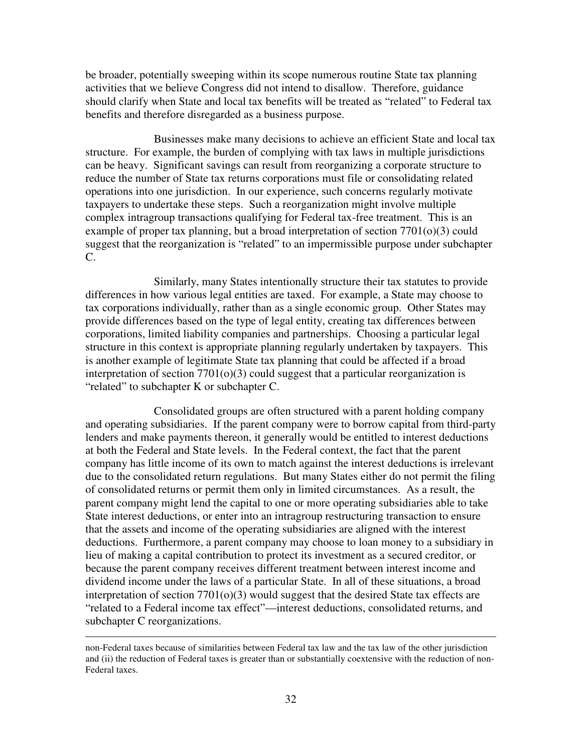be broader, potentially sweeping within its scope numerous routine State tax planning activities that we believe Congress did not intend to disallow. Therefore, guidance should clarify when State and local tax benefits will be treated as "related" to Federal tax benefits and therefore disregarded as a business purpose.

Businesses make many decisions to achieve an efficient State and local tax structure. For example, the burden of complying with tax laws in multiple jurisdictions can be heavy. Significant savings can result from reorganizing a corporate structure to reduce the number of State tax returns corporations must file or consolidating related operations into one jurisdiction. In our experience, such concerns regularly motivate taxpayers to undertake these steps. Such a reorganization might involve multiple complex intragroup transactions qualifying for Federal tax-free treatment. This is an example of proper tax planning, but a broad interpretation of section 7701(o)(3) could suggest that the reorganization is "related" to an impermissible purpose under subchapter C.

Similarly, many States intentionally structure their tax statutes to provide differences in how various legal entities are taxed. For example, a State may choose to tax corporations individually, rather than as a single economic group. Other States may provide differences based on the type of legal entity, creating tax differences between corporations, limited liability companies and partnerships. Choosing a particular legal structure in this context is appropriate planning regularly undertaken by taxpayers. This is another example of legitimate State tax planning that could be affected if a broad interpretation of section 7701(o)(3) could suggest that a particular reorganization is "related" to subchapter K or subchapter C.

Consolidated groups are often structured with a parent holding company and operating subsidiaries. If the parent company were to borrow capital from third-party lenders and make payments thereon, it generally would be entitled to interest deductions at both the Federal and State levels. In the Federal context, the fact that the parent company has little income of its own to match against the interest deductions is irrelevant due to the consolidated return regulations. But many States either do not permit the filing of consolidated returns or permit them only in limited circumstances. As a result, the parent company might lend the capital to one or more operating subsidiaries able to take State interest deductions, or enter into an intragroup restructuring transaction to ensure that the assets and income of the operating subsidiaries are aligned with the interest deductions. Furthermore, a parent company may choose to loan money to a subsidiary in lieu of making a capital contribution to protect its investment as a secured creditor, or because the parent company receives different treatment between interest income and dividend income under the laws of a particular State. In all of these situations, a broad interpretation of section 7701(o)(3) would suggest that the desired State tax effects are "related to a Federal income tax effect"—interest deductions, consolidated returns, and subchapter C reorganizations.

---

non-Federal taxes because of similarities between Federal tax law and the tax law of the other jurisdiction and (ii) the reduction of Federal taxes is greater than or substantially coextensive with the reduction of non-Federal taxes.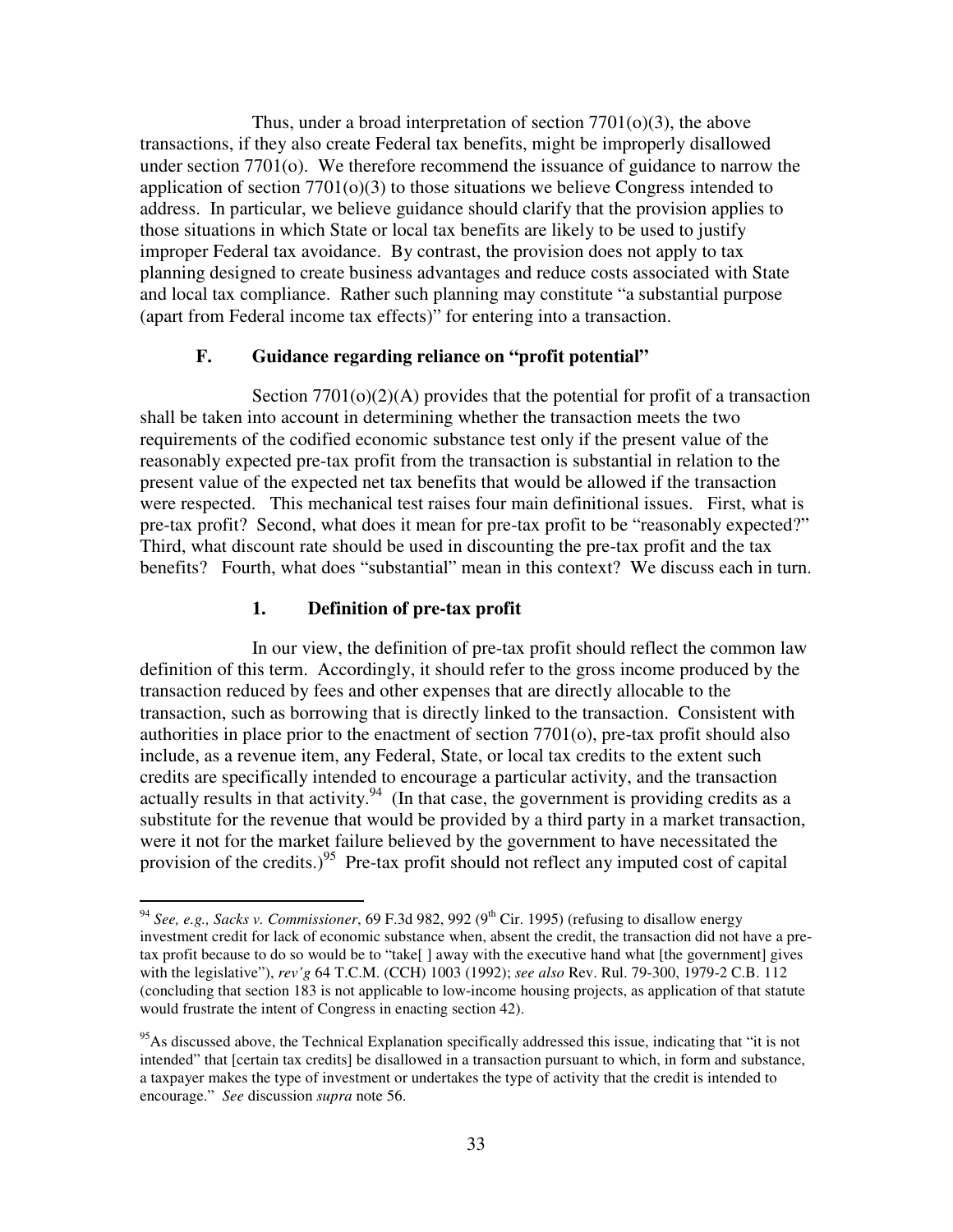Thus, under a broad interpretation of section 7701(o)(3), the above transactions, if they also create Federal tax benefits, might be improperly disallowed under section 7701(o). We therefore recommend the issuance of guidance to narrow the application of section 7701(o)(3) to those situations we believe Congress intended to address. In particular, we believe guidance should clarify that the provision applies to those situations in which State or local tax benefits are likely to be used to justify improper Federal tax avoidance. By contrast, the provision does not apply to tax planning designed to create business advantages and reduce costs associated with State and local tax compliance. Rather such planning may constitute "a substantial purpose (apart from Federal income tax effects)" for entering into a transaction.

### F. Guidance regarding reliance on "profit potential"

Section 7701(o)(2)(A) provides that the potential for profit of a transaction shall be taken into account in determining whether the transaction meets the two requirements of the codified economic substance test only if the present value of the reasonably expected pre-tax profit from the transaction is substantial in relation to the present value of the expected net tax benefits that would be allowed if the transaction were respected. This mechanical test raises four main definitional issues. First, what is pre-tax profit? Second, what does it mean for pre-tax profit to be "reasonably expected?" Third, what discount rate should be used in discounting the pre-tax profit and the tax benefits? Fourth, what does "substantial" mean in this context? We discuss each in turn.

#### 1. Definition of pre-tax profit

In our view, the definition of pre-tax profit should reflect the common law definition of this term. Accordingly, it should refer to the gross income produced by the transaction reduced by fees and other expenses that are directly allocable to the transaction, such as borrowing that is directly linked to the transaction. Consistent with authorities in place prior to the enactment of section 7701(o), pre-tax profit should also include, as a revenue item, any Federal, State, or local tax credits to the extent such credits are specifically intended to encourage a particular activity, and the transaction actually results in that activity.[94] (In that case, the government is providing credits as a substitute for the revenue that would be provided by a third party in a market transaction, were it not for the market failure believed by the government to have necessitated the provision of the credits.)[95] Pre-tax profit should not reflect any imputed cost of capital

---

[94] *See, e.g., Sacks v. Commissioner*, 69 F.3d 982, 992 (9th Cir. 1995) (refusing to disallow energy investment credit for lack of economic substance when, absent the credit, the transaction did not have a pre-tax profit because to do so would be to "take[ ] away with the executive hand what [the government] gives with the legislative"), *rev'g* 64 T.C.M. (CCH) 1003 (1992); *see also* Rev. Rul. 79-300, 1979-2 C.B. 112 (concluding that section 183 is not applicable to low-income housing projects, as application of that statute would frustrate the intent of Congress in enacting section 42).

[95] As discussed above, the Technical Explanation specifically addressed this issue, indicating that "it is not intended" that [certain tax credits] be disallowed in a transaction pursuant to which, in form and substance, a taxpayer makes the type of investment or undertakes the type of activity that the credit is intended to encourage." *See* discussion *supra* note 56.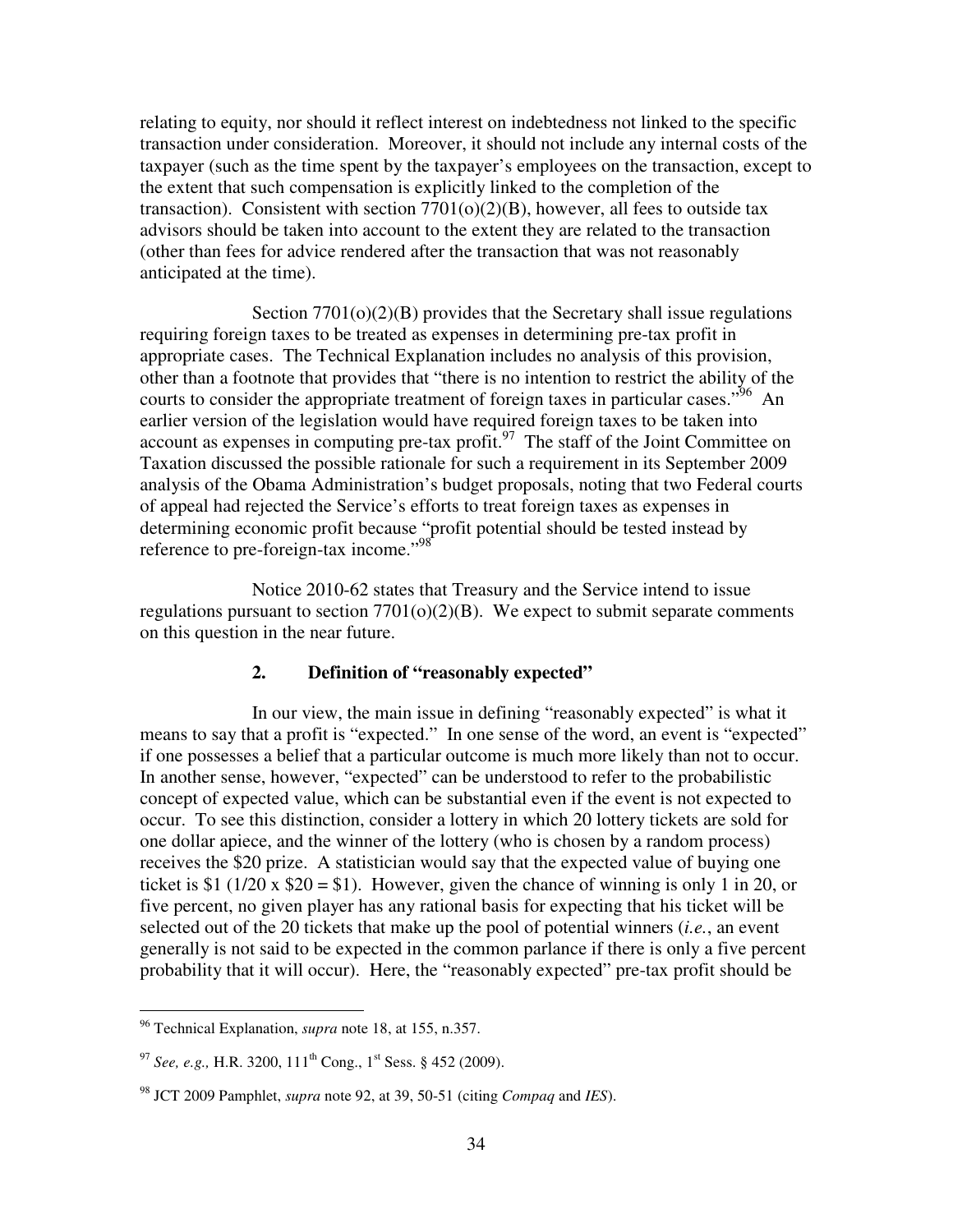relating to equity, nor should it reflect interest on indebtedness not linked to the specific transaction under consideration. Moreover, it should not include any internal costs of the taxpayer (such as the time spent by the taxpayer's employees on the transaction, except to the extent that such compensation is explicitly linked to the completion of the transaction). Consistent with section 7701(o)(2)(B), however, all fees to outside tax advisors should be taken into account to the extent they are related to the transaction (other than fees for advice rendered after the transaction that was not reasonably anticipated at the time).

Section 7701(o)(2)(B) provides that the Secretary shall issue regulations requiring foreign taxes to be treated as expenses in determining pre-tax profit in appropriate cases. The Technical Explanation includes no analysis of this provision, other than a footnote that provides that "there is no intention to restrict the ability of the courts to consider the appropriate treatment of foreign taxes in particular cases."[96] An earlier version of the legislation would have required foreign taxes to be taken into account as expenses in computing pre-tax profit.[97] The staff of the Joint Committee on Taxation discussed the possible rationale for such a requirement in its September 2009 analysis of the Obama Administration's budget proposals, noting that two Federal courts of appeal had rejected the Service's efforts to treat foreign taxes as expenses in determining economic profit because "profit potential should be tested instead by reference to pre-foreign-tax income."[98]

Notice 2010-62 states that Treasury and the Service intend to issue regulations pursuant to section 7701(o)(2)(B). We expect to submit separate comments on this question in the near future.

### 2. Definition of "reasonably expected"

In our view, the main issue in defining "reasonably expected" is what it means to say that a profit is "expected." In one sense of the word, an event is "expected" if one possesses a belief that a particular outcome is much more likely than not to occur. In another sense, however, "expected" can be understood to refer to the probabilistic concept of expected value, which can be substantial even if the event is not expected to occur. To see this distinction, consider a lottery in which 20 lottery tickets are sold for one dollar apiece, and the winner of the lottery (who is chosen by a random process) receives the $20 prize. A statistician would say that the expected value of buying one ticket is $1 (1/20 x $20 = $1). However, given the chance of winning is only 1 in 20, or five percent, no given player has any rational basis for expecting that his ticket will be selected out of the 20 tickets that make up the pool of potential winners (*i.e.*, an event generally is not said to be expected in the common parlance if there is only a five percent probability that it will occur). Here, the "reasonably expected" pre-tax profit should be

---

[96] Technical Explanation, *supra* note 18, at 155, n.357.

[97] *See, e.g.,* H.R. 3200, 111th Cong., 1st Sess. § 452 (2009).

[98] JCT 2009 Pamphlet, *supra* note 92, at 39, 50-51 (citing *Compaq* and *IES*).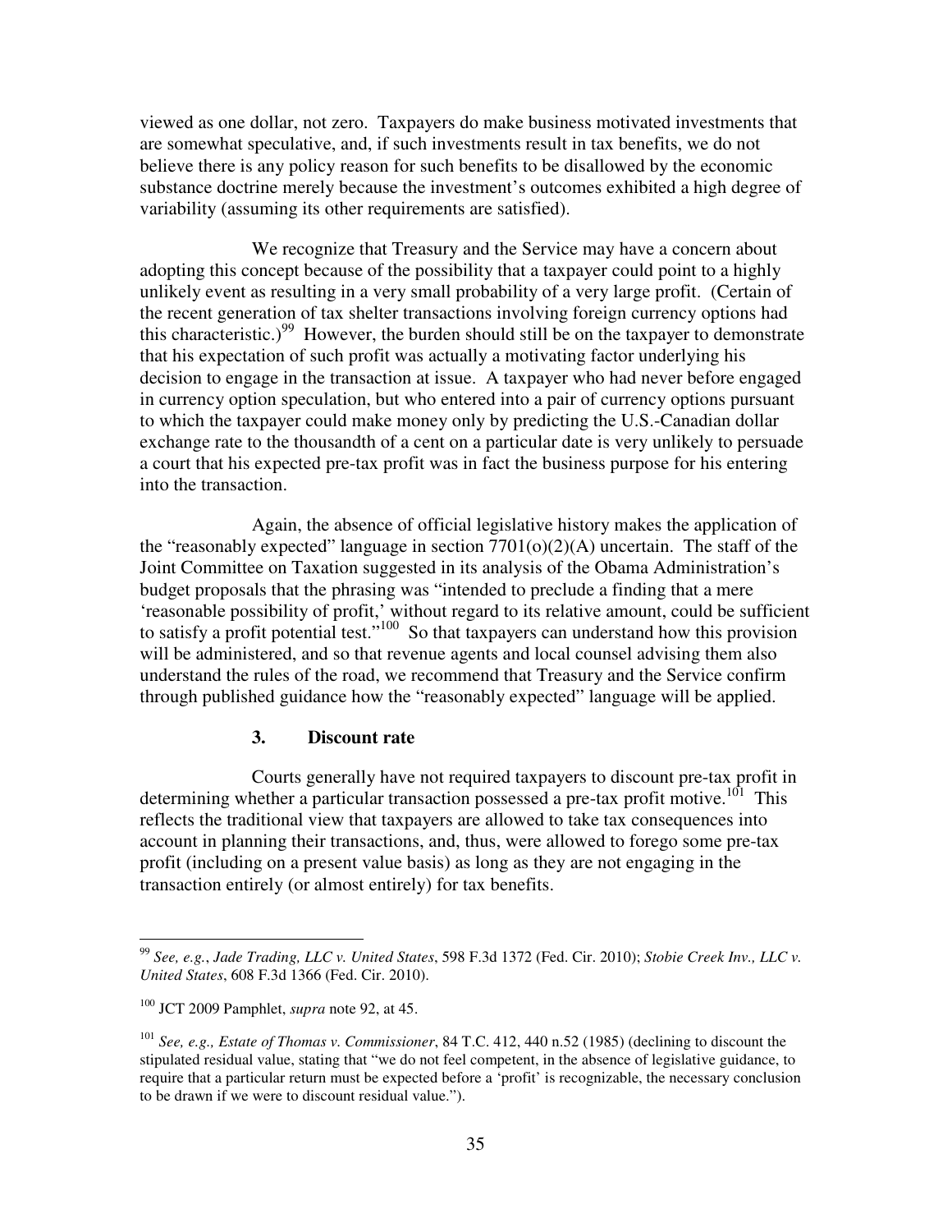viewed as one dollar, not zero. Taxpayers do make business motivated investments that are somewhat speculative, and, if such investments result in tax benefits, we do not believe there is any policy reason for such benefits to be disallowed by the economic substance doctrine merely because the investment's outcomes exhibited a high degree of variability (assuming its other requirements are satisfied).

We recognize that Treasury and the Service may have a concern about adopting this concept because of the possibility that a taxpayer could point to a highly unlikely event as resulting in a very small probability of a very large profit. (Certain of the recent generation of tax shelter transactions involving foreign currency options had this characteristic.)[99] However, the burden should still be on the taxpayer to demonstrate that his expectation of such profit was actually a motivating factor underlying his decision to engage in the transaction at issue. A taxpayer who had never before engaged in currency option speculation, but who entered into a pair of currency options pursuant to which the taxpayer could make money only by predicting the U.S.-Canadian dollar exchange rate to the thousandth of a cent on a particular date is very unlikely to persuade a court that his expected pre-tax profit was in fact the business purpose for his entering into the transaction.

Again, the absence of official legislative history makes the application of the "reasonably expected" language in section 7701(o)(2)(A) uncertain. The staff of the Joint Committee on Taxation suggested in its analysis of the Obama Administration's budget proposals that the phrasing was "intended to preclude a finding that a mere 'reasonable possibility of profit,' without regard to its relative amount, could be sufficient to satisfy a profit potential test."[100] So that taxpayers can understand how this provision will be administered, and so that revenue agents and local counsel advising them also understand the rules of the road, we recommend that Treasury and the Service confirm through published guidance how the "reasonably expected" language will be applied.

### 3. Discount rate

Courts generally have not required taxpayers to discount pre-tax profit in determining whether a particular transaction possessed a pre-tax profit motive.[101] This reflects the traditional view that taxpayers are allowed to take tax consequences into account in planning their transactions, and, thus, were allowed to forego some pre-tax profit (including on a present value basis) as long as they are not engaging in the transaction entirely (or almost entirely) for tax benefits.

---

[99] *See, e.g.*, *Jade Trading, LLC v. United States*, 598 F.3d 1372 (Fed. Cir. 2010); *Stobie Creek Inv., LLC v. United States*, 608 F.3d 1366 (Fed. Cir. 2010).

[100] JCT 2009 Pamphlet, *supra* note 92, at 45.

[101] *See, e.g., Estate of Thomas v. Commissioner*, 84 T.C. 412, 440 n.52 (1985) (declining to discount the stipulated residual value, stating that "we do not feel competent, in the absence of legislative guidance, to require that a particular return must be expected before a 'profit' is recognizable, the necessary conclusion to be drawn if we were to discount residual value.").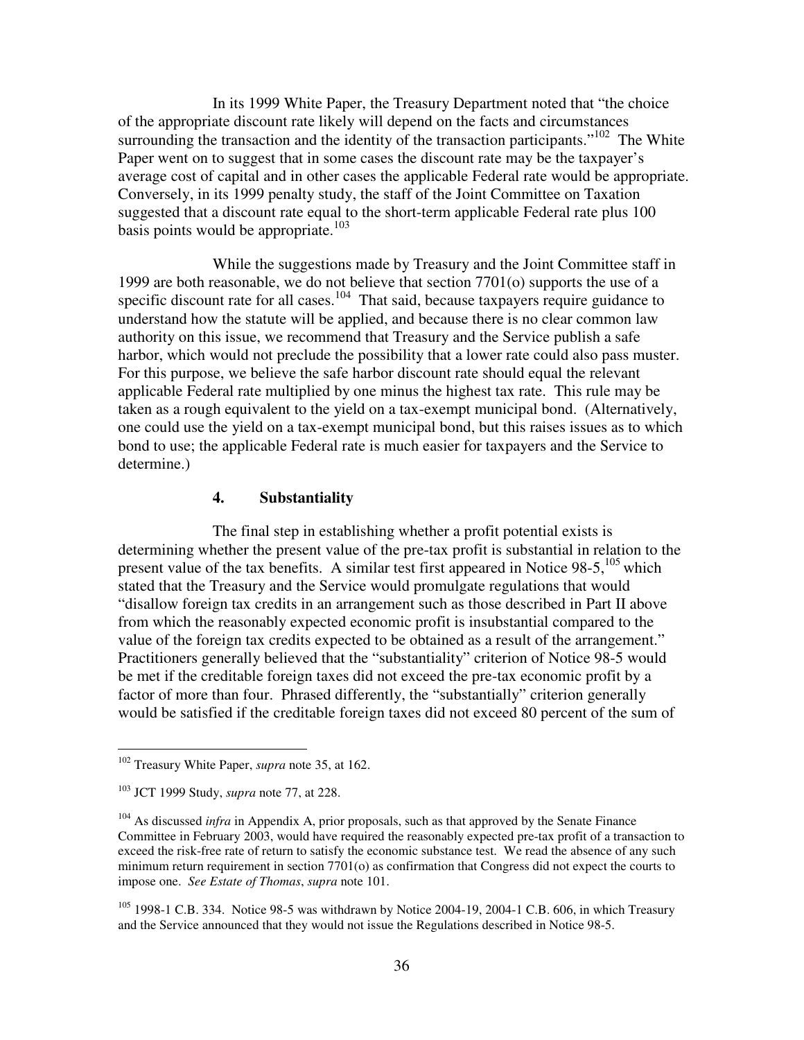In its 1999 White Paper, the Treasury Department noted that "the choice of the appropriate discount rate likely will depend on the facts and circumstances surrounding the transaction and the identity of the transaction participants."[102] The White Paper went on to suggest that in some cases the discount rate may be the taxpayer's average cost of capital and in other cases the applicable Federal rate would be appropriate. Conversely, in its 1999 penalty study, the staff of the Joint Committee on Taxation suggested that a discount rate equal to the short-term applicable Federal rate plus 100 basis points would be appropriate.[103]

While the suggestions made by Treasury and the Joint Committee staff in 1999 are both reasonable, we do not believe that section 7701(o) supports the use of a specific discount rate for all cases.[104] That said, because taxpayers require guidance to understand how the statute will be applied, and because there is no clear common law authority on this issue, we recommend that Treasury and the Service publish a safe harbor, which would not preclude the possibility that a lower rate could also pass muster. For this purpose, we believe the safe harbor discount rate should equal the relevant applicable Federal rate multiplied by one minus the highest tax rate. This rule may be taken as a rough equivalent to the yield on a tax-exempt municipal bond. (Alternatively, one could use the yield on a tax-exempt municipal bond, but this raises issues as to which bond to use; the applicable Federal rate is much easier for taxpayers and the Service to determine.)

### 4. Substantiality

The final step in establishing whether a profit potential exists is determining whether the present value of the pre-tax profit is substantial in relation to the present value of the tax benefits. A similar test first appeared in Notice 98-5,[105] which stated that the Treasury and the Service would promulgate regulations that would "disallow foreign tax credits in an arrangement such as those described in Part II above from which the reasonably expected economic profit is insubstantial compared to the value of the foreign tax credits expected to be obtained as a result of the arrangement." Practitioners generally believed that the "substantiality" criterion of Notice 98-5 would be met if the creditable foreign taxes did not exceed the pre-tax economic profit by a factor of more than four. Phrased differently, the "substantially" criterion generally would be satisfied if the creditable foreign taxes did not exceed 80 percent of the sum of

---

[102] Treasury White Paper, *supra* note 35, at 162.

[103] JCT 1999 Study, *supra* note 77, at 228.

[104] As discussed *infra* in Appendix A, prior proposals, such as that approved by the Senate Finance Committee in February 2003, would have required the reasonably expected pre-tax profit of a transaction to exceed the risk-free rate of return to satisfy the economic substance test. We read the absence of any such minimum return requirement in section 7701(o) as confirmation that Congress did not expect the courts to impose one. *See Estate of Thomas*, *supra* note 101.

[105] 1998-1 C.B. 334. Notice 98-5 was withdrawn by Notice 2004-19, 2004-1 C.B. 606, in which Treasury and the Service announced that they would not issue the Regulations described in Notice 98-5.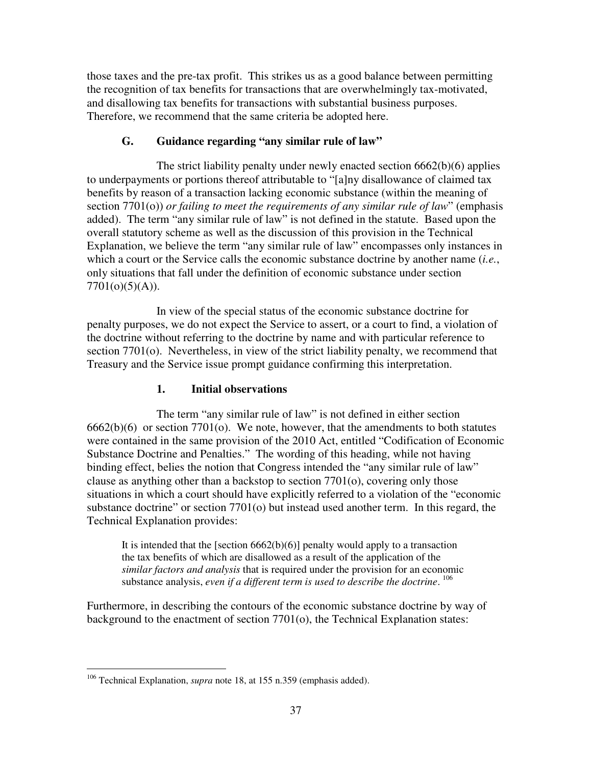those taxes and the pre-tax profit. This strikes us as a good balance between permitting the recognition of tax benefits for transactions that are overwhelmingly tax-motivated, and disallowing tax benefits for transactions with substantial business purposes. Therefore, we recommend that the same criteria be adopted here.

### G. Guidance regarding "any similar rule of law"

The strict liability penalty under newly enacted section 6662(b)(6) applies to underpayments or portions thereof attributable to "[a]ny disallowance of claimed tax benefits by reason of a transaction lacking economic substance (within the meaning of section 7701(o)) *or failing to meet the requirements of any similar rule of law*" (emphasis added). The term "any similar rule of law" is not defined in the statute. Based upon the overall statutory scheme as well as the discussion of this provision in the Technical Explanation, we believe the term "any similar rule of law" encompasses only instances in which a court or the Service calls the economic substance doctrine by another name (*i.e.*, only situations that fall under the definition of economic substance under section 7701(o)(5)(A)).

In view of the special status of the economic substance doctrine for penalty purposes, we do not expect the Service to assert, or a court to find, a violation of the doctrine without referring to the doctrine by name and with particular reference to section 7701(o). Nevertheless, in view of the strict liability penalty, we recommend that Treasury and the Service issue prompt guidance confirming this interpretation.

#### 1. Initial observations

The term "any similar rule of law" is not defined in either section 6662(b)(6) or section 7701(o). We note, however, that the amendments to both statutes were contained in the same provision of the 2010 Act, entitled "Codification of Economic Substance Doctrine and Penalties." The wording of this heading, while not having binding effect, belies the notion that Congress intended the "any similar rule of law" clause as anything other than a backstop to section 7701(o), covering only those situations in which a court should have explicitly referred to a violation of the "economic substance doctrine" or section 7701(o) but instead used another term. In this regard, the Technical Explanation provides:

> It is intended that the [section 6662(b)(6)] penalty would apply to a transaction the tax benefits of which are disallowed as a result of the application of the *similar factors and analysis* that is required under the provision for an economic substance analysis, *even if a different term is used to describe the doctrine*.[106]

Furthermore, in describing the contours of the economic substance doctrine by way of background to the enactment of section 7701(o), the Technical Explanation states:

---

[106] Technical Explanation, *supra* note 18, at 155 n.359 (emphasis added).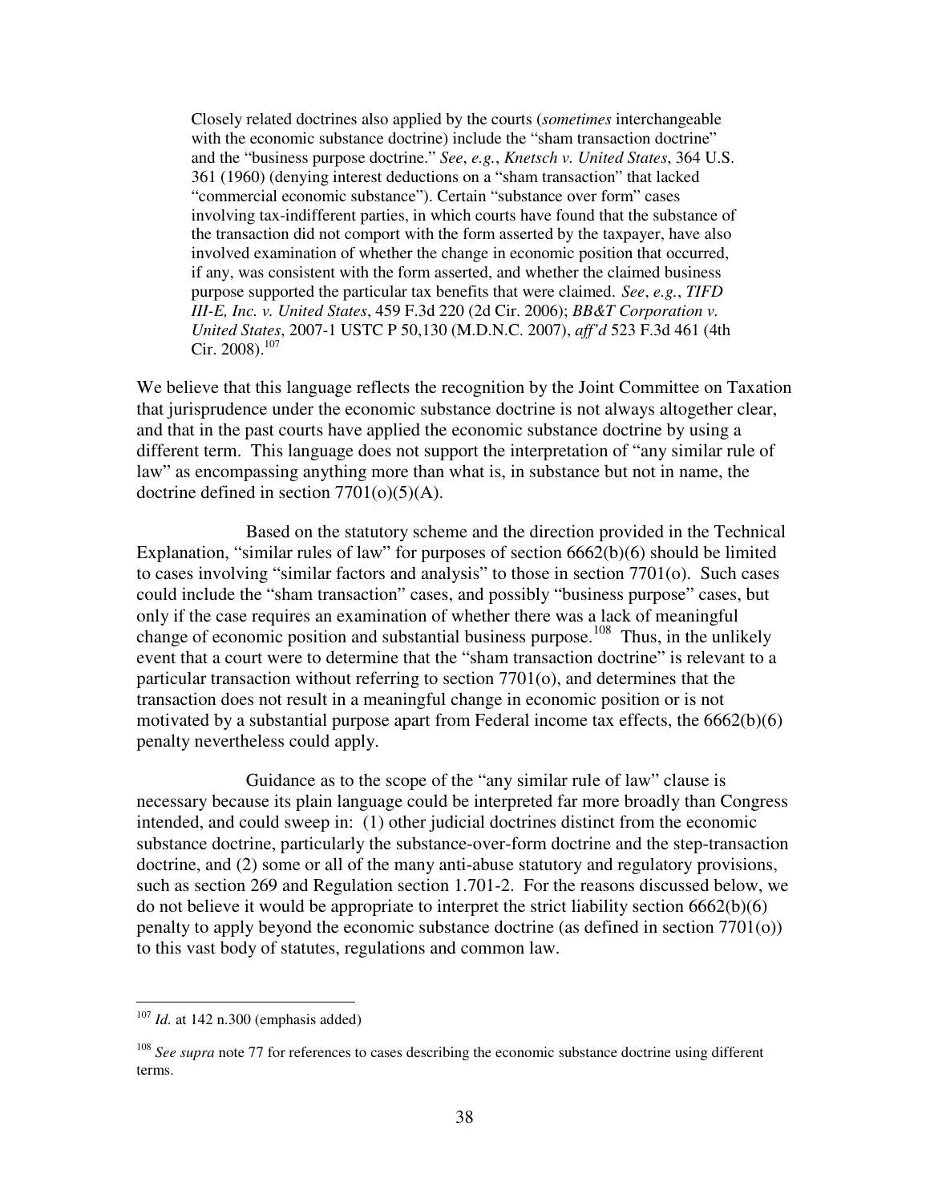> Closely related doctrines also applied by the courts (*sometimes* interchangeable with the economic substance doctrine) include the "sham transaction doctrine" and the "business purpose doctrine." *See*, *e.g.*, *Knetsch v. United States*, 364 U.S. 361 (1960) (denying interest deductions on a "sham transaction" that lacked "commercial economic substance"). Certain "substance over form" cases involving tax-indifferent parties, in which courts have found that the substance of the transaction did not comport with the form asserted by the taxpayer, have also involved examination of whether the change in economic position that occurred, if any, was consistent with the form asserted, and whether the claimed business purpose supported the particular tax benefits that were claimed. *See*, *e.g.*, *TIFD III-E, Inc. v. United States*, 459 F.3d 220 (2d Cir. 2006); *BB&T Corporation v. United States*, 2007-1 USTC P 50,130 (M.D.N.C. 2007), *aff'd* 523 F.3d 461 (4th Cir. 2008).[107]

We believe that this language reflects the recognition by the Joint Committee on Taxation that jurisprudence under the economic substance doctrine is not always altogether clear, and that in the past courts have applied the economic substance doctrine by using a different term. This language does not support the interpretation of "any similar rule of law" as encompassing anything more than what is, in substance but not in name, the doctrine defined in section 7701(o)(5)(A).

Based on the statutory scheme and the direction provided in the Technical Explanation, "similar rules of law" for purposes of section 6662(b)(6) should be limited to cases involving "similar factors and analysis" to those in section 7701(o). Such cases could include the "sham transaction" cases, and possibly "business purpose" cases, but only if the case requires an examination of whether there was a lack of meaningful change of economic position and substantial business purpose.[108] Thus, in the unlikely event that a court were to determine that the "sham transaction doctrine" is relevant to a particular transaction without referring to section 7701(o), and determines that the transaction does not result in a meaningful change in economic position or is not motivated by a substantial purpose apart from Federal income tax effects, the 6662(b)(6) penalty nevertheless could apply.

Guidance as to the scope of the "any similar rule of law" clause is necessary because its plain language could be interpreted far more broadly than Congress intended, and could sweep in: (1) other judicial doctrines distinct from the economic substance doctrine, particularly the substance-over-form doctrine and the step-transaction doctrine, and (2) some or all of the many anti-abuse statutory and regulatory provisions, such as section 269 and Regulation section 1.701-2. For the reasons discussed below, we do not believe it would be appropriate to interpret the strict liability section 6662(b)(6) penalty to apply beyond the economic substance doctrine (as defined in section 7701(o)) to this vast body of statutes, regulations and common law.

---

[107] *Id.* at 142 n.300 (emphasis added)

[108] *See supra* note 77 for references to cases describing the economic substance doctrine using different terms.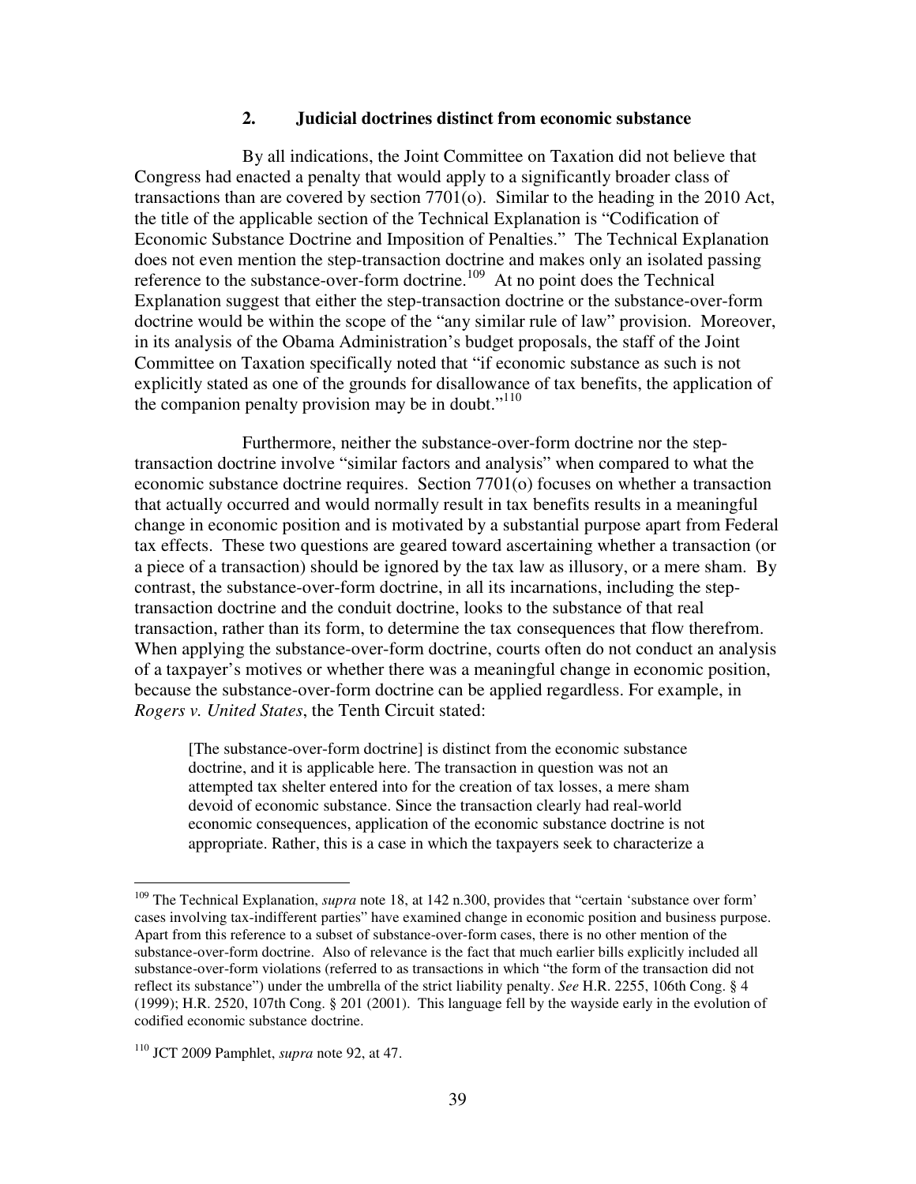### 2. Judicial doctrines distinct from economic substance

By all indications, the Joint Committee on Taxation did not believe that Congress had enacted a penalty that would apply to a significantly broader class of transactions than are covered by section 7701(o). Similar to the heading in the 2010 Act, the title of the applicable section of the Technical Explanation is "Codification of Economic Substance Doctrine and Imposition of Penalties." The Technical Explanation does not even mention the step-transaction doctrine and makes only an isolated passing reference to the substance-over-form doctrine.[109] At no point does the Technical Explanation suggest that either the step-transaction doctrine or the substance-over-form doctrine would be within the scope of the "any similar rule of law" provision. Moreover, in its analysis of the Obama Administration's budget proposals, the staff of the Joint Committee on Taxation specifically noted that "if economic substance as such is not explicitly stated as one of the grounds for disallowance of tax benefits, the application of the companion penalty provision may be in doubt."[110]

Furthermore, neither the substance-over-form doctrine nor the step-transaction doctrine involve "similar factors and analysis" when compared to what the economic substance doctrine requires. Section 7701(o) focuses on whether a transaction that actually occurred and would normally result in tax benefits results in a meaningful change in economic position and is motivated by a substantial purpose apart from Federal tax effects. These two questions are geared toward ascertaining whether a transaction (or a piece of a transaction) should be ignored by the tax law as illusory, or a mere sham. By contrast, the substance-over-form doctrine, in all its incarnations, including the step-transaction doctrine and the conduit doctrine, looks to the substance of that real transaction, rather than its form, to determine the tax consequences that flow therefrom. When applying the substance-over-form doctrine, courts often do not conduct an analysis of a taxpayer's motives or whether there was a meaningful change in economic position, because the substance-over-form doctrine can be applied regardless. For example, in *Rogers v. United States*, the Tenth Circuit stated:

> [The substance-over-form doctrine] is distinct from the economic substance doctrine, and it is applicable here. The transaction in question was not an attempted tax shelter entered into for the creation of tax losses, a mere sham devoid of economic substance. Since the transaction clearly had real-world economic consequences, application of the economic substance doctrine is not appropriate. Rather, this is a case in which the taxpayers seek to characterize a

---

[109] The Technical Explanation, *supra* note 18, at 142 n.300, provides that "certain 'substance over form' cases involving tax-indifferent parties" have examined change in economic position and business purpose. Apart from this reference to a subset of substance-over-form cases, there is no other mention of the substance-over-form doctrine. Also of relevance is the fact that much earlier bills explicitly included all substance-over-form violations (referred to as transactions in which "the form of the transaction did not reflect its substance") under the umbrella of the strict liability penalty. *See* H.R. 2255, 106th Cong. § 4 (1999); H.R. 2520, 107th Cong. § 201 (2001). This language fell by the wayside early in the evolution of codified economic substance doctrine.

[110] JCT 2009 Pamphlet, *supra* note 92, at 47.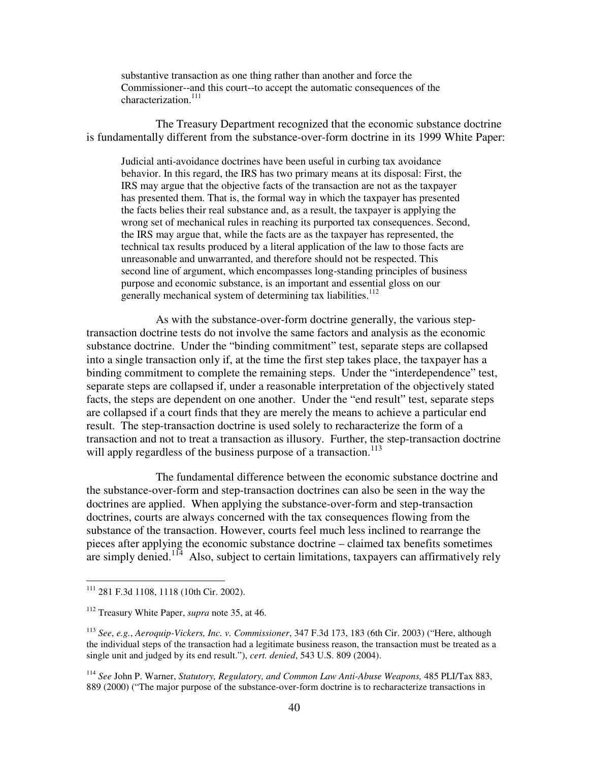> substantive transaction as one thing rather than another and force the Commissioner--and this court--to accept the automatic consequences of the characterization.[111]

The Treasury Department recognized that the economic substance doctrine is fundamentally different from the substance-over-form doctrine in its 1999 White Paper:

> Judicial anti-avoidance doctrines have been useful in curbing tax avoidance behavior. In this regard, the IRS has two primary means at its disposal: First, the IRS may argue that the objective facts of the transaction are not as the taxpayer has presented them. That is, the formal way in which the taxpayer has presented the facts belies their real substance and, as a result, the taxpayer is applying the wrong set of mechanical rules in reaching its purported tax consequences. Second, the IRS may argue that, while the facts are as the taxpayer has represented, the technical tax results produced by a literal application of the law to those facts are unreasonable and unwarranted, and therefore should not be respected. This second line of argument, which encompasses long-standing principles of business purpose and economic substance, is an important and essential gloss on our generally mechanical system of determining tax liabilities.[112]

As with the substance-over-form doctrine generally, the various step-transaction doctrine tests do not involve the same factors and analysis as the economic substance doctrine. Under the "binding commitment" test, separate steps are collapsed into a single transaction only if, at the time the first step takes place, the taxpayer has a binding commitment to complete the remaining steps. Under the "interdependence" test, separate steps are collapsed if, under a reasonable interpretation of the objectively stated facts, the steps are dependent on one another. Under the "end result" test, separate steps are collapsed if a court finds that they are merely the means to achieve a particular end result. The step-transaction doctrine is used solely to recharacterize the form of a transaction and not to treat a transaction as illusory. Further, the step-transaction doctrine will apply regardless of the business purpose of a transaction.[113]

The fundamental difference between the economic substance doctrine and the substance-over-form and step-transaction doctrines can also be seen in the way the doctrines are applied. When applying the substance-over-form and step-transaction doctrines, courts are always concerned with the tax consequences flowing from the substance of the transaction. However, courts feel much less inclined to rearrange the pieces after applying the economic substance doctrine – claimed tax benefits sometimes are simply denied.[114] Also, subject to certain limitations, taxpayers can affirmatively rely

---

[111] 281 F.3d 1108, 1118 (10th Cir. 2002).

[112] Treasury White Paper, *supra* note 35, at 46.

[113] *See*, *e.g.*, *Aeroquip-Vickers, Inc. v. Commissioner*, 347 F.3d 173, 183 (6th Cir. 2003) ("Here, although the individual steps of the transaction had a legitimate business reason, the transaction must be treated as a single unit and judged by its end result."), *cert. denied*, 543 U.S. 809 (2004).

[114] *See* John P. Warner, *Statutory, Regulatory, and Common Law Anti-Abuse Weapons,* 485 PLI/Tax 883, 889 (2000) ("The major purpose of the substance-over-form doctrine is to recharacterize transactions in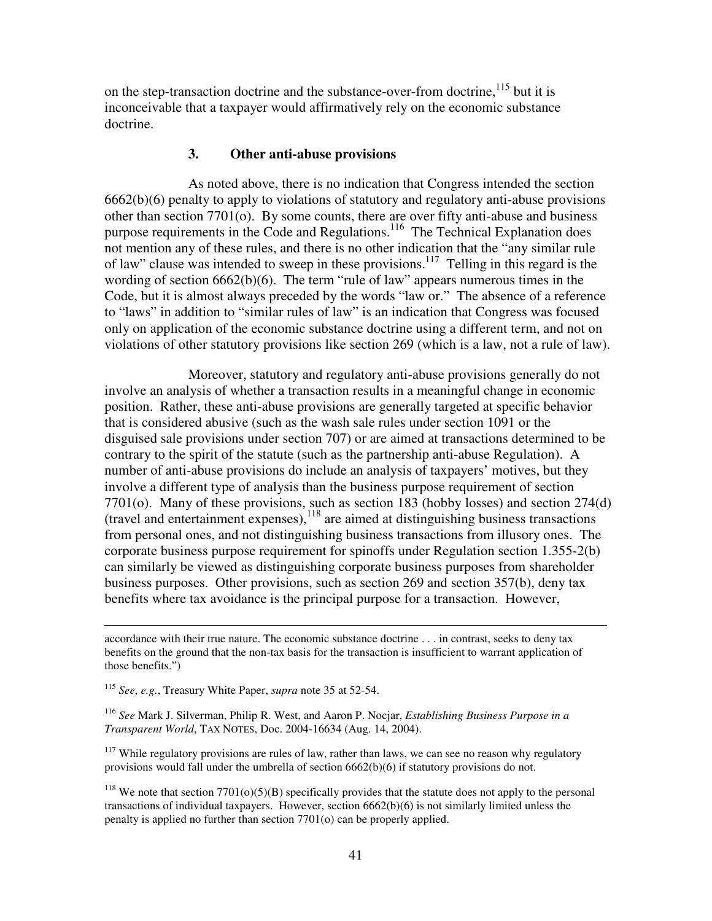on the step-transaction doctrine and the substance-over-from doctrine,[115] but it is inconceivable that a taxpayer would affirmatively rely on the economic substance doctrine.

### 3. Other anti-abuse provisions

As noted above, there is no indication that Congress intended the section 6662(b)(6) penalty to apply to violations of statutory and regulatory anti-abuse provisions other than section 7701(o). By some counts, there are over fifty anti-abuse and business purpose requirements in the Code and Regulations.[116] The Technical Explanation does not mention any of these rules, and there is no other indication that the "any similar rule of law" clause was intended to sweep in these provisions.[117] Telling in this regard is the wording of section 6662(b)(6). The term "rule of law" appears numerous times in the Code, but it is almost always preceded by the words "law or." The absence of a reference to "laws" in addition to "similar rules of law" is an indication that Congress was focused only on application of the economic substance doctrine using a different term, and not on violations of other statutory provisions like section 269 (which is a law, not a rule of law).

Moreover, statutory and regulatory anti-abuse provisions generally do not involve an analysis of whether a transaction results in a meaningful change in economic position. Rather, these anti-abuse provisions are generally targeted at specific behavior that is considered abusive (such as the wash sale rules under section 1091 or the disguised sale provisions under section 707) or are aimed at transactions determined to be contrary to the spirit of the statute (such as the partnership anti-abuse Regulation). A number of anti-abuse provisions do include an analysis of taxpayers' motives, but they involve a different type of analysis than the business purpose requirement of section 7701(o). Many of these provisions, such as section 183 (hobby losses) and section 274(d) (travel and entertainment expenses),[118] are aimed at distinguishing business transactions from personal ones, and not distinguishing business transactions from illusory ones. The corporate business purpose requirement for spinoffs under Regulation section 1.355-2(b) can similarly be viewed as distinguishing corporate business purposes from shareholder business purposes. Other provisions, such as section 269 and section 357(b), deny tax benefits where tax avoidance is the principal purpose for a transaction. However,

---

accordance with their true nature. The economic substance doctrine . . . in contrast, seeks to deny tax benefits on the ground that the non-tax basis for the transaction is insufficient to warrant application of those benefits.")

[115] *See*, *e.g.*, Treasury White Paper, *supra* note 35 at 52-54.

[116] *See* Mark J. Silverman, Philip R. West, and Aaron P. Nocjar, *Establishing Business Purpose in a Transparent World*, TAX NOTES, Doc. 2004-16634 (Aug. 14, 2004).

[117] While regulatory provisions are rules of law, rather than laws, we can see no reason why regulatory provisions would fall under the umbrella of section 6662(b)(6) if statutory provisions do not.

[118] We note that section 7701(o)(5)(B) specifically provides that the statute does not apply to the personal transactions of individual taxpayers. However, section 6662(b)(6) is not similarly limited unless the penalty is applied no further than section 7701(o) can be properly applied.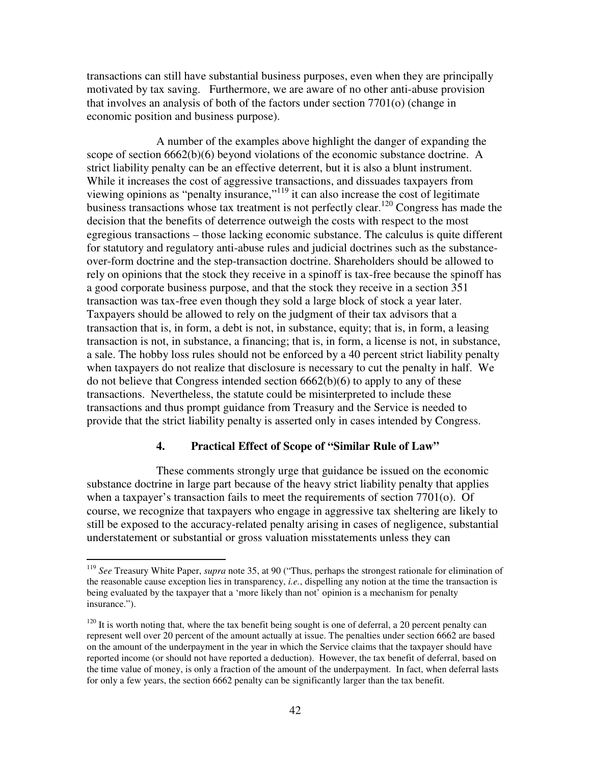transactions can still have substantial business purposes, even when they are principally motivated by tax saving. Furthermore, we are aware of no other anti-abuse provision that involves an analysis of both of the factors under section 7701(o) (change in economic position and business purpose).

A number of the examples above highlight the danger of expanding the scope of section 6662(b)(6) beyond violations of the economic substance doctrine. A strict liability penalty can be an effective deterrent, but it is also a blunt instrument. While it increases the cost of aggressive transactions, and dissuades taxpayers from viewing opinions as "penalty insurance,"[119] it can also increase the cost of legitimate business transactions whose tax treatment is not perfectly clear.[120] Congress has made the decision that the benefits of deterrence outweigh the costs with respect to the most egregious transactions – those lacking economic substance. The calculus is quite different for statutory and regulatory anti-abuse rules and judicial doctrines such as the substance-over-form doctrine and the step-transaction doctrine. Shareholders should be allowed to rely on opinions that the stock they receive in a spinoff is tax-free because the spinoff has a good corporate business purpose, and that the stock they receive in a section 351 transaction was tax-free even though they sold a large block of stock a year later. Taxpayers should be allowed to rely on the judgment of their tax advisors that a transaction that is, in form, a debt is not, in substance, equity; that is, in form, a leasing transaction is not, in substance, a financing; that is, in form, a license is not, in substance, a sale. The hobby loss rules should not be enforced by a 40 percent strict liability penalty when taxpayers do not realize that disclosure is necessary to cut the penalty in half. We do not believe that Congress intended section 6662(b)(6) to apply to any of these transactions. Nevertheless, the statute could be misinterpreted to include these transactions and thus prompt guidance from Treasury and the Service is needed to provide that the strict liability penalty is asserted only in cases intended by Congress.

### 4. Practical Effect of Scope of "Similar Rule of Law"

These comments strongly urge that guidance be issued on the economic substance doctrine in large part because of the heavy strict liability penalty that applies when a taxpayer's transaction fails to meet the requirements of section 7701(o). Of course, we recognize that taxpayers who engage in aggressive tax sheltering are likely to still be exposed to the accuracy-related penalty arising in cases of negligence, substantial understatement or substantial or gross valuation misstatements unless they can

---

[119] *See* Treasury White Paper, *supra* note 35, at 90 ("Thus, perhaps the strongest rationale for elimination of the reasonable cause exception lies in transparency, *i.e.*, dispelling any notion at the time the transaction is being evaluated by the taxpayer that a 'more likely than not' opinion is a mechanism for penalty insurance.").

[120] It is worth noting that, where the tax benefit being sought is one of deferral, a 20 percent penalty can represent well over 20 percent of the amount actually at issue. The penalties under section 6662 are based on the amount of the underpayment in the year in which the Service claims that the taxpayer should have reported income (or should not have reported a deduction). However, the tax benefit of deferral, based on the time value of money, is only a fraction of the amount of the underpayment. In fact, when deferral lasts for only a few years, the section 6662 penalty can be significantly larger than the tax benefit.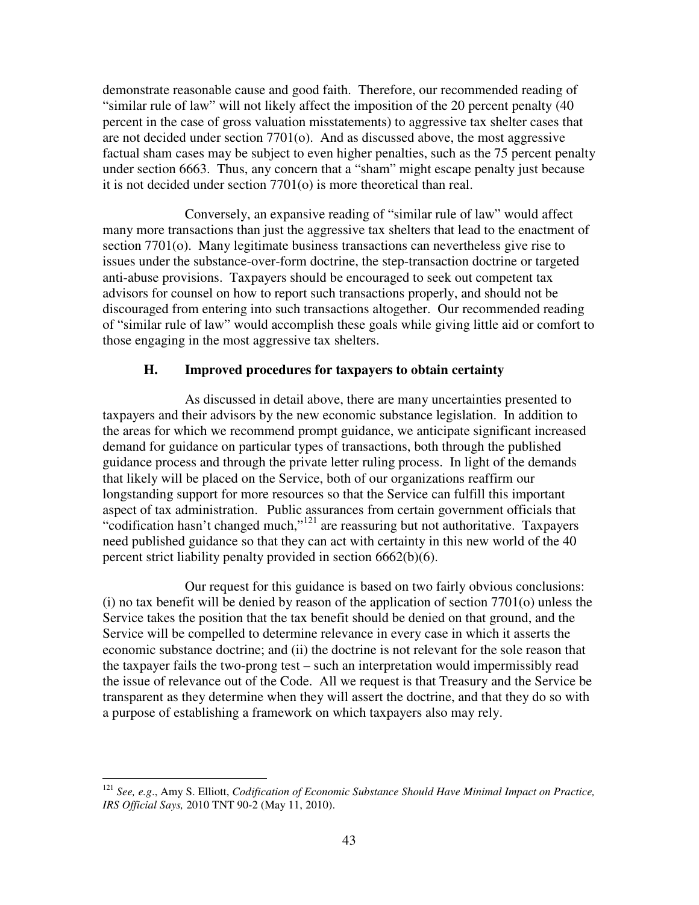demonstrate reasonable cause and good faith. Therefore, our recommended reading of "similar rule of law" will not likely affect the imposition of the 20 percent penalty (40 percent in the case of gross valuation misstatements) to aggressive tax shelter cases that are not decided under section 7701(o). And as discussed above, the most aggressive factual sham cases may be subject to even higher penalties, such as the 75 percent penalty under section 6663. Thus, any concern that a "sham" might escape penalty just because it is not decided under section 7701(o) is more theoretical than real.

Conversely, an expansive reading of "similar rule of law" would affect many more transactions than just the aggressive tax shelters that lead to the enactment of section 7701(o). Many legitimate business transactions can nevertheless give rise to issues under the substance-over-form doctrine, the step-transaction doctrine or targeted anti-abuse provisions. Taxpayers should be encouraged to seek out competent tax advisors for counsel on how to report such transactions properly, and should not be discouraged from entering into such transactions altogether. Our recommended reading of "similar rule of law" would accomplish these goals while giving little aid or comfort to those engaging in the most aggressive tax shelters.

### H. Improved procedures for taxpayers to obtain certainty

As discussed in detail above, there are many uncertainties presented to taxpayers and their advisors by the new economic substance legislation. In addition to the areas for which we recommend prompt guidance, we anticipate significant increased demand for guidance on particular types of transactions, both through the published guidance process and through the private letter ruling process. In light of the demands that likely will be placed on the Service, both of our organizations reaffirm our longstanding support for more resources so that the Service can fulfill this important aspect of tax administration. Public assurances from certain government officials that "codification hasn't changed much,"[121] are reassuring but not authoritative. Taxpayers need published guidance so that they can act with certainty in this new world of the 40 percent strict liability penalty provided in section 6662(b)(6).

Our request for this guidance is based on two fairly obvious conclusions: (i) no tax benefit will be denied by reason of the application of section 7701(o) unless the Service takes the position that the tax benefit should be denied on that ground, and the Service will be compelled to determine relevance in every case in which it asserts the economic substance doctrine; and (ii) the doctrine is not relevant for the sole reason that the taxpayer fails the two-prong test – such an interpretation would impermissibly read the issue of relevance out of the Code. All we request is that Treasury and the Service be transparent as they determine when they will assert the doctrine, and that they do so with a purpose of establishing a framework on which taxpayers also may rely.

---

[121] *See, e.g*., Amy S. Elliott, *Codification of Economic Substance Should Have Minimal Impact on Practice, IRS Official Says,* 2010 TNT 90-2 (May 11, 2010).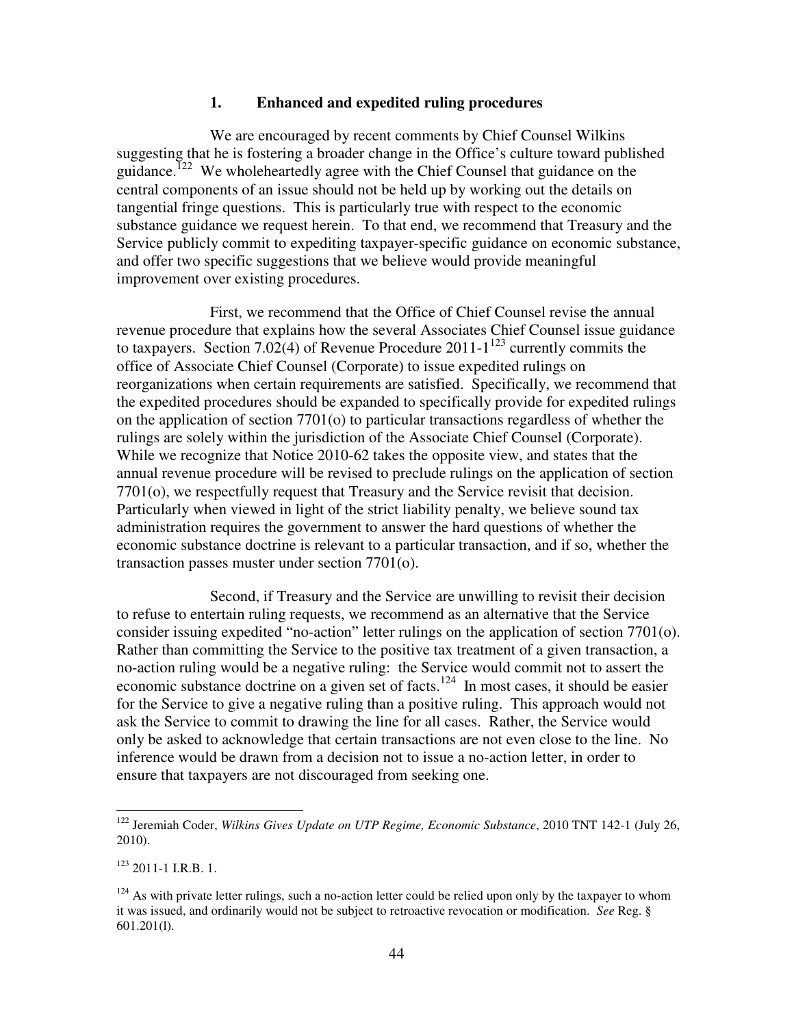### 1. Enhanced and expedited ruling procedures

We are encouraged by recent comments by Chief Counsel Wilkins suggesting that he is fostering a broader change in the Office's culture toward published guidance.[122] We wholeheartedly agree with the Chief Counsel that guidance on the central components of an issue should not be held up by working out the details on tangential fringe questions. This is particularly true with respect to the economic substance guidance we request herein. To that end, we recommend that Treasury and the Service publicly commit to expediting taxpayer-specific guidance on economic substance, and offer two specific suggestions that we believe would provide meaningful improvement over existing procedures.

First, we recommend that the Office of Chief Counsel revise the annual revenue procedure that explains how the several Associates Chief Counsel issue guidance to taxpayers. Section 7.02(4) of Revenue Procedure 2011-1[123] currently commits the office of Associate Chief Counsel (Corporate) to issue expedited rulings on reorganizations when certain requirements are satisfied. Specifically, we recommend that the expedited procedures should be expanded to specifically provide for expedited rulings on the application of section 7701(o) to particular transactions regardless of whether the rulings are solely within the jurisdiction of the Associate Chief Counsel (Corporate). While we recognize that Notice 2010-62 takes the opposite view, and states that the annual revenue procedure will be revised to preclude rulings on the application of section 7701(o), we respectfully request that Treasury and the Service revisit that decision. Particularly when viewed in light of the strict liability penalty, we believe sound tax administration requires the government to answer the hard questions of whether the economic substance doctrine is relevant to a particular transaction, and if so, whether the transaction passes muster under section 7701(o).

Second, if Treasury and the Service are unwilling to revisit their decision to refuse to entertain ruling requests, we recommend as an alternative that the Service consider issuing expedited "no-action" letter rulings on the application of section 7701(o). Rather than committing the Service to the positive tax treatment of a given transaction, a no-action ruling would be a negative ruling: the Service would commit not to assert the economic substance doctrine on a given set of facts.[124] In most cases, it should be easier for the Service to give a negative ruling than a positive ruling. This approach would not ask the Service to commit to drawing the line for all cases. Rather, the Service would only be asked to acknowledge that certain transactions are not even close to the line. No inference would be drawn from a decision not to issue a no-action letter, in order to ensure that taxpayers are not discouraged from seeking one.

---

[122] Jeremiah Coder, *Wilkins Gives Update on UTP Regime, Economic Substance*, 2010 TNT 142-1 (July 26, 2010).

[123] 2011-1 I.R.B. 1.

[124] As with private letter rulings, such a no-action letter could be relied upon only by the taxpayer to whom it was issued, and ordinarily would not be subject to retroactive revocation or modification. *See* Reg. § 601.201(l).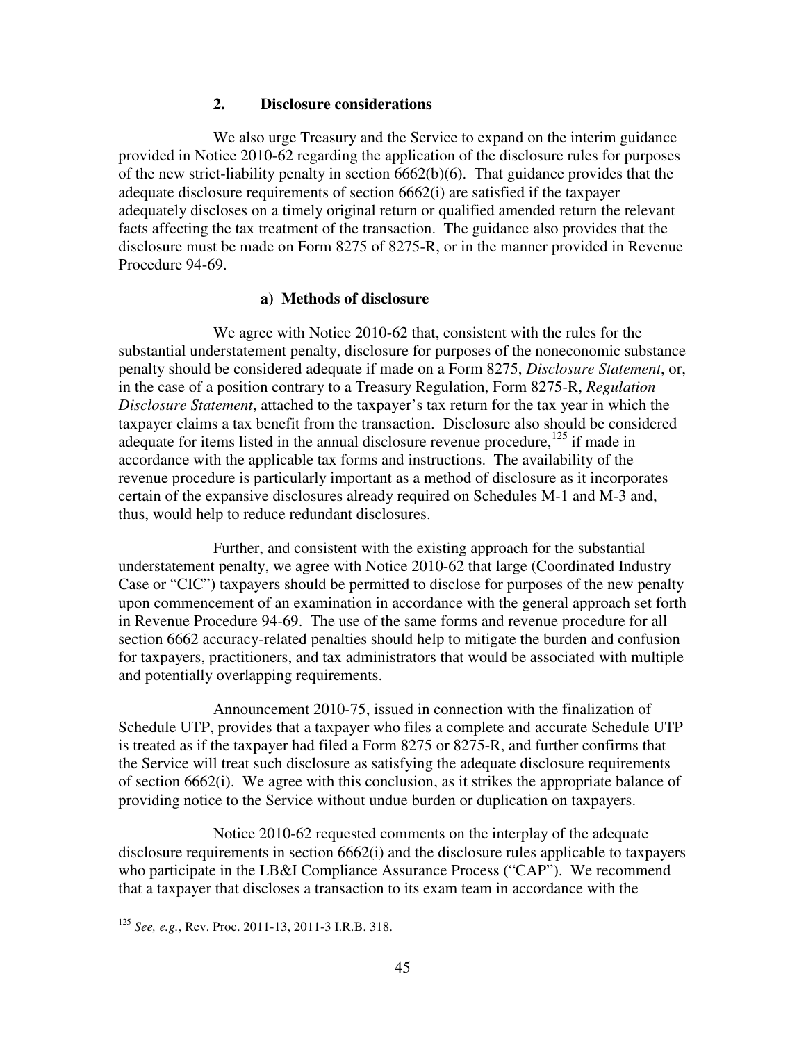### 2. Disclosure considerations

We also urge Treasury and the Service to expand on the interim guidance provided in Notice 2010-62 regarding the application of the disclosure rules for purposes of the new strict-liability penalty in section 6662(b)(6). That guidance provides that the adequate disclosure requirements of section 6662(i) are satisfied if the taxpayer adequately discloses on a timely original return or qualified amended return the relevant facts affecting the tax treatment of the transaction. The guidance also provides that the disclosure must be made on Form 8275 of 8275-R, or in the manner provided in Revenue Procedure 94-69.

#### a) Methods of disclosure

We agree with Notice 2010-62 that, consistent with the rules for the substantial understatement penalty, disclosure for purposes of the noneconomic substance penalty should be considered adequate if made on a Form 8275, *Disclosure Statement*, or, in the case of a position contrary to a Treasury Regulation, Form 8275-R, *Regulation Disclosure Statement*, attached to the taxpayer's tax return for the tax year in which the taxpayer claims a tax benefit from the transaction. Disclosure also should be considered adequate for items listed in the annual disclosure revenue procedure,[125] if made in accordance with the applicable tax forms and instructions. The availability of the revenue procedure is particularly important as a method of disclosure as it incorporates certain of the expansive disclosures already required on Schedules M-1 and M-3 and, thus, would help to reduce redundant disclosures.

Further, and consistent with the existing approach for the substantial understatement penalty, we agree with Notice 2010-62 that large (Coordinated Industry Case or "CIC") taxpayers should be permitted to disclose for purposes of the new penalty upon commencement of an examination in accordance with the general approach set forth in Revenue Procedure 94-69. The use of the same forms and revenue procedure for all section 6662 accuracy-related penalties should help to mitigate the burden and confusion for taxpayers, practitioners, and tax administrators that would be associated with multiple and potentially overlapping requirements.

Announcement 2010-75, issued in connection with the finalization of Schedule UTP, provides that a taxpayer who files a complete and accurate Schedule UTP is treated as if the taxpayer had filed a Form 8275 or 8275-R, and further confirms that the Service will treat such disclosure as satisfying the adequate disclosure requirements of section 6662(i). We agree with this conclusion, as it strikes the appropriate balance of providing notice to the Service without undue burden or duplication on taxpayers.

Notice 2010-62 requested comments on the interplay of the adequate disclosure requirements in section 6662(i) and the disclosure rules applicable to taxpayers who participate in the LB&I Compliance Assurance Process ("CAP"). We recommend that a taxpayer that discloses a transaction to its exam team in accordance with the

---

[125] *See, e.g.*, Rev. Proc. 2011-13, 2011-3 I.R.B. 318.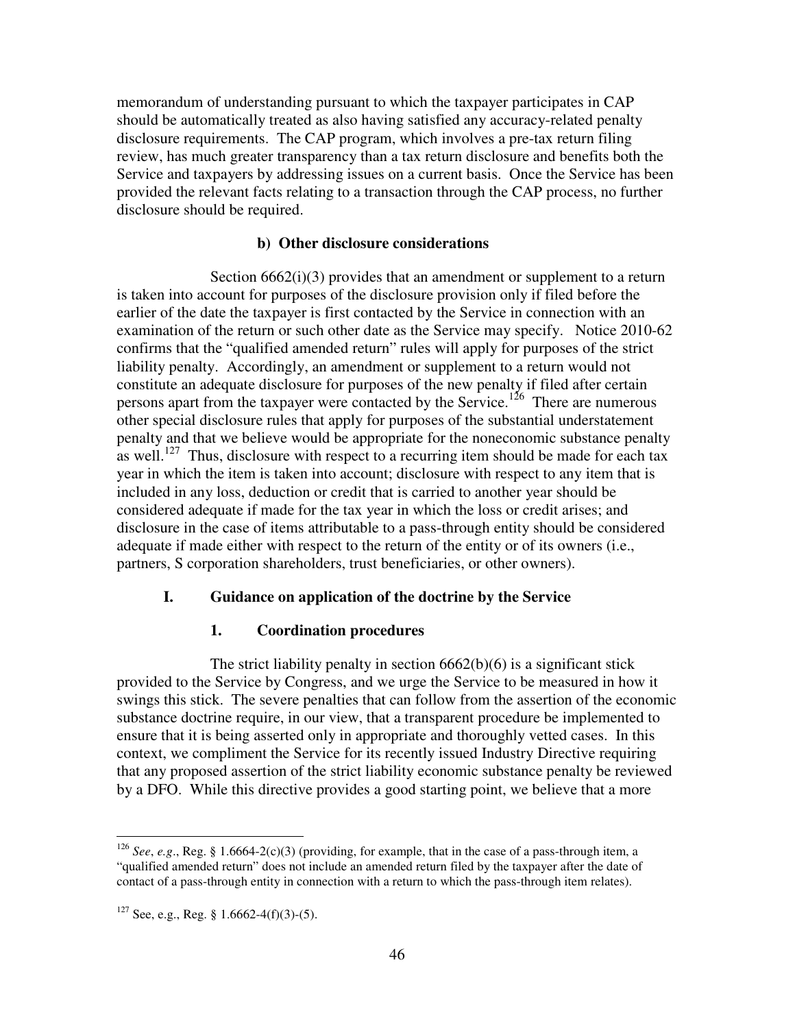memorandum of understanding pursuant to which the taxpayer participates in CAP should be automatically treated as also having satisfied any accuracy-related penalty disclosure requirements. The CAP program, which involves a pre-tax return filing review, has much greater transparency than a tax return disclosure and benefits both the Service and taxpayers by addressing issues on a current basis. Once the Service has been provided the relevant facts relating to a transaction through the CAP process, no further disclosure should be required.

#### b) Other disclosure considerations

Section 6662(i)(3) provides that an amendment or supplement to a return is taken into account for purposes of the disclosure provision only if filed before the earlier of the date the taxpayer is first contacted by the Service in connection with an examination of the return or such other date as the Service may specify. Notice 2010-62 confirms that the "qualified amended return" rules will apply for purposes of the strict liability penalty. Accordingly, an amendment or supplement to a return would not constitute an adequate disclosure for purposes of the new penalty if filed after certain persons apart from the taxpayer were contacted by the Service.[126] There are numerous other special disclosure rules that apply for purposes of the substantial understatement penalty and that we believe would be appropriate for the noneconomic substance penalty as well.[127] Thus, disclosure with respect to a recurring item should be made for each tax year in which the item is taken into account; disclosure with respect to any item that is included in any loss, deduction or credit that is carried to another year should be considered adequate if made for the tax year in which the loss or credit arises; and disclosure in the case of items attributable to a pass-through entity should be considered adequate if made either with respect to the return of the entity or of its owners (i.e., partners, S corporation shareholders, trust beneficiaries, or other owners).

## I. Guidance on application of the doctrine by the Service

### 1. Coordination procedures

The strict liability penalty in section 6662(b)(6) is a significant stick provided to the Service by Congress, and we urge the Service to be measured in how it swings this stick. The severe penalties that can follow from the assertion of the economic substance doctrine require, in our view, that a transparent procedure be implemented to ensure that it is being asserted only in appropriate and thoroughly vetted cases. In this context, we compliment the Service for its recently issued Industry Directive requiring that any proposed assertion of the strict liability economic substance penalty be reviewed by a DFO. While this directive provides a good starting point, we believe that a more

---

[126] *See*, *e.g*., Reg. § 1.6664-2(c)(3) (providing, for example, that in the case of a pass-through item, a "qualified amended return" does not include an amended return filed by the taxpayer after the date of contact of a pass-through entity in connection with a return to which the pass-through item relates).

[127] See, e.g., Reg. § 1.6662-4(f)(3)-(5).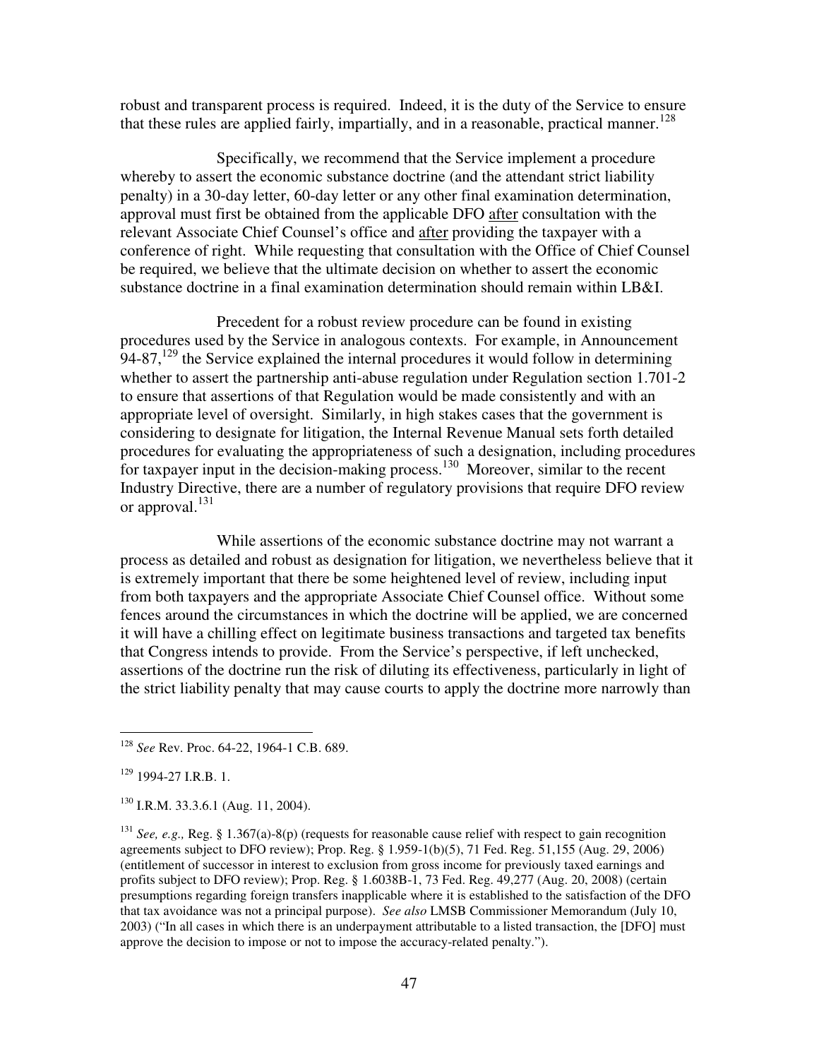robust and transparent process is required. Indeed, it is the duty of the Service to ensure that these rules are applied fairly, impartially, and in a reasonable, practical manner.[128]

Specifically, we recommend that the Service implement a procedure whereby to assert the economic substance doctrine (and the attendant strict liability penalty) in a 30-day letter, 60-day letter or any other final examination determination, approval must first be obtained from the applicable DFO after consultation with the relevant Associate Chief Counsel's office and after providing the taxpayer with a conference of right. While requesting that consultation with the Office of Chief Counsel be required, we believe that the ultimate decision on whether to assert the economic substance doctrine in a final examination determination should remain within LB&I.

Precedent for a robust review procedure can be found in existing procedures used by the Service in analogous contexts. For example, in Announcement 94-87,[129] the Service explained the internal procedures it would follow in determining whether to assert the partnership anti-abuse regulation under Regulation section 1.701-2 to ensure that assertions of that Regulation would be made consistently and with an appropriate level of oversight. Similarly, in high stakes cases that the government is considering to designate for litigation, the Internal Revenue Manual sets forth detailed procedures for evaluating the appropriateness of such a designation, including procedures for taxpayer input in the decision-making process.[130] Moreover, similar to the recent Industry Directive, there are a number of regulatory provisions that require DFO review or approval.[131]

While assertions of the economic substance doctrine may not warrant a process as detailed and robust as designation for litigation, we nevertheless believe that it is extremely important that there be some heightened level of review, including input from both taxpayers and the appropriate Associate Chief Counsel office. Without some fences around the circumstances in which the doctrine will be applied, we are concerned it will have a chilling effect on legitimate business transactions and targeted tax benefits that Congress intends to provide. From the Service's perspective, if left unchecked, assertions of the doctrine run the risk of diluting its effectiveness, particularly in light of the strict liability penalty that may cause courts to apply the doctrine more narrowly than

---

[128] *See* Rev. Proc. 64-22, 1964-1 C.B. 689.

[129] 1994-27 I.R.B. 1.

[130] I.R.M. 33.3.6.1 (Aug. 11, 2004).

[131] *See, e.g.,* Reg. § 1.367(a)-8(p) (requests for reasonable cause relief with respect to gain recognition agreements subject to DFO review); Prop. Reg. § 1.959-1(b)(5), 71 Fed. Reg. 51,155 (Aug. 29, 2006) (entitlement of successor in interest to exclusion from gross income for previously taxed earnings and profits subject to DFO review); Prop. Reg. § 1.6038B-1, 73 Fed. Reg. 49,277 (Aug. 20, 2008) (certain presumptions regarding foreign transfers inapplicable where it is established to the satisfaction of the DFO that tax avoidance was not a principal purpose). *See also* LMSB Commissioner Memorandum (July 10, 2003) ("In all cases in which there is an underpayment attributable to a listed transaction, the [DFO] must approve the decision to impose or not to impose the accuracy-related penalty.").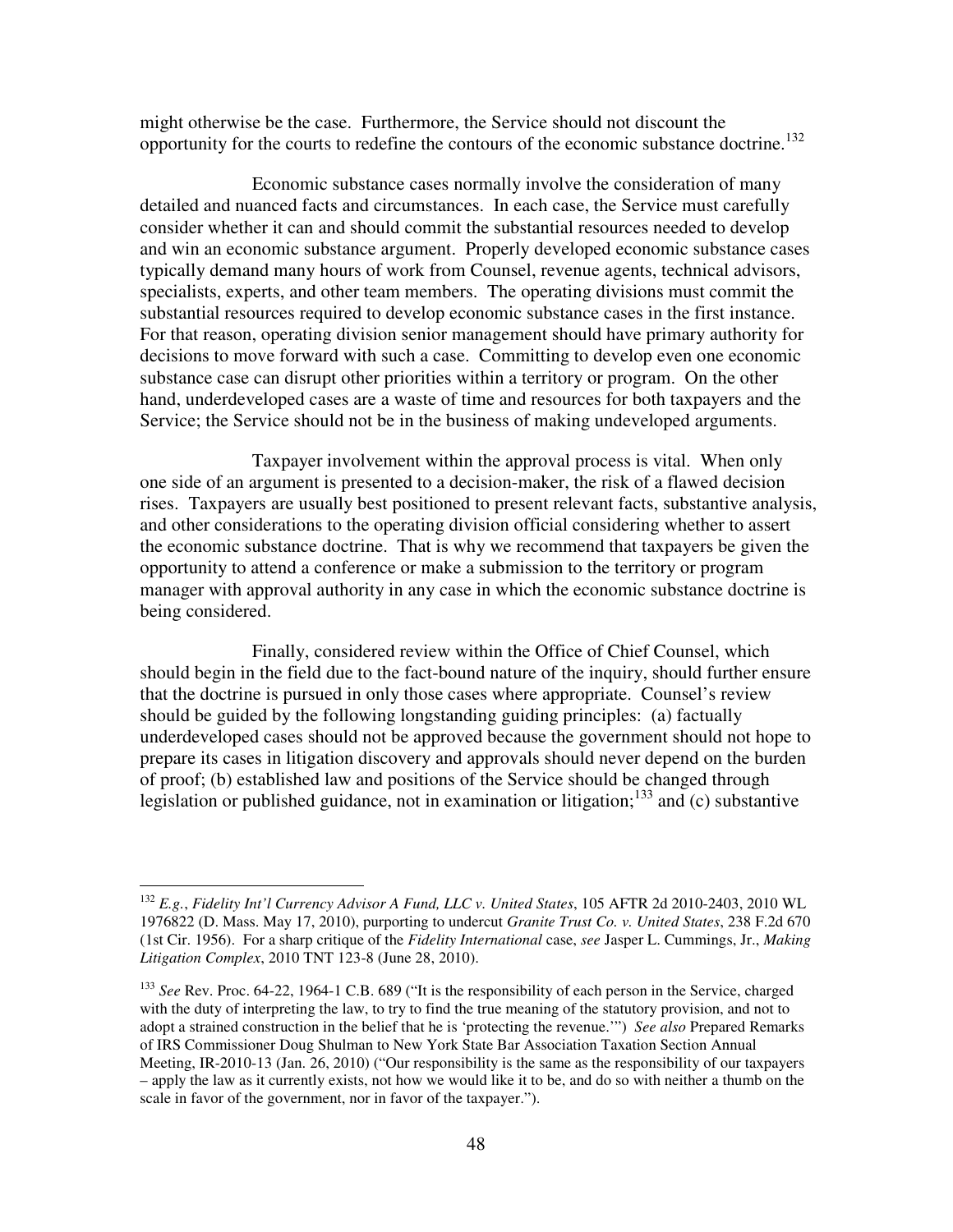might otherwise be the case. Furthermore, the Service should not discount the opportunity for the courts to redefine the contours of the economic substance doctrine.[132]

Economic substance cases normally involve the consideration of many detailed and nuanced facts and circumstances. In each case, the Service must carefully consider whether it can and should commit the substantial resources needed to develop and win an economic substance argument. Properly developed economic substance cases typically demand many hours of work from Counsel, revenue agents, technical advisors, specialists, experts, and other team members. The operating divisions must commit the substantial resources required to develop economic substance cases in the first instance. For that reason, operating division senior management should have primary authority for decisions to move forward with such a case. Committing to develop even one economic substance case can disrupt other priorities within a territory or program. On the other hand, underdeveloped cases are a waste of time and resources for both taxpayers and the Service; the Service should not be in the business of making undeveloped arguments.

Taxpayer involvement within the approval process is vital. When only one side of an argument is presented to a decision-maker, the risk of a flawed decision rises. Taxpayers are usually best positioned to present relevant facts, substantive analysis, and other considerations to the operating division official considering whether to assert the economic substance doctrine. That is why we recommend that taxpayers be given the opportunity to attend a conference or make a submission to the territory or program manager with approval authority in any case in which the economic substance doctrine is being considered.

Finally, considered review within the Office of Chief Counsel, which should begin in the field due to the fact-bound nature of the inquiry, should further ensure that the doctrine is pursued in only those cases where appropriate. Counsel's review should be guided by the following longstanding guiding principles: (a) factually underdeveloped cases should not be approved because the government should not hope to prepare its cases in litigation discovery and approvals should never depend on the burden of proof; (b) established law and positions of the Service should be changed through legislation or published guidance, not in examination or litigation;[133] and (c) substantive

---

[132] *E.g.*, *Fidelity Int'l Currency Advisor A Fund, LLC v. United States*, 105 AFTR 2d 2010-2403, 2010 WL 1976822 (D. Mass. May 17, 2010), purporting to undercut *Granite Trust Co. v. United States*, 238 F.2d 670 (1st Cir. 1956). For a sharp critique of the *Fidelity International* case, *see* Jasper L. Cummings, Jr., *Making Litigation Complex*, 2010 TNT 123-8 (June 28, 2010).

[133] *See* Rev. Proc. 64-22, 1964-1 C.B. 689 ("It is the responsibility of each person in the Service, charged with the duty of interpreting the law, to try to find the true meaning of the statutory provision, and not to adopt a strained construction in the belief that he is 'protecting the revenue.'") *See also* Prepared Remarks of IRS Commissioner Doug Shulman to New York State Bar Association Taxation Section Annual Meeting, IR-2010-13 (Jan. 26, 2010) ("Our responsibility is the same as the responsibility of our taxpayers – apply the law as it currently exists, not how we would like it to be, and do so with neither a thumb on the scale in favor of the government, nor in favor of the taxpayer.").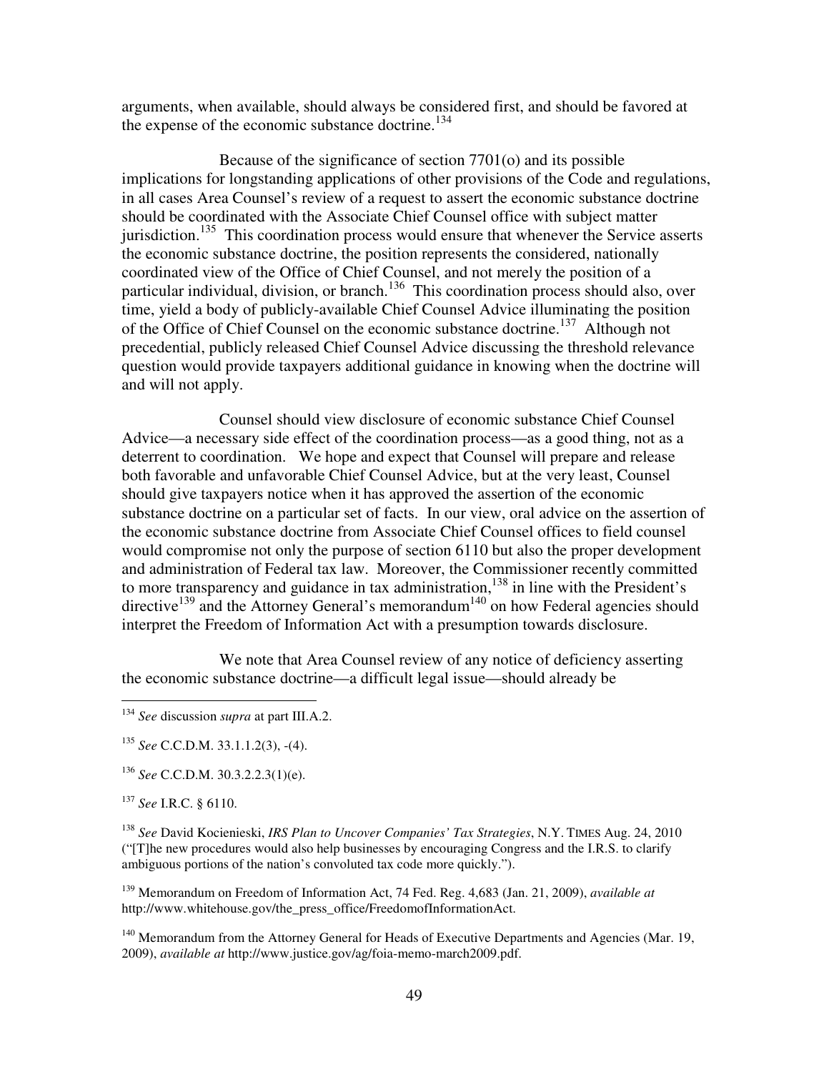arguments, when available, should always be considered first, and should be favored at the expense of the economic substance doctrine.[134]

Because of the significance of section 7701(o) and its possible implications for longstanding applications of other provisions of the Code and regulations, in all cases Area Counsel's review of a request to assert the economic substance doctrine should be coordinated with the Associate Chief Counsel office with subject matter jurisdiction.[135] This coordination process would ensure that whenever the Service asserts the economic substance doctrine, the position represents the considered, nationally coordinated view of the Office of Chief Counsel, and not merely the position of a particular individual, division, or branch.[136] This coordination process should also, over time, yield a body of publicly-available Chief Counsel Advice illuminating the position of the Office of Chief Counsel on the economic substance doctrine.[137] Although not precedential, publicly released Chief Counsel Advice discussing the threshold relevance question would provide taxpayers additional guidance in knowing when the doctrine will and will not apply.

Counsel should view disclosure of economic substance Chief Counsel Advice—a necessary side effect of the coordination process—as a good thing, not as a deterrent to coordination. We hope and expect that Counsel will prepare and release both favorable and unfavorable Chief Counsel Advice, but at the very least, Counsel should give taxpayers notice when it has approved the assertion of the economic substance doctrine on a particular set of facts. In our view, oral advice on the assertion of the economic substance doctrine from Associate Chief Counsel offices to field counsel would compromise not only the purpose of section 6110 but also the proper development and administration of Federal tax law. Moreover, the Commissioner recently committed to more transparency and guidance in tax administration,[138] in line with the President's directive[139] and the Attorney General's memorandum[140] on how Federal agencies should interpret the Freedom of Information Act with a presumption towards disclosure.

We note that Area Counsel review of any notice of deficiency asserting the economic substance doctrine—a difficult legal issue—should already be

---

[134] *See* discussion *supra* at part III.A.2.

[135] *See* C.C.D.M. 33.1.1.2(3), -(4).

[136] *See* C.C.D.M. 30.3.2.2.3(1)(e).

[137] *See* I.R.C. § 6110.

[138] *See* David Kocienieski, *IRS Plan to Uncover Companies' Tax Strategies*, N.Y. TIMES Aug. 24, 2010 ("[T]he new procedures would also help businesses by encouraging Congress and the I.R.S. to clarify ambiguous portions of the nation's convoluted tax code more quickly.").

[139] Memorandum on Freedom of Information Act, 74 Fed. Reg. 4,683 (Jan. 21, 2009), *available at* http://www.whitehouse.gov/the_press_office/FreedomofInformationAct.

[140] Memorandum from the Attorney General for Heads of Executive Departments and Agencies (Mar. 19, 2009), *available at* http://www.justice.gov/ag/foia-memo-march2009.pdf.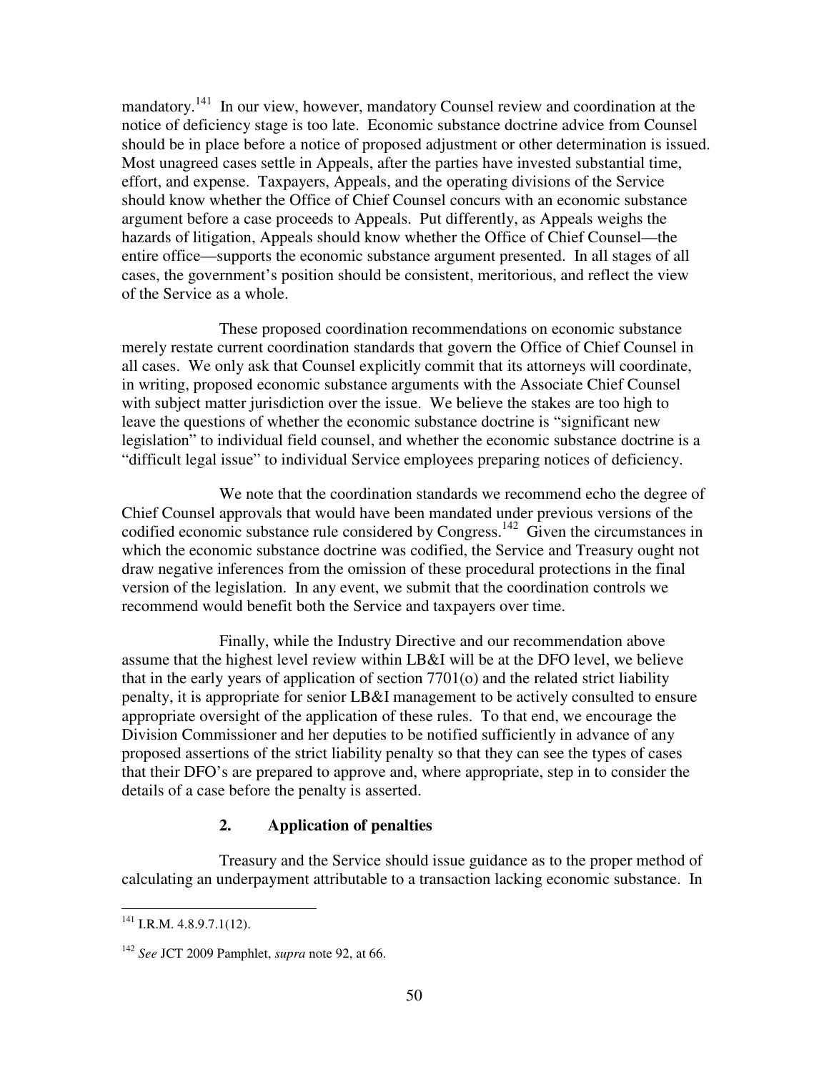mandatory.[141] In our view, however, mandatory Counsel review and coordination at the notice of deficiency stage is too late. Economic substance doctrine advice from Counsel should be in place before a notice of proposed adjustment or other determination is issued. Most unagreed cases settle in Appeals, after the parties have invested substantial time, effort, and expense. Taxpayers, Appeals, and the operating divisions of the Service should know whether the Office of Chief Counsel concurs with an economic substance argument before a case proceeds to Appeals. Put differently, as Appeals weighs the hazards of litigation, Appeals should know whether the Office of Chief Counsel—the entire office—supports the economic substance argument presented. In all stages of all cases, the government's position should be consistent, meritorious, and reflect the view of the Service as a whole.

These proposed coordination recommendations on economic substance merely restate current coordination standards that govern the Office of Chief Counsel in all cases. We only ask that Counsel explicitly commit that its attorneys will coordinate, in writing, proposed economic substance arguments with the Associate Chief Counsel with subject matter jurisdiction over the issue. We believe the stakes are too high to leave the questions of whether the economic substance doctrine is "significant new legislation" to individual field counsel, and whether the economic substance doctrine is a "difficult legal issue" to individual Service employees preparing notices of deficiency.

We note that the coordination standards we recommend echo the degree of Chief Counsel approvals that would have been mandated under previous versions of the codified economic substance rule considered by Congress.[142] Given the circumstances in which the economic substance doctrine was codified, the Service and Treasury ought not draw negative inferences from the omission of these procedural protections in the final version of the legislation. In any event, we submit that the coordination controls we recommend would benefit both the Service and taxpayers over time.

Finally, while the Industry Directive and our recommendation above assume that the highest level review within LB&I will be at the DFO level, we believe that in the early years of application of section 7701(o) and the related strict liability penalty, it is appropriate for senior LB&I management to be actively consulted to ensure appropriate oversight of the application of these rules. To that end, we encourage the Division Commissioner and her deputies to be notified sufficiently in advance of any proposed assertions of the strict liability penalty so that they can see the types of cases that their DFO's are prepared to approve and, where appropriate, step in to consider the details of a case before the penalty is asserted.

### 2. Application of penalties

Treasury and the Service should issue guidance as to the proper method of calculating an underpayment attributable to a transaction lacking economic substance. In

---

[141] I.R.M. 4.8.9.7.1(12).

[142] *See* JCT 2009 Pamphlet, *supra* note 92, at 66.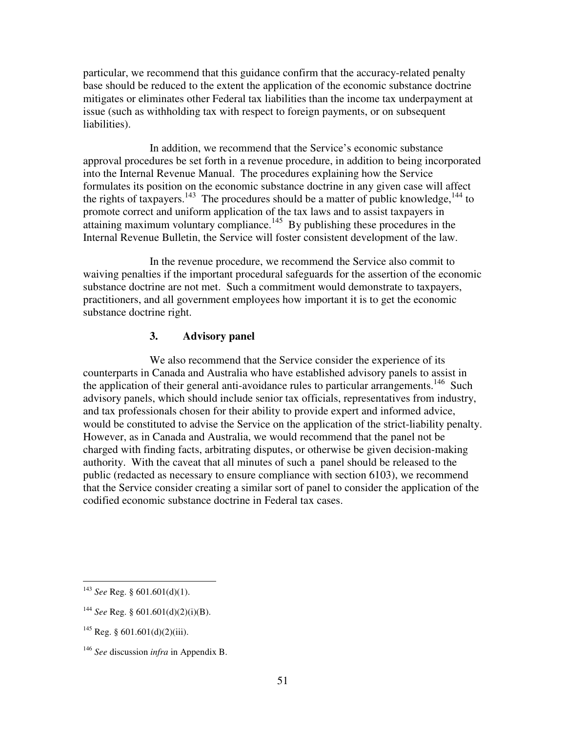particular, we recommend that this guidance confirm that the accuracy-related penalty base should be reduced to the extent the application of the economic substance doctrine mitigates or eliminates other Federal tax liabilities than the income tax underpayment at issue (such as withholding tax with respect to foreign payments, or on subsequent liabilities).

In addition, we recommend that the Service's economic substance approval procedures be set forth in a revenue procedure, in addition to being incorporated into the Internal Revenue Manual. The procedures explaining how the Service formulates its position on the economic substance doctrine in any given case will affect the rights of taxpayers.[143] The procedures should be a matter of public knowledge,[144] to promote correct and uniform application of the tax laws and to assist taxpayers in attaining maximum voluntary compliance.[145] By publishing these procedures in the Internal Revenue Bulletin, the Service will foster consistent development of the law.

In the revenue procedure, we recommend the Service also commit to waiving penalties if the important procedural safeguards for the assertion of the economic substance doctrine are not met. Such a commitment would demonstrate to taxpayers, practitioners, and all government employees how important it is to get the economic substance doctrine right.

### 3. Advisory panel

We also recommend that the Service consider the experience of its counterparts in Canada and Australia who have established advisory panels to assist in the application of their general anti-avoidance rules to particular arrangements.[146] Such advisory panels, which should include senior tax officials, representatives from industry, and tax professionals chosen for their ability to provide expert and informed advice, would be constituted to advise the Service on the application of the strict-liability penalty. However, as in Canada and Australia, we would recommend that the panel not be charged with finding facts, arbitrating disputes, or otherwise be given decision-making authority. With the caveat that all minutes of such a panel should be released to the public (redacted as necessary to ensure compliance with section 6103), we recommend that the Service consider creating a similar sort of panel to consider the application of the codified economic substance doctrine in Federal tax cases.

---

[143] *See* Reg. § 601.601(d)(1).

[144] *See* Reg. § 601.601(d)(2)(i)(B).

[145] Reg. § 601.601(d)(2)(iii).

[146] *See* discussion *infra* in Appendix B.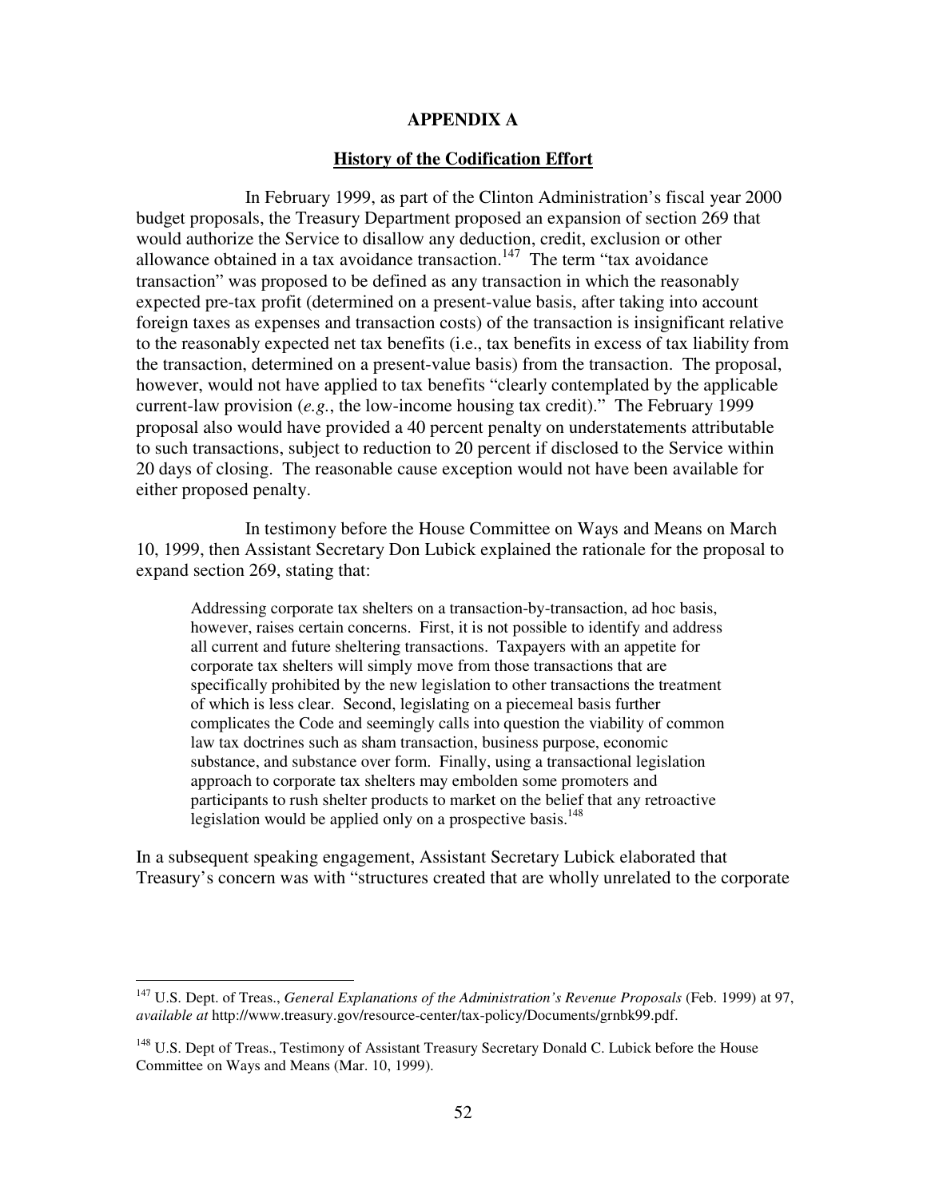## APPENDIX A

### History of the Codification Effort

In February 1999, as part of the Clinton Administration's fiscal year 2000 budget proposals, the Treasury Department proposed an expansion of section 269 that would authorize the Service to disallow any deduction, credit, exclusion or other allowance obtained in a tax avoidance transaction.[147] The term "tax avoidance transaction" was proposed to be defined as any transaction in which the reasonably expected pre-tax profit (determined on a present-value basis, after taking into account foreign taxes as expenses and transaction costs) of the transaction is insignificant relative to the reasonably expected net tax benefits (i.e., tax benefits in excess of tax liability from the transaction, determined on a present-value basis) from the transaction. The proposal, however, would not have applied to tax benefits "clearly contemplated by the applicable current-law provision (*e.g.*, the low-income housing tax credit)." The February 1999 proposal also would have provided a 40 percent penalty on understatements attributable to such transactions, subject to reduction to 20 percent if disclosed to the Service within 20 days of closing. The reasonable cause exception would not have been available for either proposed penalty.

In testimony before the House Committee on Ways and Means on March 10, 1999, then Assistant Secretary Don Lubick explained the rationale for the proposal to expand section 269, stating that:

> Addressing corporate tax shelters on a transaction-by-transaction, ad hoc basis, however, raises certain concerns. First, it is not possible to identify and address all current and future sheltering transactions. Taxpayers with an appetite for corporate tax shelters will simply move from those transactions that are specifically prohibited by the new legislation to other transactions the treatment of which is less clear. Second, legislating on a piecemeal basis further complicates the Code and seemingly calls into question the viability of common law tax doctrines such as sham transaction, business purpose, economic substance, and substance over form. Finally, using a transactional legislation approach to corporate tax shelters may embolden some promoters and participants to rush shelter products to market on the belief that any retroactive legislation would be applied only on a prospective basis.[148]

In a subsequent speaking engagement, Assistant Secretary Lubick elaborated that Treasury's concern was with "structures created that are wholly unrelated to the corporate

---

[147] U.S. Dept. of Treas., *General Explanations of the Administration's Revenue Proposals* (Feb. 1999) at 97, *available at* http://www.treasury.gov/resource-center/tax-policy/Documents/grnbk99.pdf.

[148] U.S. Dept of Treas., Testimony of Assistant Treasury Secretary Donald C. Lubick before the House Committee on Ways and Means (Mar. 10, 1999).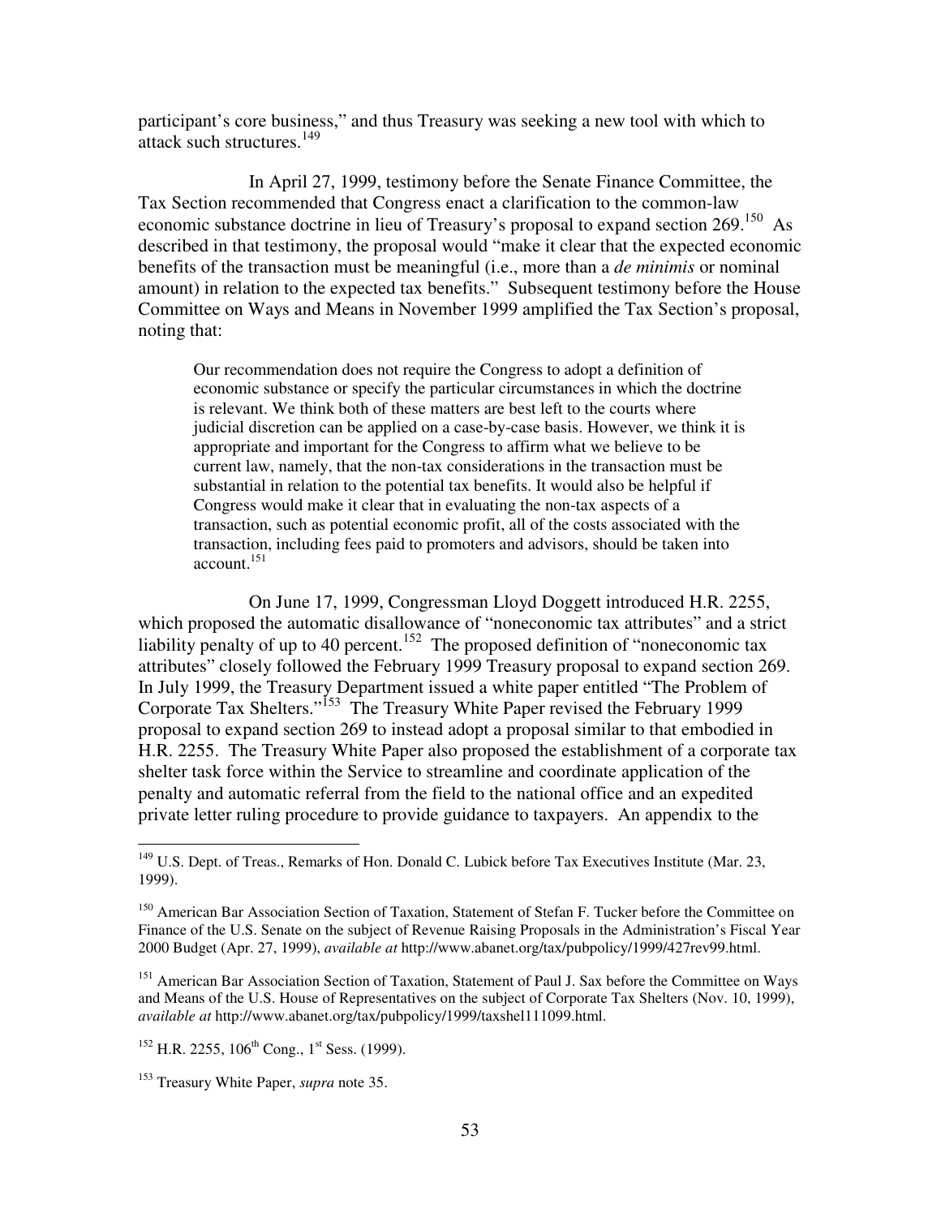participant's core business," and thus Treasury was seeking a new tool with which to attack such structures.[149]

In April 27, 1999, testimony before the Senate Finance Committee, the Tax Section recommended that Congress enact a clarification to the common-law economic substance doctrine in lieu of Treasury's proposal to expand section 269.[150] As described in that testimony, the proposal would "make it clear that the expected economic benefits of the transaction must be meaningful (i.e., more than a *de minimis* or nominal amount) in relation to the expected tax benefits." Subsequent testimony before the House Committee on Ways and Means in November 1999 amplified the Tax Section's proposal, noting that:

> Our recommendation does not require the Congress to adopt a definition of economic substance or specify the particular circumstances in which the doctrine is relevant. We think both of these matters are best left to the courts where judicial discretion can be applied on a case-by-case basis. However, we think it is appropriate and important for the Congress to affirm what we believe to be current law, namely, that the non-tax considerations in the transaction must be substantial in relation to the potential tax benefits. It would also be helpful if Congress would make it clear that in evaluating the non-tax aspects of a transaction, such as potential economic profit, all of the costs associated with the transaction, including fees paid to promoters and advisors, should be taken into account.[151]

On June 17, 1999, Congressman Lloyd Doggett introduced H.R. 2255, which proposed the automatic disallowance of "noneconomic tax attributes" and a strict liability penalty of up to 40 percent.[152] The proposed definition of "noneconomic tax attributes" closely followed the February 1999 Treasury proposal to expand section 269. In July 1999, the Treasury Department issued a white paper entitled "The Problem of Corporate Tax Shelters."[153] The Treasury White Paper revised the February 1999 proposal to expand section 269 to instead adopt a proposal similar to that embodied in H.R. 2255. The Treasury White Paper also proposed the establishment of a corporate tax shelter task force within the Service to streamline and coordinate application of the penalty and automatic referral from the field to the national office and an expedited private letter ruling procedure to provide guidance to taxpayers. An appendix to the

---

[149] U.S. Dept. of Treas., Remarks of Hon. Donald C. Lubick before Tax Executives Institute (Mar. 23, 1999).

[150] American Bar Association Section of Taxation, Statement of Stefan F. Tucker before the Committee on Finance of the U.S. Senate on the subject of Revenue Raising Proposals in the Administration's Fiscal Year 2000 Budget (Apr. 27, 1999), *available at* http://www.abanet.org/tax/pubpolicy/1999/427rev99.html.

[151] American Bar Association Section of Taxation, Statement of Paul J. Sax before the Committee on Ways and Means of the U.S. House of Representatives on the subject of Corporate Tax Shelters (Nov. 10, 1999), *available at* http://www.abanet.org/tax/pubpolicy/1999/taxshel111099.html.

[152] H.R. 2255, 106th Cong., 1st Sess. (1999).

[153] Treasury White Paper, *supra* note 35.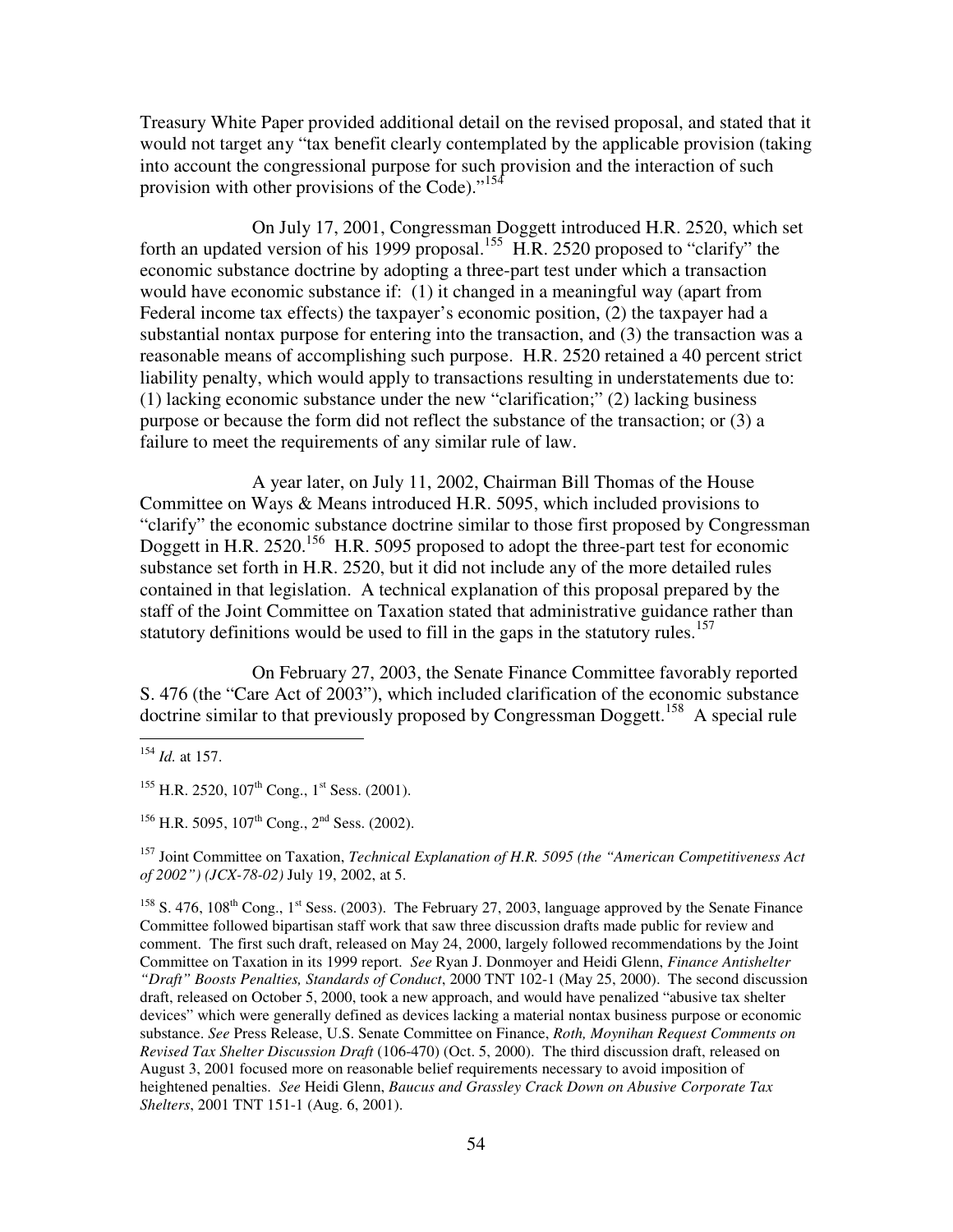Treasury White Paper provided additional detail on the revised proposal, and stated that it would not target any "tax benefit clearly contemplated by the applicable provision (taking into account the congressional purpose for such provision and the interaction of such provision with other provisions of the Code)."[154]

On July 17, 2001, Congressman Doggett introduced H.R. 2520, which set forth an updated version of his 1999 proposal.[155] H.R. 2520 proposed to "clarify" the economic substance doctrine by adopting a three-part test under which a transaction would have economic substance if: (1) it changed in a meaningful way (apart from Federal income tax effects) the taxpayer's economic position, (2) the taxpayer had a substantial nontax purpose for entering into the transaction, and (3) the transaction was a reasonable means of accomplishing such purpose. H.R. 2520 retained a 40 percent strict liability penalty, which would apply to transactions resulting in understatements due to: (1) lacking economic substance under the new "clarification;" (2) lacking business purpose or because the form did not reflect the substance of the transaction; or (3) a failure to meet the requirements of any similar rule of law.

A year later, on July 11, 2002, Chairman Bill Thomas of the House Committee on Ways & Means introduced H.R. 5095, which included provisions to "clarify" the economic substance doctrine similar to those first proposed by Congressman Doggett in H.R. 2520.[156] H.R. 5095 proposed to adopt the three-part test for economic substance set forth in H.R. 2520, but it did not include any of the more detailed rules contained in that legislation. A technical explanation of this proposal prepared by the staff of the Joint Committee on Taxation stated that administrative guidance rather than statutory definitions would be used to fill in the gaps in the statutory rules.[157]

On February 27, 2003, the Senate Finance Committee favorably reported S. 476 (the "Care Act of 2003"), which included clarification of the economic substance doctrine similar to that previously proposed by Congressman Doggett.[158] A special rule

---

[154] *Id.* at 157.

[155] H.R. 2520, 107th Cong., 1st Sess. (2001).

[156] H.R. 5095, 107th Cong., 2nd Sess. (2002).

[157] Joint Committee on Taxation, *Technical Explanation of H.R. 5095 (the "American Competitiveness Act of 2002") (JCX-78-02)* July 19, 2002, at 5.

[158] S. 476, 108th Cong., 1st Sess. (2003). The February 27, 2003, language approved by the Senate Finance Committee followed bipartisan staff work that saw three discussion drafts made public for review and comment. The first such draft, released on May 24, 2000, largely followed recommendations by the Joint Committee on Taxation in its 1999 report. *See* Ryan J. Donmoyer and Heidi Glenn, *Finance Antishelter "Draft" Boosts Penalties, Standards of Conduct*, 2000 TNT 102-1 (May 25, 2000). The second discussion draft, released on October 5, 2000, took a new approach, and would have penalized "abusive tax shelter devices" which were generally defined as devices lacking a material nontax business purpose or economic substance. *See* Press Release, U.S. Senate Committee on Finance, *Roth, Moynihan Request Comments on Revised Tax Shelter Discussion Draft* (106-470) (Oct. 5, 2000). The third discussion draft, released on August 3, 2001 focused more on reasonable belief requirements necessary to avoid imposition of heightened penalties. *See* Heidi Glenn, *Baucus and Grassley Crack Down on Abusive Corporate Tax Shelters*, 2001 TNT 151-1 (Aug. 6, 2001).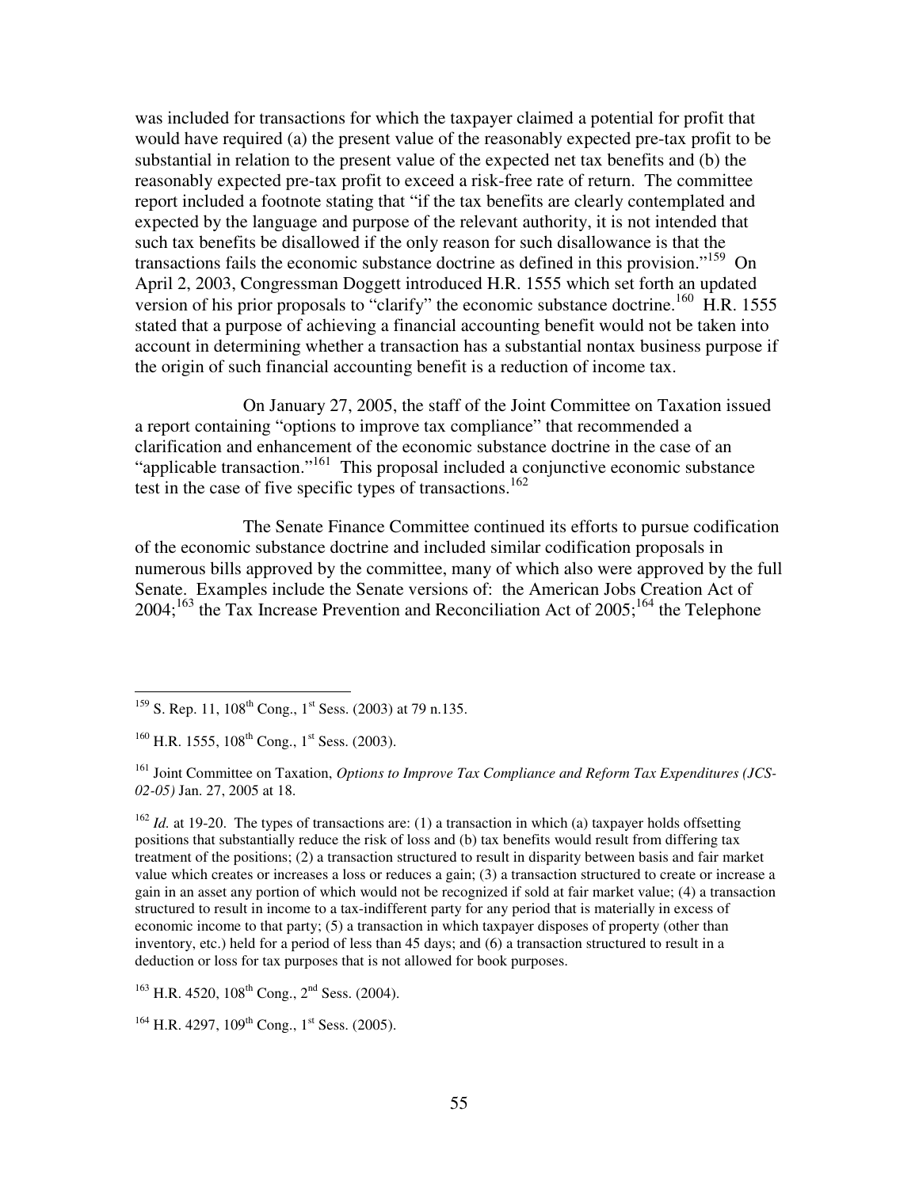was included for transactions for which the taxpayer claimed a potential for profit that would have required (a) the present value of the reasonably expected pre-tax profit to be substantial in relation to the present value of the expected net tax benefits and (b) the reasonably expected pre-tax profit to exceed a risk-free rate of return. The committee report included a footnote stating that "if the tax benefits are clearly contemplated and expected by the language and purpose of the relevant authority, it is not intended that such tax benefits be disallowed if the only reason for such disallowance is that the transactions fails the economic substance doctrine as defined in this provision."[159] On April 2, 2003, Congressman Doggett introduced H.R. 1555 which set forth an updated version of his prior proposals to "clarify" the economic substance doctrine.[160] H.R. 1555 stated that a purpose of achieving a financial accounting benefit would not be taken into account in determining whether a transaction has a substantial nontax business purpose if the origin of such financial accounting benefit is a reduction of income tax.

On January 27, 2005, the staff of the Joint Committee on Taxation issued a report containing "options to improve tax compliance" that recommended a clarification and enhancement of the economic substance doctrine in the case of an "applicable transaction."[161] This proposal included a conjunctive economic substance test in the case of five specific types of transactions.[162]

The Senate Finance Committee continued its efforts to pursue codification of the economic substance doctrine and included similar codification proposals in numerous bills approved by the committee, many of which also were approved by the full Senate. Examples include the Senate versions of: the American Jobs Creation Act of 2004;[163] the Tax Increase Prevention and Reconciliation Act of 2005;[164] the Telephone

---

[159] S. Rep. 11, 108th Cong., 1st Sess. (2003) at 79 n.135.

[160] H.R. 1555, 108th Cong., 1st Sess. (2003).

[161] Joint Committee on Taxation, *Options to Improve Tax Compliance and Reform Tax Expenditures (JCS-02-05)* Jan. 27, 2005 at 18.

[162] *Id.* at 19-20. The types of transactions are: (1) a transaction in which (a) taxpayer holds offsetting positions that substantially reduce the risk of loss and (b) tax benefits would result from differing tax treatment of the positions; (2) a transaction structured to result in disparity between basis and fair market value which creates or increases a loss or reduces a gain; (3) a transaction structured to create or increase a gain in an asset any portion of which would not be recognized if sold at fair market value; (4) a transaction structured to result in income to a tax-indifferent party for any period that is materially in excess of economic income to that party; (5) a transaction in which taxpayer disposes of property (other than inventory, etc.) held for a period of less than 45 days; and (6) a transaction structured to result in a deduction or loss for tax purposes that is not allowed for book purposes.

[163] H.R. 4520, 108th Cong., 2nd Sess. (2004).

[164] H.R. 4297, 109th Cong., 1st Sess. (2005).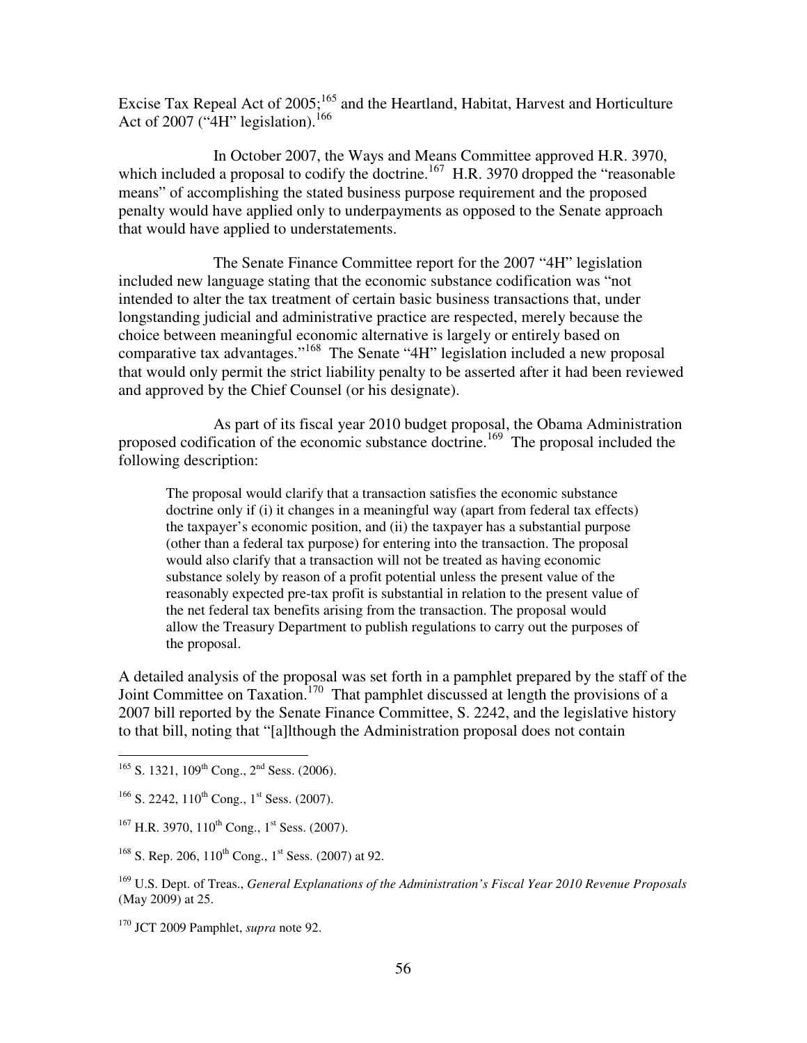Excise Tax Repeal Act of 2005;[165] and the Heartland, Habitat, Harvest and Horticulture Act of 2007 ("4H" legislation).[166]

In October 2007, the Ways and Means Committee approved H.R. 3970, which included a proposal to codify the doctrine.[167] H.R. 3970 dropped the "reasonable means" of accomplishing the stated business purpose requirement and the proposed penalty would have applied only to underpayments as opposed to the Senate approach that would have applied to understatements.

The Senate Finance Committee report for the 2007 "4H" legislation included new language stating that the economic substance codification was "not intended to alter the tax treatment of certain basic business transactions that, under longstanding judicial and administrative practice are respected, merely because the choice between meaningful economic alternative is largely or entirely based on comparative tax advantages."[168] The Senate "4H" legislation included a new proposal that would only permit the strict liability penalty to be asserted after it had been reviewed and approved by the Chief Counsel (or his designate).

As part of its fiscal year 2010 budget proposal, the Obama Administration proposed codification of the economic substance doctrine.[169] The proposal included the following description:

> The proposal would clarify that a transaction satisfies the economic substance doctrine only if (i) it changes in a meaningful way (apart from federal tax effects) the taxpayer's economic position, and (ii) the taxpayer has a substantial purpose (other than a federal tax purpose) for entering into the transaction. The proposal would also clarify that a transaction will not be treated as having economic substance solely by reason of a profit potential unless the present value of the reasonably expected pre-tax profit is substantial in relation to the present value of the net federal tax benefits arising from the transaction. The proposal would allow the Treasury Department to publish regulations to carry out the purposes of the proposal.

A detailed analysis of the proposal was set forth in a pamphlet prepared by the staff of the Joint Committee on Taxation.[170] That pamphlet discussed at length the provisions of a 2007 bill reported by the Senate Finance Committee, S. 2242, and the legislative history to that bill, noting that "[a]lthough the Administration proposal does not contain

---

[165] S. 1321, 109th Cong., 2nd Sess. (2006).

[166] S. 2242, 110th Cong., 1st Sess. (2007).

[167] H.R. 3970, 110th Cong., 1st Sess. (2007).

[168] S. Rep. 206, 110th Cong., 1st Sess. (2007) at 92.

[169] U.S. Dept. of Treas., *General Explanations of the Administration's Fiscal Year 2010 Revenue Proposals* (May 2009) at 25.

[170] JCT 2009 Pamphlet, *supra* note 92.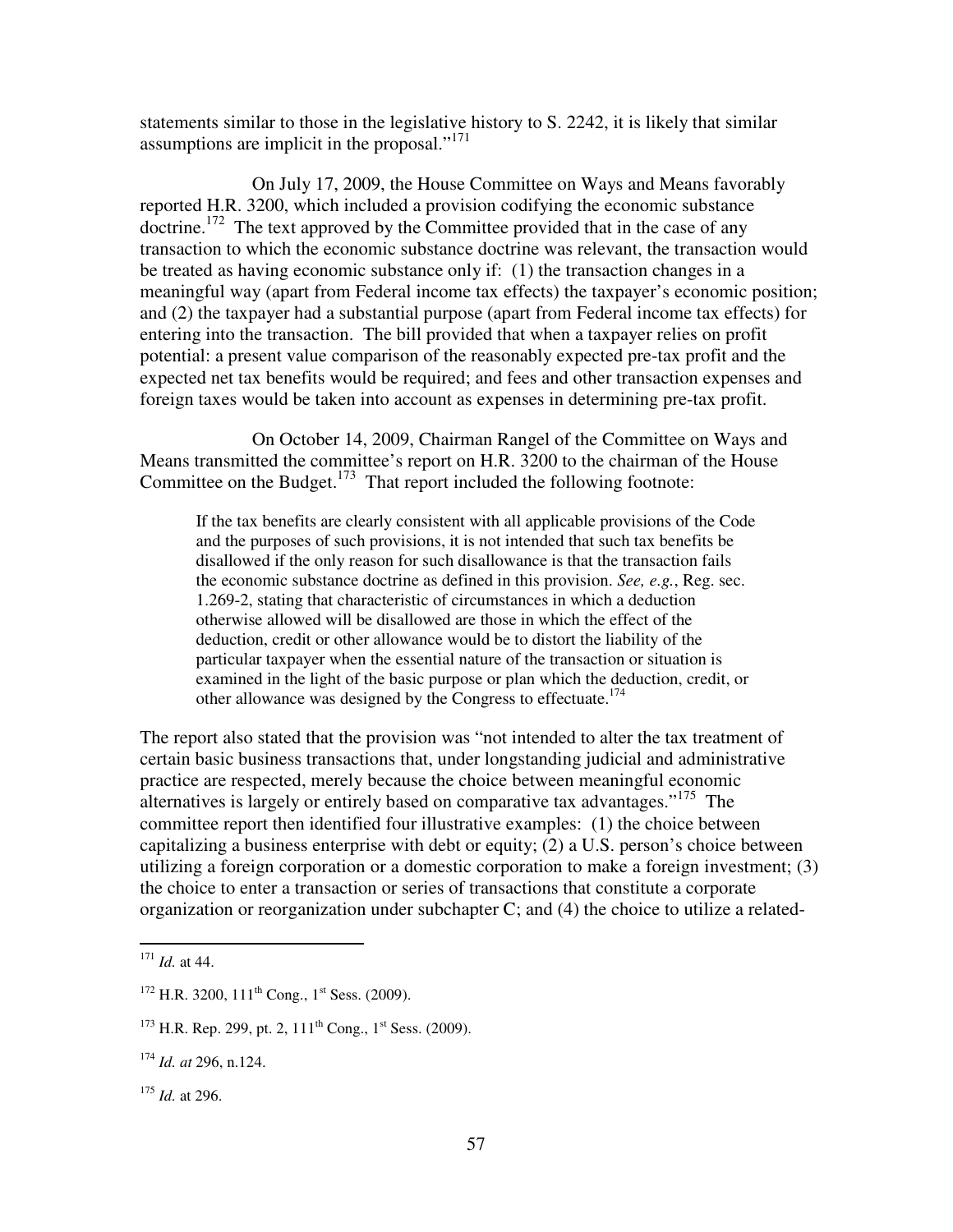statements similar to those in the legislative history to S. 2242, it is likely that similar assumptions are implicit in the proposal."[171]

On July 17, 2009, the House Committee on Ways and Means favorably reported H.R. 3200, which included a provision codifying the economic substance doctrine.[172] The text approved by the Committee provided that in the case of any transaction to which the economic substance doctrine was relevant, the transaction would be treated as having economic substance only if: (1) the transaction changes in a meaningful way (apart from Federal income tax effects) the taxpayer's economic position; and (2) the taxpayer had a substantial purpose (apart from Federal income tax effects) for entering into the transaction. The bill provided that when a taxpayer relies on profit potential: a present value comparison of the reasonably expected pre-tax profit and the expected net tax benefits would be required; and fees and other transaction expenses and foreign taxes would be taken into account as expenses in determining pre-tax profit.

On October 14, 2009, Chairman Rangel of the Committee on Ways and Means transmitted the committee's report on H.R. 3200 to the chairman of the House Committee on the Budget.[173] That report included the following footnote:

> If the tax benefits are clearly consistent with all applicable provisions of the Code and the purposes of such provisions, it is not intended that such tax benefits be disallowed if the only reason for such disallowance is that the transaction fails the economic substance doctrine as defined in this provision. *See, e.g.*, Reg. sec. 1.269-2, stating that characteristic of circumstances in which a deduction otherwise allowed will be disallowed are those in which the effect of the deduction, credit or other allowance would be to distort the liability of the particular taxpayer when the essential nature of the transaction or situation is examined in the light of the basic purpose or plan which the deduction, credit, or other allowance was designed by the Congress to effectuate.[174]

The report also stated that the provision was "not intended to alter the tax treatment of certain basic business transactions that, under longstanding judicial and administrative practice are respected, merely because the choice between meaningful economic alternatives is largely or entirely based on comparative tax advantages."[175] The committee report then identified four illustrative examples: (1) the choice between capitalizing a business enterprise with debt or equity; (2) a U.S. person's choice between utilizing a foreign corporation or a domestic corporation to make a foreign investment; (3) the choice to enter a transaction or series of transactions that constitute a corporate organization or reorganization under subchapter C; and (4) the choice to utilize a related-

---

[171] *Id.* at 44.

[172] H.R. 3200, 111th Cong., 1st Sess. (2009).

[173] H.R. Rep. 299, pt. 2, 111th Cong., 1st Sess. (2009).

[174] *Id. at* 296, n.124.

[175] *Id.* at 296.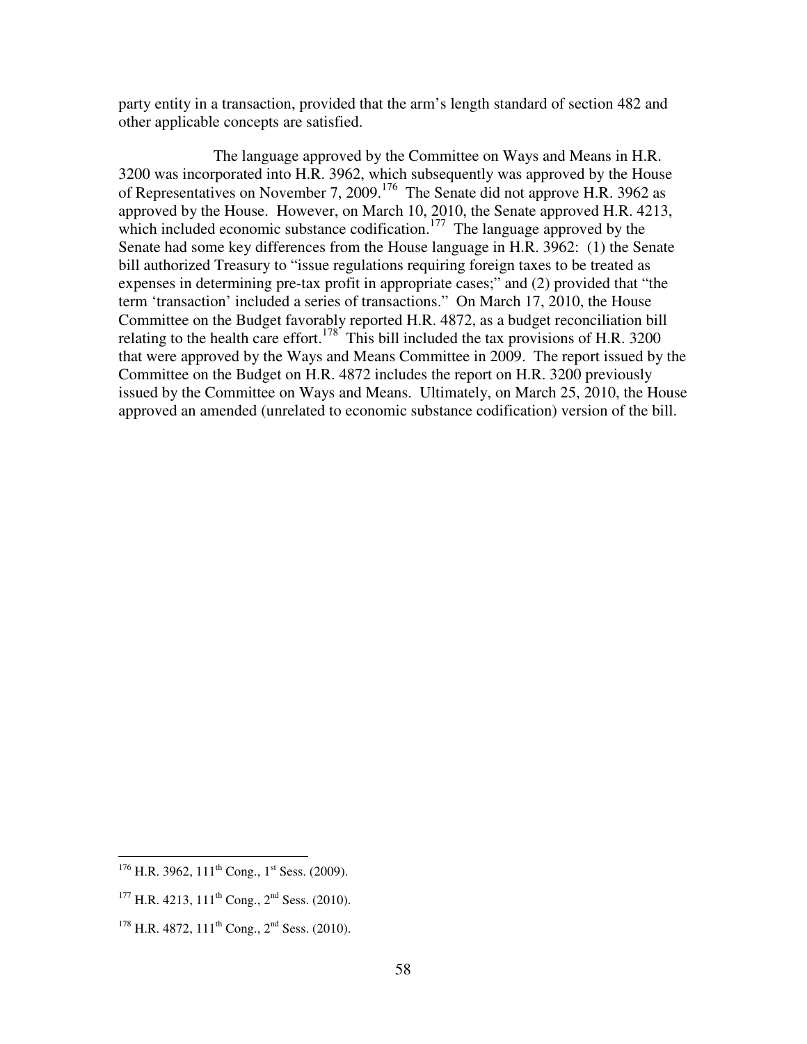party entity in a transaction, provided that the arm's length standard of section 482 and other applicable concepts are satisfied.

The language approved by the Committee on Ways and Means in H.R. 3200 was incorporated into H.R. 3962, which subsequently was approved by the House of Representatives on November 7, 2009.[176] The Senate did not approve H.R. 3962 as approved by the House. However, on March 10, 2010, the Senate approved H.R. 4213, which included economic substance codification.[177] The language approved by the Senate had some key differences from the House language in H.R. 3962: (1) the Senate bill authorized Treasury to "issue regulations requiring foreign taxes to be treated as expenses in determining pre-tax profit in appropriate cases;" and (2) provided that "the term 'transaction' included a series of transactions." On March 17, 2010, the House Committee on the Budget favorably reported H.R. 4872, as a budget reconciliation bill relating to the health care effort.[178] This bill included the tax provisions of H.R. 3200 that were approved by the Ways and Means Committee in 2009. The report issued by the Committee on the Budget on H.R. 4872 includes the report on H.R. 3200 previously issued by the Committee on Ways and Means. Ultimately, on March 25, 2010, the House approved an amended (unrelated to economic substance codification) version of the bill.

---

[176] H.R. 3962, 111th Cong., 1st Sess. (2009).

[177] H.R. 4213, 111th Cong., 2nd Sess. (2010).

[178] H.R. 4872, 111th Cong., 2nd Sess. (2010).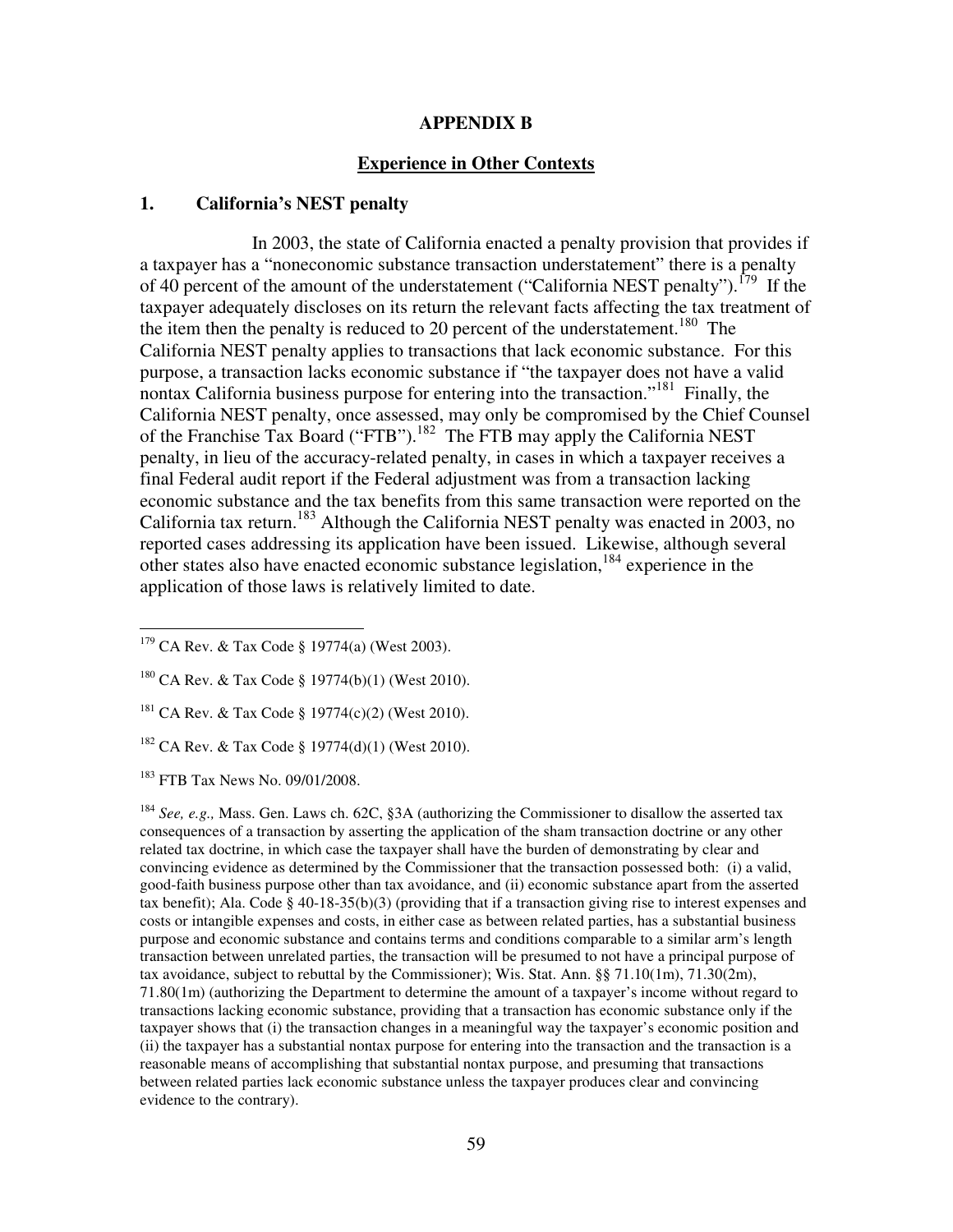# APPENDIX B

## Experience in Other Contexts

### 1. California's NEST penalty

In 2003, the state of California enacted a penalty provision that provides if a taxpayer has a "noneconomic substance transaction understatement" there is a penalty of 40 percent of the amount of the understatement ("California NEST penalty").[179] If the taxpayer adequately discloses on its return the relevant facts affecting the tax treatment of the item then the penalty is reduced to 20 percent of the understatement.[180] The California NEST penalty applies to transactions that lack economic substance. For this purpose, a transaction lacks economic substance if "the taxpayer does not have a valid nontax California business purpose for entering into the transaction."[181] Finally, the California NEST penalty, once assessed, may only be compromised by the Chief Counsel of the Franchise Tax Board ("FTB").[182] The FTB may apply the California NEST penalty, in lieu of the accuracy-related penalty, in cases in which a taxpayer receives a final Federal audit report if the Federal adjustment was from a transaction lacking economic substance and the tax benefits from this same transaction were reported on the California tax return.[183] Although the California NEST penalty was enacted in 2003, no reported cases addressing its application have been issued. Likewise, although several other states also have enacted economic substance legislation,[184] experience in the application of those laws is relatively limited to date.

---

[179] CA Rev. & Tax Code § 19774(a) (West 2003).

[180] CA Rev. & Tax Code § 19774(b)(1) (West 2010).

[181] CA Rev. & Tax Code § 19774(c)(2) (West 2010).

[182] CA Rev. & Tax Code § 19774(d)(1) (West 2010).

[183] FTB Tax News No. 09/01/2008.

[184] *See, e.g.,* Mass. Gen. Laws ch. 62C, §3A (authorizing the Commissioner to disallow the asserted tax consequences of a transaction by asserting the application of the sham transaction doctrine or any other related tax doctrine, in which case the taxpayer shall have the burden of demonstrating by clear and convincing evidence as determined by the Commissioner that the transaction possessed both: (i) a valid, good-faith business purpose other than tax avoidance, and (ii) economic substance apart from the asserted tax benefit); Ala. Code § 40-18-35(b)(3) (providing that if a transaction giving rise to interest expenses and costs or intangible expenses and costs, in either case as between related parties, has a substantial business purpose and economic substance and contains terms and conditions comparable to a similar arm's length transaction between unrelated parties, the transaction will be presumed to not have a principal purpose of tax avoidance, subject to rebuttal by the Commissioner); Wis. Stat. Ann. §§ 71.10(1m), 71.30(2m), 71.80(1m) (authorizing the Department to determine the amount of a taxpayer's income without regard to transactions lacking economic substance, providing that a transaction has economic substance only if the taxpayer shows that (i) the transaction changes in a meaningful way the taxpayer's economic position and (ii) the taxpayer has a substantial nontax purpose for entering into the transaction and the transaction is a reasonable means of accomplishing that substantial nontax purpose, and presuming that transactions between related parties lack economic substance unless the taxpayer produces clear and convincing evidence to the contrary).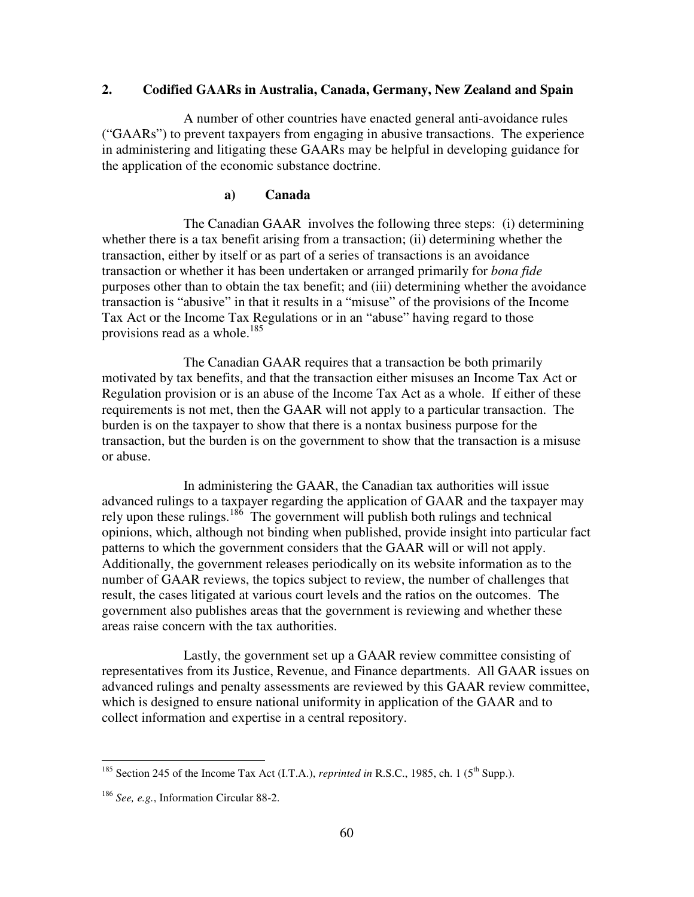## 2. Codified GAARs in Australia, Canada, Germany, New Zealand and Spain

A number of other countries have enacted general anti-avoidance rules ("GAARs") to prevent taxpayers from engaging in abusive transactions. The experience in administering and litigating these GAARs may be helpful in developing guidance for the application of the economic substance doctrine.

### a) Canada

The Canadian GAAR involves the following three steps: (i) determining whether there is a tax benefit arising from a transaction; (ii) determining whether the transaction, either by itself or as part of a series of transactions is an avoidance transaction or whether it has been undertaken or arranged primarily for *bona fide* purposes other than to obtain the tax benefit; and (iii) determining whether the avoidance transaction is "abusive" in that it results in a "misuse" of the provisions of the Income Tax Act or the Income Tax Regulations or in an "abuse" having regard to those provisions read as a whole.[185]

The Canadian GAAR requires that a transaction be both primarily motivated by tax benefits, and that the transaction either misuses an Income Tax Act or Regulation provision or is an abuse of the Income Tax Act as a whole. If either of these requirements is not met, then the GAAR will not apply to a particular transaction. The burden is on the taxpayer to show that there is a nontax business purpose for the transaction, but the burden is on the government to show that the transaction is a misuse or abuse.

In administering the GAAR, the Canadian tax authorities will issue advanced rulings to a taxpayer regarding the application of GAAR and the taxpayer may rely upon these rulings.[186] The government will publish both rulings and technical opinions, which, although not binding when published, provide insight into particular fact patterns to which the government considers that the GAAR will or will not apply. Additionally, the government releases periodically on its website information as to the number of GAAR reviews, the topics subject to review, the number of challenges that result, the cases litigated at various court levels and the ratios on the outcomes. The government also publishes areas that the government is reviewing and whether these areas raise concern with the tax authorities.

Lastly, the government set up a GAAR review committee consisting of representatives from its Justice, Revenue, and Finance departments. All GAAR issues on advanced rulings and penalty assessments are reviewed by this GAAR review committee, which is designed to ensure national uniformity in application of the GAAR and to collect information and expertise in a central repository.

---

[185] Section 245 of the Income Tax Act (I.T.A.), *reprinted in* R.S.C., 1985, ch. 1 (5th Supp.).

[186] *See, e.g.*, Information Circular 88-2.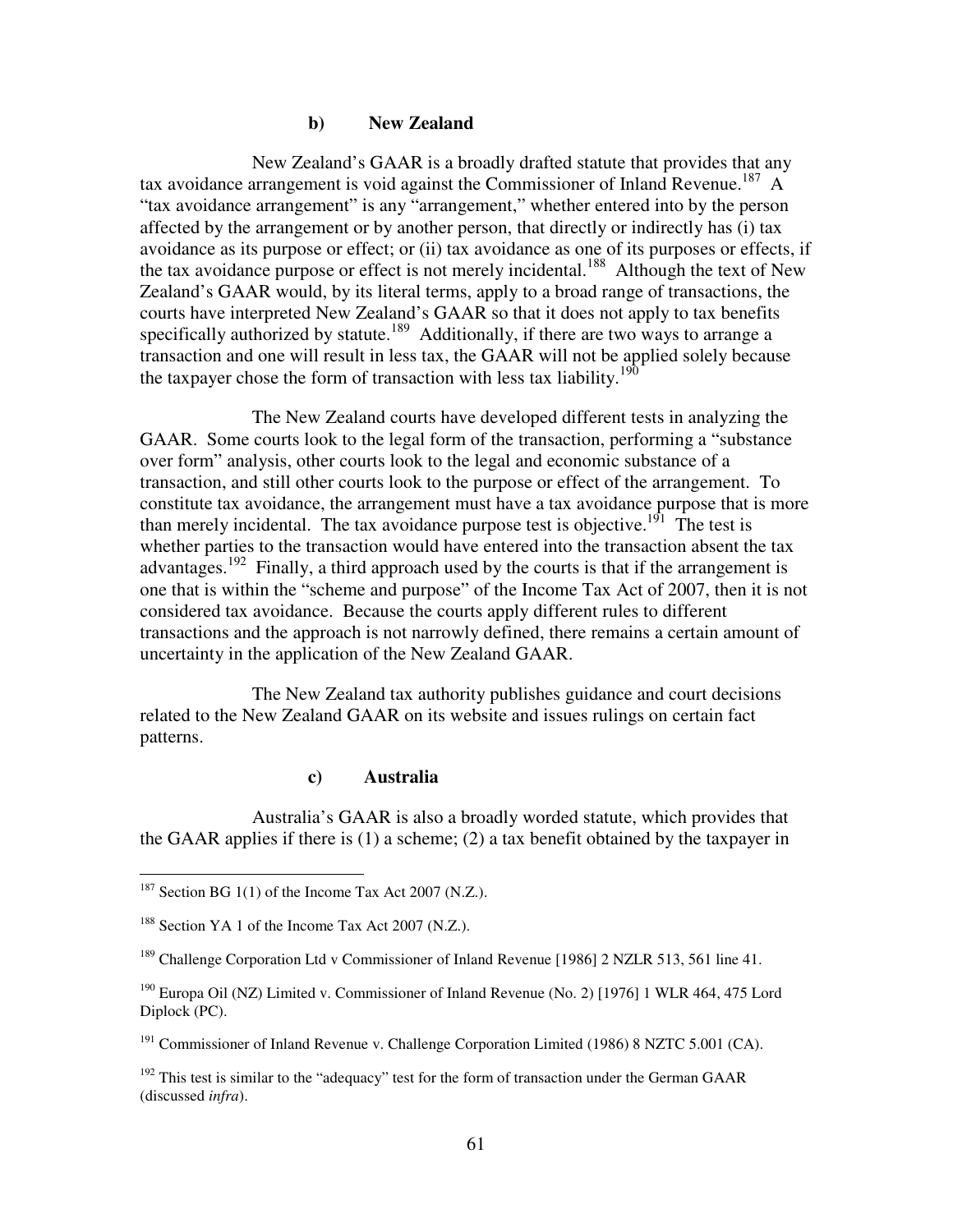#### b) New Zealand

New Zealand's GAAR is a broadly drafted statute that provides that any tax avoidance arrangement is void against the Commissioner of Inland Revenue.[187] A "tax avoidance arrangement" is any "arrangement," whether entered into by the person affected by the arrangement or by another person, that directly or indirectly has (i) tax avoidance as its purpose or effect; or (ii) tax avoidance as one of its purposes or effects, if the tax avoidance purpose or effect is not merely incidental.[188] Although the text of New Zealand's GAAR would, by its literal terms, apply to a broad range of transactions, the courts have interpreted New Zealand's GAAR so that it does not apply to tax benefits specifically authorized by statute.[189] Additionally, if there are two ways to arrange a transaction and one will result in less tax, the GAAR will not be applied solely because the taxpayer chose the form of transaction with less tax liability.[190]

The New Zealand courts have developed different tests in analyzing the GAAR. Some courts look to the legal form of the transaction, performing a "substance over form" analysis, other courts look to the legal and economic substance of a transaction, and still other courts look to the purpose or effect of the arrangement. To constitute tax avoidance, the arrangement must have a tax avoidance purpose that is more than merely incidental. The tax avoidance purpose test is objective.[191] The test is whether parties to the transaction would have entered into the transaction absent the tax advantages.[192] Finally, a third approach used by the courts is that if the arrangement is one that is within the "scheme and purpose" of the Income Tax Act of 2007, then it is not considered tax avoidance. Because the courts apply different rules to different transactions and the approach is not narrowly defined, there remains a certain amount of uncertainty in the application of the New Zealand GAAR.

The New Zealand tax authority publishes guidance and court decisions related to the New Zealand GAAR on its website and issues rulings on certain fact patterns.

#### c) Australia

Australia's GAAR is also a broadly worded statute, which provides that the GAAR applies if there is (1) a scheme; (2) a tax benefit obtained by the taxpayer in

---

[187] Section BG 1(1) of the Income Tax Act 2007 (N.Z.).

[188] Section YA 1 of the Income Tax Act 2007 (N.Z.).

[189] Challenge Corporation Ltd v Commissioner of Inland Revenue [1986] 2 NZLR 513, 561 line 41.

[190] Europa Oil (NZ) Limited v. Commissioner of Inland Revenue (No. 2) [1976] 1 WLR 464, 475 Lord Diplock (PC).

[191] Commissioner of Inland Revenue v. Challenge Corporation Limited (1986) 8 NZTC 5.001 (CA).

[192] This test is similar to the "adequacy" test for the form of transaction under the German GAAR (discussed *infra*).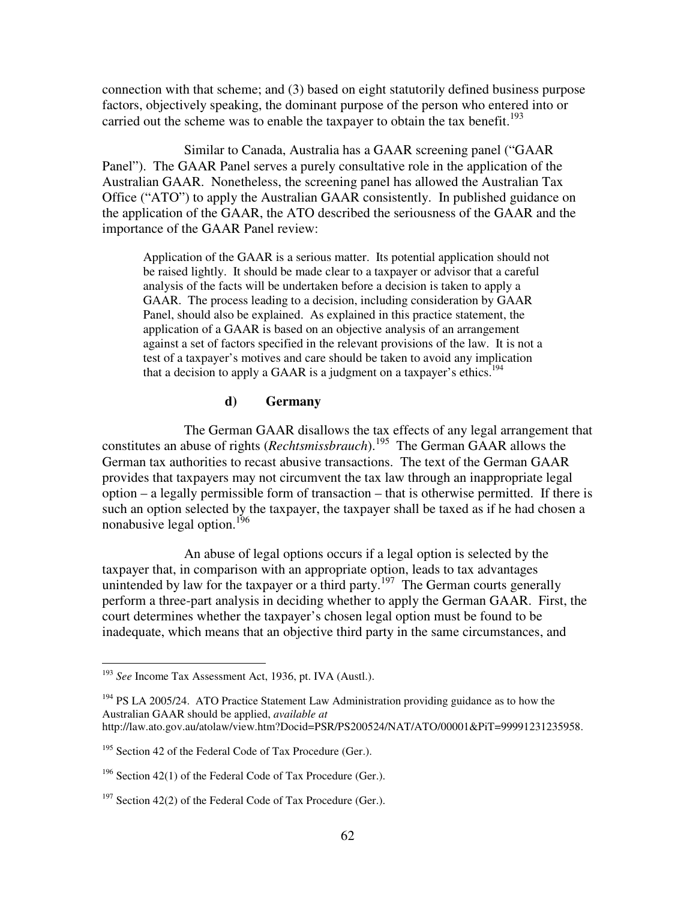connection with that scheme; and (3) based on eight statutorily defined business purpose factors, objectively speaking, the dominant purpose of the person who entered into or carried out the scheme was to enable the taxpayer to obtain the tax benefit.[193]

Similar to Canada, Australia has a GAAR screening panel ("GAAR Panel"). The GAAR Panel serves a purely consultative role in the application of the Australian GAAR. Nonetheless, the screening panel has allowed the Australian Tax Office ("ATO") to apply the Australian GAAR consistently. In published guidance on the application of the GAAR, the ATO described the seriousness of the GAAR and the importance of the GAAR Panel review:

> Application of the GAAR is a serious matter. Its potential application should not be raised lightly. It should be made clear to a taxpayer or advisor that a careful analysis of the facts will be undertaken before a decision is taken to apply a GAAR. The process leading to a decision, including consideration by GAAR Panel, should also be explained. As explained in this practice statement, the application of a GAAR is based on an objective analysis of an arrangement against a set of factors specified in the relevant provisions of the law. It is not a test of a taxpayer's motives and care should be taken to avoid any implication that a decision to apply a GAAR is a judgment on a taxpayer's ethics.[194]

#### d) Germany

The German GAAR disallows the tax effects of any legal arrangement that constitutes an abuse of rights (*Rechtsmissbrauch*).[195] The German GAAR allows the German tax authorities to recast abusive transactions. The text of the German GAAR provides that taxpayers may not circumvent the tax law through an inappropriate legal option – a legally permissible form of transaction – that is otherwise permitted. If there is such an option selected by the taxpayer, the taxpayer shall be taxed as if he had chosen a nonabusive legal option.[196]

An abuse of legal options occurs if a legal option is selected by the taxpayer that, in comparison with an appropriate option, leads to tax advantages unintended by law for the taxpayer or a third party.[197] The German courts generally perform a three-part analysis in deciding whether to apply the German GAAR. First, the court determines whether the taxpayer's chosen legal option must be found to be inadequate, which means that an objective third party in the same circumstances, and

---

[193] *See* Income Tax Assessment Act, 1936, pt. IVA (Austl.).

[194] PS LA 2005/24. ATO Practice Statement Law Administration providing guidance as to how the Australian GAAR should be applied, *available at* http://law.ato.gov.au/atolaw/view.htm?Docid=PSR/PS200524/NAT/ATO/00001&PiT=99991231235958.

[195] Section 42 of the Federal Code of Tax Procedure (Ger.).

[196] Section 42(1) of the Federal Code of Tax Procedure (Ger.).

[197] Section 42(2) of the Federal Code of Tax Procedure (Ger.).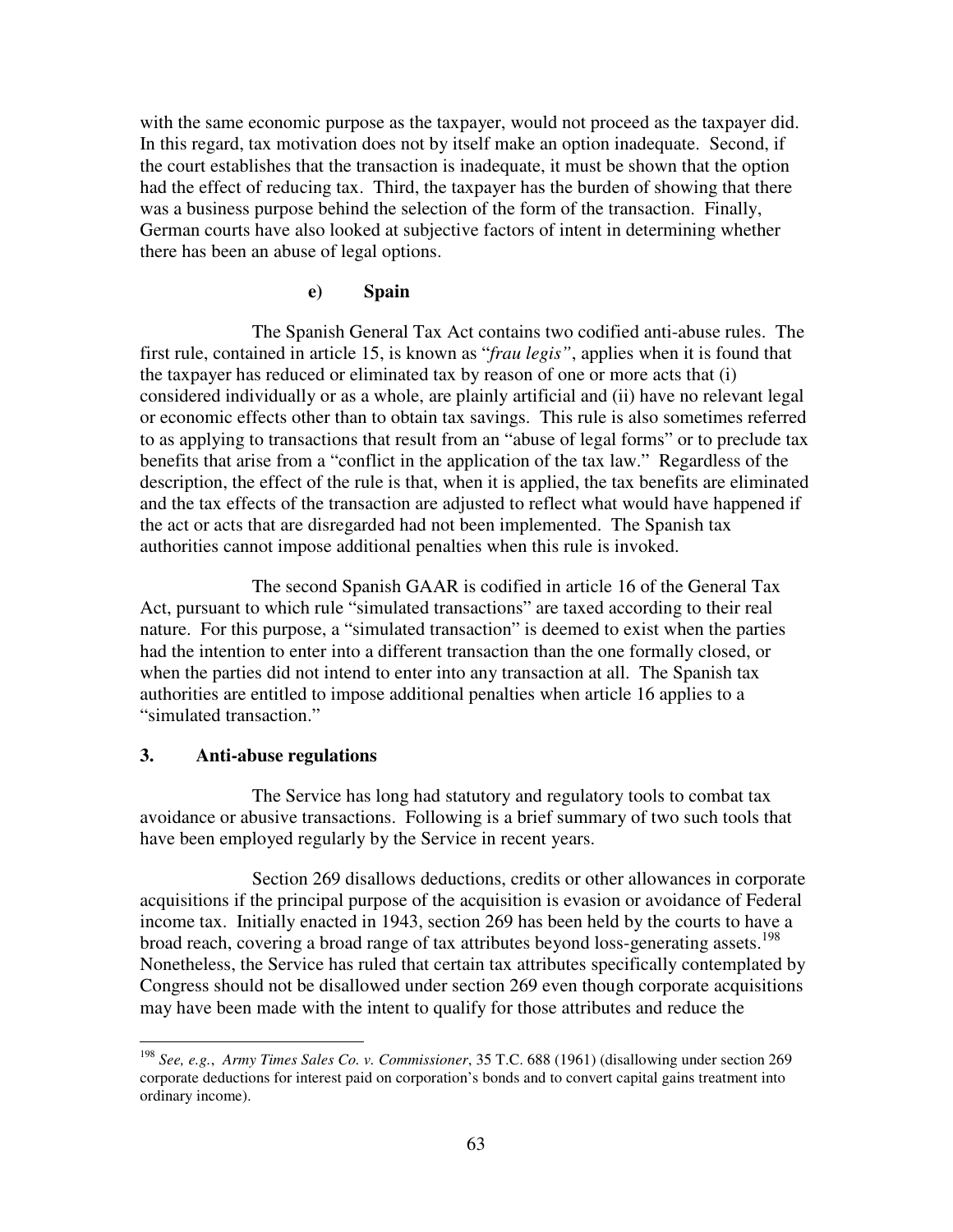with the same economic purpose as the taxpayer, would not proceed as the taxpayer did. In this regard, tax motivation does not by itself make an option inadequate. Second, if the court establishes that the transaction is inadequate, it must be shown that the option had the effect of reducing tax. Third, the taxpayer has the burden of showing that there was a business purpose behind the selection of the form of the transaction. Finally, German courts have also looked at subjective factors of intent in determining whether there has been an abuse of legal options.

#### e) Spain

The Spanish General Tax Act contains two codified anti-abuse rules. The first rule, contained in article 15, is known as "*frau legis"*, applies when it is found that the taxpayer has reduced or eliminated tax by reason of one or more acts that (i) considered individually or as a whole, are plainly artificial and (ii) have no relevant legal or economic effects other than to obtain tax savings. This rule is also sometimes referred to as applying to transactions that result from an "abuse of legal forms" or to preclude tax benefits that arise from a "conflict in the application of the tax law." Regardless of the description, the effect of the rule is that, when it is applied, the tax benefits are eliminated and the tax effects of the transaction are adjusted to reflect what would have happened if the act or acts that are disregarded had not been implemented. The Spanish tax authorities cannot impose additional penalties when this rule is invoked.

The second Spanish GAAR is codified in article 16 of the General Tax Act, pursuant to which rule "simulated transactions" are taxed according to their real nature. For this purpose, a "simulated transaction" is deemed to exist when the parties had the intention to enter into a different transaction than the one formally closed, or when the parties did not intend to enter into any transaction at all. The Spanish tax authorities are entitled to impose additional penalties when article 16 applies to a "simulated transaction."

### 3. Anti-abuse regulations

The Service has long had statutory and regulatory tools to combat tax avoidance or abusive transactions. Following is a brief summary of two such tools that have been employed regularly by the Service in recent years.

Section 269 disallows deductions, credits or other allowances in corporate acquisitions if the principal purpose of the acquisition is evasion or avoidance of Federal income tax. Initially enacted in 1943, section 269 has been held by the courts to have a broad reach, covering a broad range of tax attributes beyond loss-generating assets.[198] Nonetheless, the Service has ruled that certain tax attributes specifically contemplated by Congress should not be disallowed under section 269 even though corporate acquisitions may have been made with the intent to qualify for those attributes and reduce the

---

[198] *See, e.g.*, *Army Times Sales Co. v. Commissioner*, 35 T.C. 688 (1961) (disallowing under section 269 corporate deductions for interest paid on corporation's bonds and to convert capital gains treatment into ordinary income).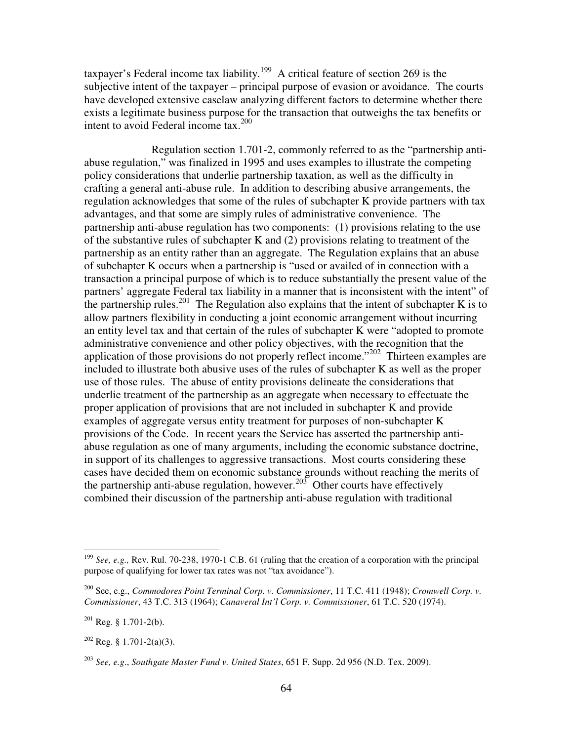taxpayer's Federal income tax liability.[199] A critical feature of section 269 is the subjective intent of the taxpayer – principal purpose of evasion or avoidance. The courts have developed extensive caselaw analyzing different factors to determine whether there exists a legitimate business purpose for the transaction that outweighs the tax benefits or intent to avoid Federal income tax.[200]

Regulation section 1.701-2, commonly referred to as the "partnership anti-abuse regulation," was finalized in 1995 and uses examples to illustrate the competing policy considerations that underlie partnership taxation, as well as the difficulty in crafting a general anti-abuse rule. In addition to describing abusive arrangements, the regulation acknowledges that some of the rules of subchapter K provide partners with tax advantages, and that some are simply rules of administrative convenience. The partnership anti-abuse regulation has two components: (1) provisions relating to the use of the substantive rules of subchapter K and (2) provisions relating to treatment of the partnership as an entity rather than an aggregate. The Regulation explains that an abuse of subchapter K occurs when a partnership is "used or availed of in connection with a transaction a principal purpose of which is to reduce substantially the present value of the partners' aggregate Federal tax liability in a manner that is inconsistent with the intent" of the partnership rules.[201] The Regulation also explains that the intent of subchapter K is to allow partners flexibility in conducting a joint economic arrangement without incurring an entity level tax and that certain of the rules of subchapter K were "adopted to promote administrative convenience and other policy objectives, with the recognition that the application of those provisions do not properly reflect income."[202] Thirteen examples are included to illustrate both abusive uses of the rules of subchapter K as well as the proper use of those rules. The abuse of entity provisions delineate the considerations that underlie treatment of the partnership as an aggregate when necessary to effectuate the proper application of provisions that are not included in subchapter K and provide examples of aggregate versus entity treatment for purposes of non-subchapter K provisions of the Code. In recent years the Service has asserted the partnership anti-abuse regulation as one of many arguments, including the economic substance doctrine, in support of its challenges to aggressive transactions. Most courts considering these cases have decided them on economic substance grounds without reaching the merits of the partnership anti-abuse regulation, however.[203] Other courts have effectively combined their discussion of the partnership anti-abuse regulation with traditional

---

[199] *See, e.g.,* Rev. Rul. 70-238, 1970-1 C.B. 61 (ruling that the creation of a corporation with the principal purpose of qualifying for lower tax rates was not "tax avoidance").

[200] See, e.g., *Commodores Point Terminal Corp. v. Commissioner*, 11 T.C. 411 (1948); *Cromwell Corp. v. Commissioner*, 43 T.C. 313 (1964); *Canaveral Int'l Corp. v. Commissioner*, 61 T.C. 520 (1974).

[201] Reg. § 1.701-2(b).

[202] Reg. § 1.701-2(a)(3).

[203] *See, e.g*., *Southgate Master Fund v. United States*, 651 F. Supp. 2d 956 (N.D. Tex. 2009).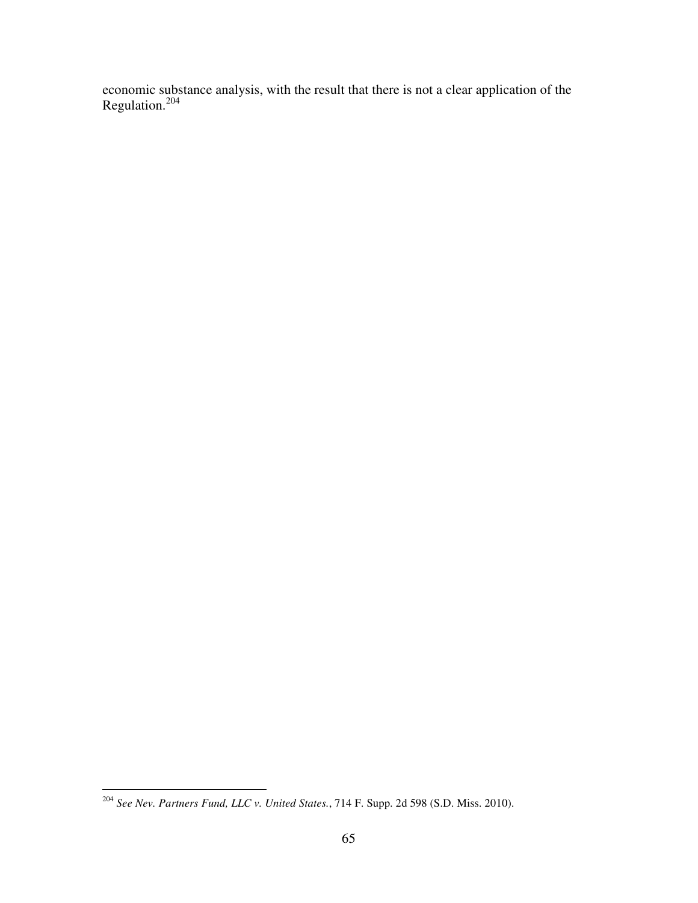economic substance analysis, with the result that there is not a clear application of the Regulation.[204]

[204] *See Nev. Partners Fund, LLC v. United States.*, 714 F. Supp. 2d 598 (S.D. Miss. 2010).